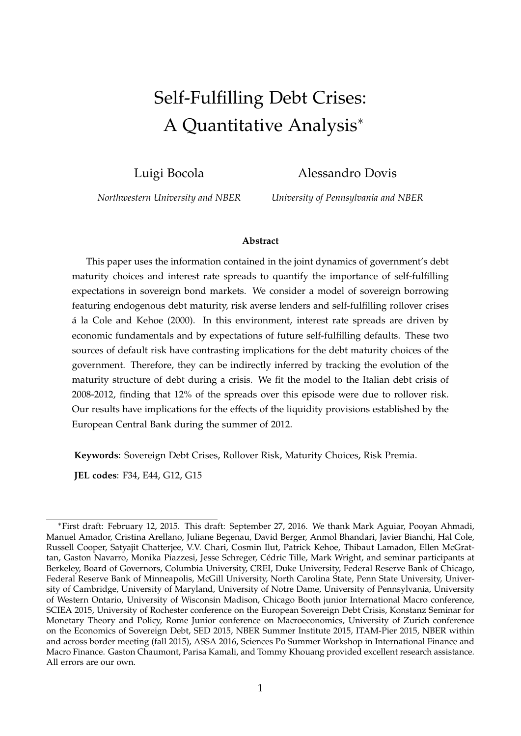# Self-Fulfilling Debt Crises: A Quantitative Analysis*

Luigi Bocola
*Northwestern University and NBER*

Alessandro Dovis
*University of Pennsylvania and NBER*

**Abstract**

This paper uses the information contained in the joint dynamics of government's debt maturity choices and interest rate spreads to quantify the importance of self-fulfilling expectations in sovereign bond markets. We consider a model of sovereign borrowing featuring endogenous debt maturity, risk averse lenders and self-fulfilling rollover crises á la Cole and Kehoe (2000). In this environment, interest rate spreads are driven by economic fundamentals and by expectations of future self-fulfilling defaults. These two sources of default risk have contrasting implications for the debt maturity choices of the government. Therefore, they can be indirectly inferred by tracking the evolution of the maturity structure of debt during a crisis. We fit the model to the Italian debt crisis of 2008-2012, finding that 12% of the spreads over this episode were due to rollover risk. Our results have implications for the effects of the liquidity provisions established by the European Central Bank during the summer of 2012.

**Keywords**: Sovereign Debt Crises, Rollover Risk, Maturity Choices, Risk Premia.

**JEL codes**: F34, E44, G12, G15

---

*First draft: February 12, 2015. This draft: September 27, 2016. We thank Mark Aguiar, Pooyan Ahmadi, Manuel Amador, Cristina Arellano, Juliane Begenau, David Berger, Anmol Bhandari, Javier Bianchi, Hal Cole, Russell Cooper, Satyajit Chatterjee, V.V. Chari, Cosmin Ilut, Patrick Kehoe, Thibaut Lamadon, Ellen McGrattan, Gaston Navarro, Monika Piazzesi, Jesse Schreger, Cédric Tille, Mark Wright, and seminar participants at Berkeley, Board of Governors, Columbia University, CREI, Duke University, Federal Reserve Bank of Chicago, Federal Reserve Bank of Minneapolis, McGill University, North Carolina State, Penn State University, University of Cambridge, University of Maryland, University of Notre Dame, University of Pennsylvania, University of Western Ontario, University of Wisconsin Madison, Chicago Booth junior International Macro conference, SCIEA 2015, University of Rochester conference on the European Sovereign Debt Crisis, Konstanz Seminar for Monetary Theory and Policy, Rome Junior conference on Macroeconomics, University of Zurich conference on the Economics of Sovereign Debt, SED 2015, NBER Summer Institute 2015, ITAM-Pier 2015, NBER within and across border meeting (fall 2015), ASSA 2016, Sciences Po Summer Workshop in International Finance and Macro Finance. Gaston Chaumont, Parisa Kamali, and Tommy Khouang provided excellent research assistance. All errors are our own.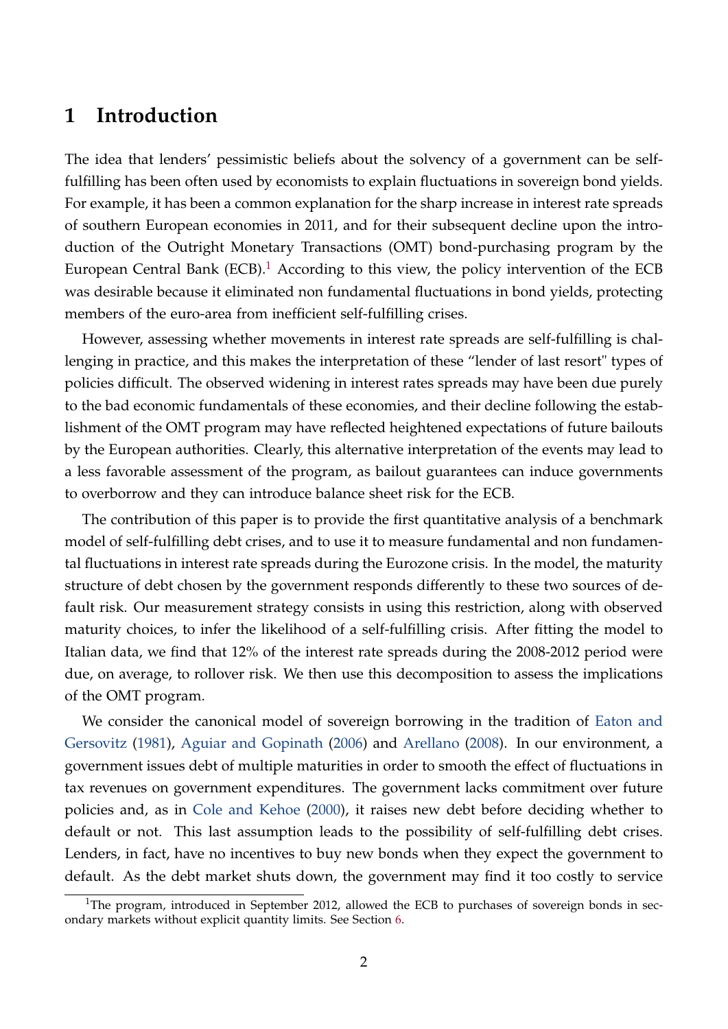# 1 Introduction

The idea that lenders' pessimistic beliefs about the solvency of a government can be self-fulfilling has been often used by economists to explain fluctuations in sovereign bond yields. For example, it has been a common explanation for the sharp increase in interest rate spreads of southern European economies in 2011, and for their subsequent decline upon the introduction of the Outright Monetary Transactions (OMT) bond-purchasing program by the European Central Bank (ECB).[1] According to this view, the policy intervention of the ECB was desirable because it eliminated non fundamental fluctuations in bond yields, protecting members of the euro-area from inefficient self-fulfilling crises.

However, assessing whether movements in interest rate spreads are self-fulfilling is challenging in practice, and this makes the interpretation of these "lender of last resort" types of policies difficult. The observed widening in interest rates spreads may have been due purely to the bad economic fundamentals of these economies, and their decline following the establishment of the OMT program may have reflected heightened expectations of future bailouts by the European authorities. Clearly, this alternative interpretation of the events may lead to a less favorable assessment of the program, as bailout guarantees can induce governments to overborrow and they can introduce balance sheet risk for the ECB.

The contribution of this paper is to provide the first quantitative analysis of a benchmark model of self-fulfilling debt crises, and to use it to measure fundamental and non fundamental fluctuations in interest rate spreads during the Eurozone crisis. In the model, the maturity structure of debt chosen by the government responds differently to these two sources of default risk. Our measurement strategy consists in using this restriction, along with observed maturity choices, to infer the likelihood of a self-fulfilling crisis. After fitting the model to Italian data, we find that 12% of the interest rate spreads during the 2008-2012 period were due, on average, to rollover risk. We then use this decomposition to assess the implications of the OMT program.

We consider the canonical model of sovereign borrowing in the tradition of Eaton and Gersovitz (1981), Aguiar and Gopinath (2006) and Arellano (2008). In our environment, a government issues debt of multiple maturities in order to smooth the effect of fluctuations in tax revenues on government expenditures. The government lacks commitment over future policies and, as in Cole and Kehoe (2000), it raises new debt before deciding whether to default or not. This last assumption leads to the possibility of self-fulfilling debt crises. Lenders, in fact, have no incentives to buy new bonds when they expect the government to default. As the debt market shuts down, the government may find it too costly to service

[1]The program, introduced in September 2012, allowed the ECB to purchases of sovereign bonds in secondary markets without explicit quantity limits. See Section 6.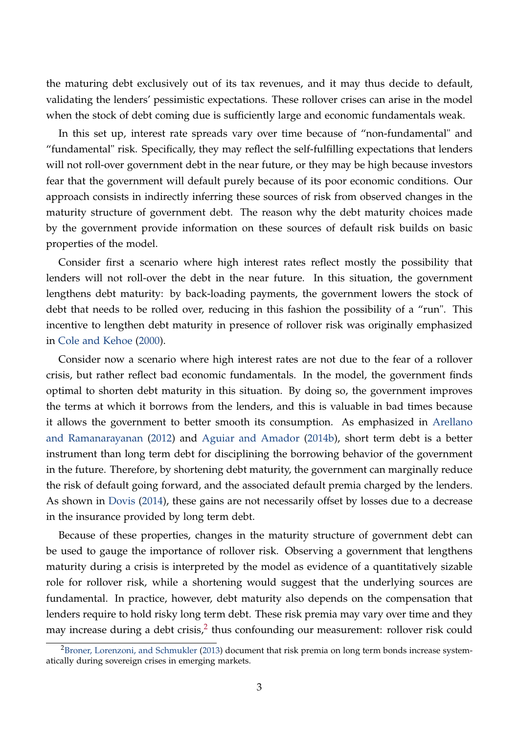the maturing debt exclusively out of its tax revenues, and it may thus decide to default, validating the lenders' pessimistic expectations. These rollover crises can arise in the model when the stock of debt coming due is sufficiently large and economic fundamentals weak.

In this set up, interest rate spreads vary over time because of "non-fundamental" and "fundamental" risk. Specifically, they may reflect the self-fulfilling expectations that lenders will not roll-over government debt in the near future, or they may be high because investors fear that the government will default purely because of its poor economic conditions. Our approach consists in indirectly inferring these sources of risk from observed changes in the maturity structure of government debt. The reason why the debt maturity choices made by the government provide information on these sources of default risk builds on basic properties of the model.

Consider first a scenario where high interest rates reflect mostly the possibility that lenders will not roll-over the debt in the near future. In this situation, the government lengthens debt maturity: by back-loading payments, the government lowers the stock of debt that needs to be rolled over, reducing in this fashion the possibility of a "run". This incentive to lengthen debt maturity in presence of rollover risk was originally emphasized in Cole and Kehoe (2000).

Consider now a scenario where high interest rates are not due to the fear of a rollover crisis, but rather reflect bad economic fundamentals. In the model, the government finds optimal to shorten debt maturity in this situation. By doing so, the government improves the terms at which it borrows from the lenders, and this is valuable in bad times because it allows the government to better smooth its consumption. As emphasized in Arellano and Ramanarayanan (2012) and Aguiar and Amador (2014b), short term debt is a better instrument than long term debt for disciplining the borrowing behavior of the government in the future. Therefore, by shortening debt maturity, the government can marginally reduce the risk of default going forward, and the associated default premia charged by the lenders. As shown in Dovis (2014), these gains are not necessarily offset by losses due to a decrease in the insurance provided by long term debt.

Because of these properties, changes in the maturity structure of government debt can be used to gauge the importance of rollover risk. Observing a government that lengthens maturity during a crisis is interpreted by the model as evidence of a quantitatively sizable role for rollover risk, while a shortening would suggest that the underlying sources are fundamental. In practice, however, debt maturity also depends on the compensation that lenders require to hold risky long term debt. These risk premia may vary over time and they may increase during a debt crisis,[2] thus confounding our measurement: rollover risk could

[2] Broner, Lorenzoni, and Schmukler (2013) document that risk premia on long term bonds increase systematically during sovereign crises in emerging markets.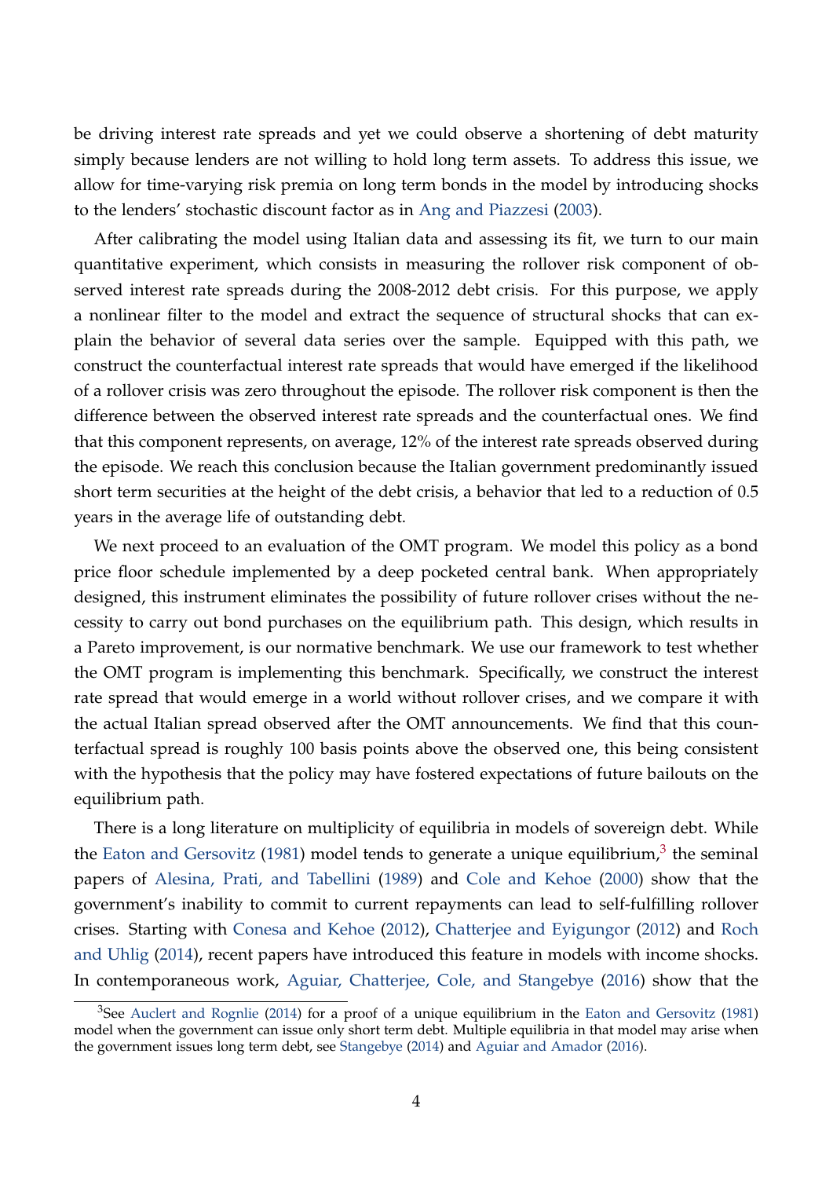be driving interest rate spreads and yet we could observe a shortening of debt maturity simply because lenders are not willing to hold long term assets. To address this issue, we allow for time-varying risk premia on long term bonds in the model by introducing shocks to the lenders' stochastic discount factor as in Ang and Piazzesi (2003).

After calibrating the model using Italian data and assessing its fit, we turn to our main quantitative experiment, which consists in measuring the rollover risk component of observed interest rate spreads during the 2008-2012 debt crisis. For this purpose, we apply a nonlinear filter to the model and extract the sequence of structural shocks that can explain the behavior of several data series over the sample. Equipped with this path, we construct the counterfactual interest rate spreads that would have emerged if the likelihood of a rollover crisis was zero throughout the episode. The rollover risk component is then the difference between the observed interest rate spreads and the counterfactual ones. We find that this component represents, on average, 12% of the interest rate spreads observed during the episode. We reach this conclusion because the Italian government predominantly issued short term securities at the height of the debt crisis, a behavior that led to a reduction of 0.5 years in the average life of outstanding debt.

We next proceed to an evaluation of the OMT program. We model this policy as a bond price floor schedule implemented by a deep pocketed central bank. When appropriately designed, this instrument eliminates the possibility of future rollover crises without the necessity to carry out bond purchases on the equilibrium path. This design, which results in a Pareto improvement, is our normative benchmark. We use our framework to test whether the OMT program is implementing this benchmark. Specifically, we construct the interest rate spread that would emerge in a world without rollover crises, and we compare it with the actual Italian spread observed after the OMT announcements. We find that this counterfactual spread is roughly 100 basis points above the observed one, this being consistent with the hypothesis that the policy may have fostered expectations of future bailouts on the equilibrium path.

There is a long literature on multiplicity of equilibria in models of sovereign debt. While the Eaton and Gersovitz (1981) model tends to generate a unique equilibrium,[3] the seminal papers of Alesina, Prati, and Tabellini (1989) and Cole and Kehoe (2000) show that the government's inability to commit to current repayments can lead to self-fulfilling rollover crises. Starting with Conesa and Kehoe (2012), Chatterjee and Eyigungor (2012) and Roch and Uhlig (2014), recent papers have introduced this feature in models with income shocks. In contemporaneous work, Aguiar, Chatterjee, Cole, and Stangebye (2016) show that the

[3] See Auclert and Rognlie (2014) for a proof of a unique equilibrium in the Eaton and Gersovitz (1981) model when the government can issue only short term debt. Multiple equilibria in that model may arise when the government issues long term debt, see Stangebye (2014) and Aguiar and Amador (2016).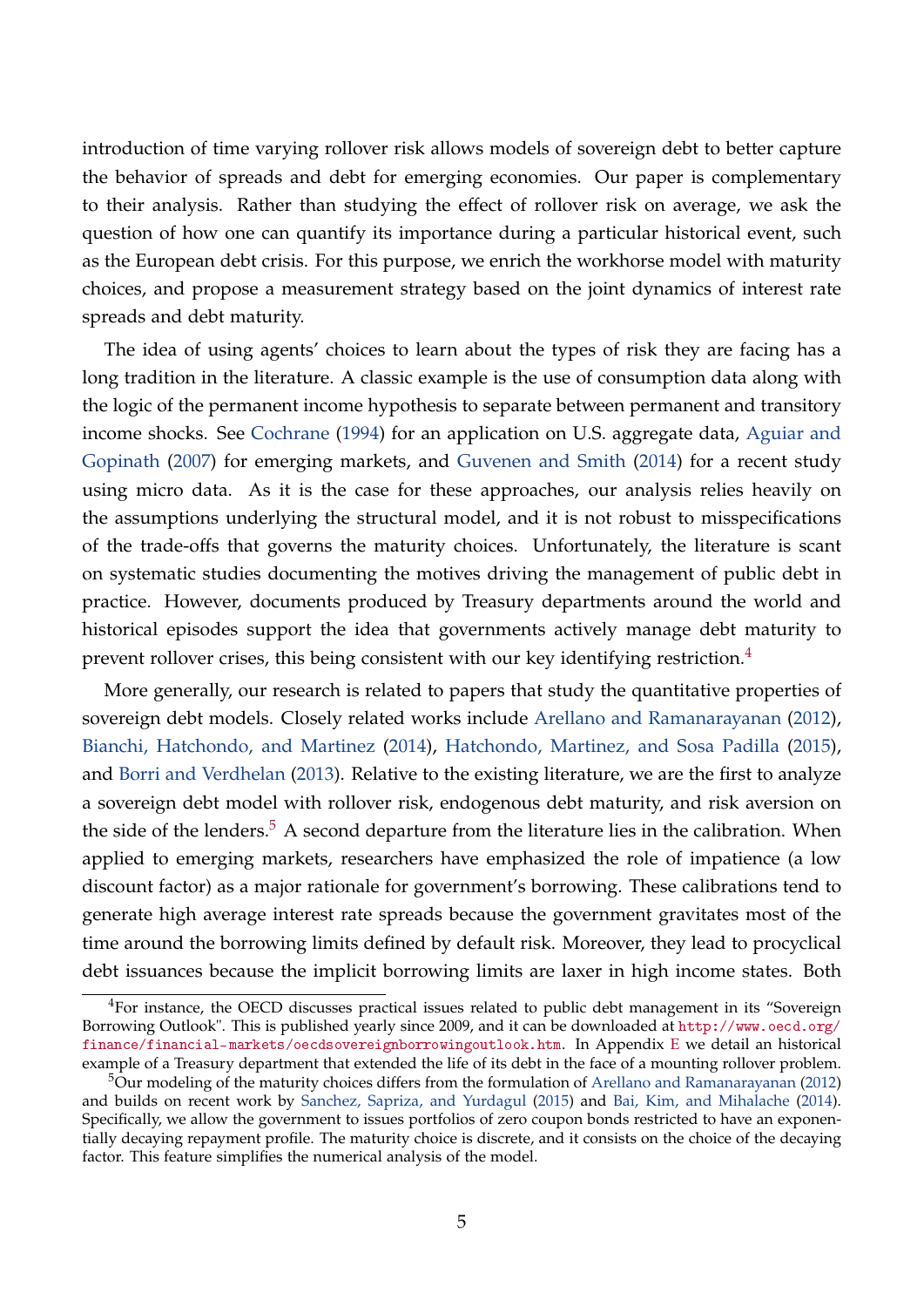introduction of time varying rollover risk allows models of sovereign debt to better capture the behavior of spreads and debt for emerging economies. Our paper is complementary to their analysis. Rather than studying the effect of rollover risk on average, we ask the question of how one can quantify its importance during a particular historical event, such as the European debt crisis. For this purpose, we enrich the workhorse model with maturity choices, and propose a measurement strategy based on the joint dynamics of interest rate spreads and debt maturity.

The idea of using agents' choices to learn about the types of risk they are facing has a long tradition in the literature. A classic example is the use of consumption data along with the logic of the permanent income hypothesis to separate between permanent and transitory income shocks. See Cochrane (1994) for an application on U.S. aggregate data, Aguiar and Gopinath (2007) for emerging markets, and Guvenen and Smith (2014) for a recent study using micro data. As it is the case for these approaches, our analysis relies heavily on the assumptions underlying the structural model, and it is not robust to misspecifications of the trade-offs that governs the maturity choices. Unfortunately, the literature is scant on systematic studies documenting the motives driving the management of public debt in practice. However, documents produced by Treasury departments around the world and historical episodes support the idea that governments actively manage debt maturity to prevent rollover crises, this being consistent with our key identifying restriction.[4]

More generally, our research is related to papers that study the quantitative properties of sovereign debt models. Closely related works include Arellano and Ramanarayanan (2012), Bianchi, Hatchondo, and Martinez (2014), Hatchondo, Martinez, and Sosa Padilla (2015), and Borri and Verdhelan (2013). Relative to the existing literature, we are the first to analyze a sovereign debt model with rollover risk, endogenous debt maturity, and risk aversion on the side of the lenders.[5] A second departure from the literature lies in the calibration. When applied to emerging markets, researchers have emphasized the role of impatience (a low discount factor) as a major rationale for government's borrowing. These calibrations tend to generate high average interest rate spreads because the government gravitates most of the time around the borrowing limits defined by default risk. Moreover, they lead to procyclical debt issuances because the implicit borrowing limits are laxer in high income states. Both

---

[4] For instance, the OECD discusses practical issues related to public debt management in its "Sovereign Borrowing Outlook". This is published yearly since 2009, and it can be downloaded at http://www.oecd.org/finance/financial-markets/oecdsovereignborrowingoutlook.htm. In Appendix E we detail an historical example of a Treasury department that extended the life of its debt in the face of a mounting rollover problem.

[5] Our modeling of the maturity choices differs from the formulation of Arellano and Ramanarayanan (2012) and builds on recent work by Sanchez, Sapriza, and Yurdagul (2015) and Bai, Kim, and Mihalache (2014). Specifically, we allow the government to issues portfolios of zero coupon bonds restricted to have an exponentially decaying repayment profile. The maturity choice is discrete, and it consists on the choice of the decaying factor. This feature simplifies the numerical analysis of the model.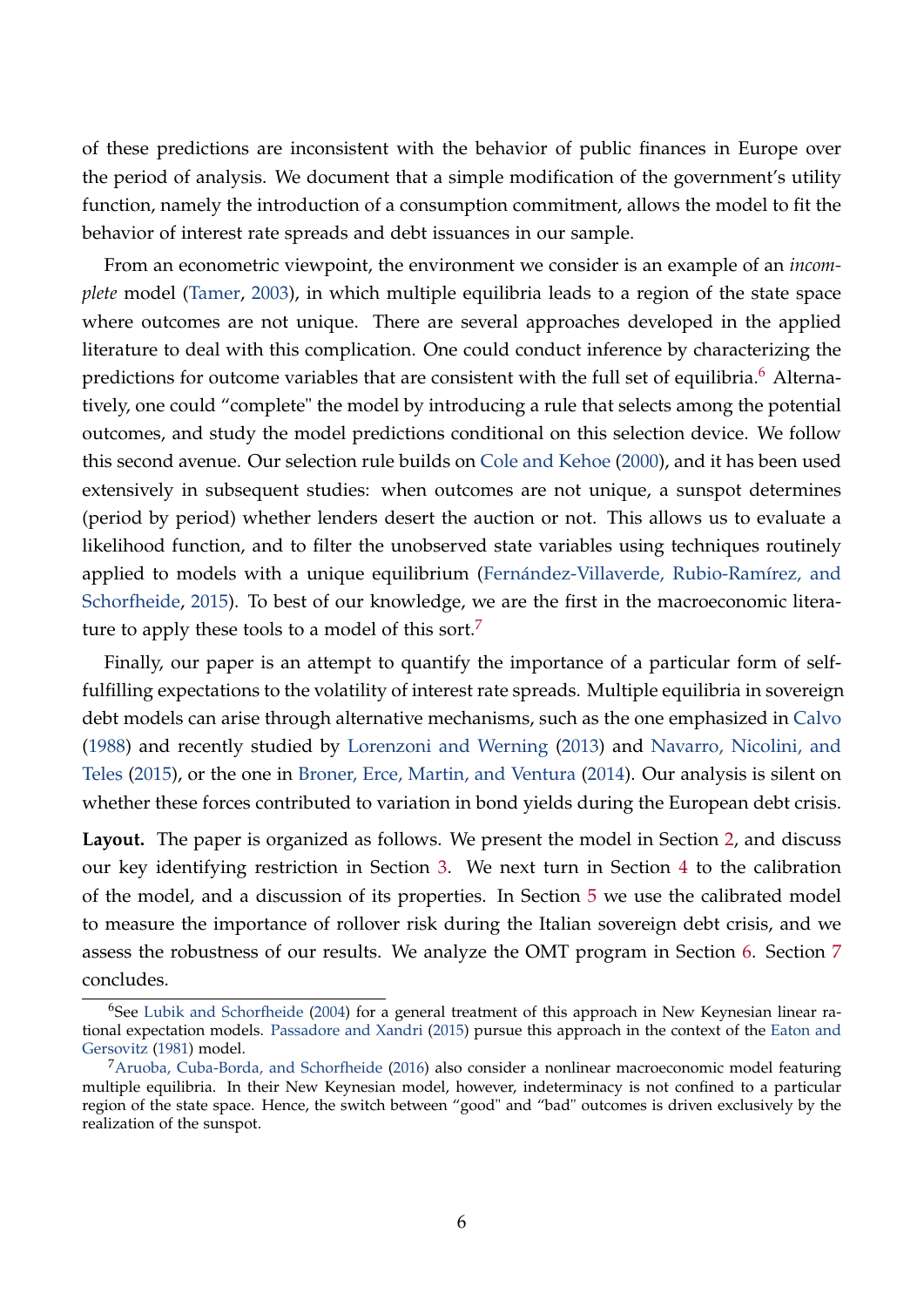of these predictions are inconsistent with the behavior of public finances in Europe over the period of analysis. We document that a simple modification of the government's utility function, namely the introduction of a consumption commitment, allows the model to fit the behavior of interest rate spreads and debt issuances in our sample.

From an econometric viewpoint, the environment we consider is an example of an *incomplete* model (Tamer, 2003), in which multiple equilibria leads to a region of the state space where outcomes are not unique. There are several approaches developed in the applied literature to deal with this complication. One could conduct inference by characterizing the predictions for outcome variables that are consistent with the full set of equilibria.[6] Alternatively, one could "complete" the model by introducing a rule that selects among the potential outcomes, and study the model predictions conditional on this selection device. We follow this second avenue. Our selection rule builds on Cole and Kehoe (2000), and it has been used extensively in subsequent studies: when outcomes are not unique, a sunspot determines (period by period) whether lenders desert the auction or not. This allows us to evaluate a likelihood function, and to filter the unobserved state variables using techniques routinely applied to models with a unique equilibrium (Fernández-Villaverde, Rubio-Ramírez, and Schorfheide, 2015). To best of our knowledge, we are the first in the macroeconomic literature to apply these tools to a model of this sort.[7]

Finally, our paper is an attempt to quantify the importance of a particular form of self-fulfilling expectations to the volatility of interest rate spreads. Multiple equilibria in sovereign debt models can arise through alternative mechanisms, such as the one emphasized in Calvo (1988) and recently studied by Lorenzoni and Werning (2013) and Navarro, Nicolini, and Teles (2015), or the one in Broner, Erce, Martin, and Ventura (2014). Our analysis is silent on whether these forces contributed to variation in bond yields during the European debt crisis.

**Layout.** The paper is organized as follows. We present the model in Section 2, and discuss our key identifying restriction in Section 3. We next turn in Section 4 to the calibration of the model, and a discussion of its properties. In Section 5 we use the calibrated model to measure the importance of rollover risk during the Italian sovereign debt crisis, and we assess the robustness of our results. We analyze the OMT program in Section 6. Section 7 concludes.

---

[6] See Lubik and Schorfheide (2004) for a general treatment of this approach in New Keynesian linear rational expectation models. Passadore and Xandri (2015) pursue this approach in the context of the Eaton and Gersovitz (1981) model.

[7] Aruoba, Cuba-Borda, and Schorfheide (2016) also consider a nonlinear macroeconomic model featuring multiple equilibria. In their New Keynesian model, however, indeterminacy is not confined to a particular region of the state space. Hence, the switch between "good" and "bad" outcomes is driven exclusively by the realization of the sunspot.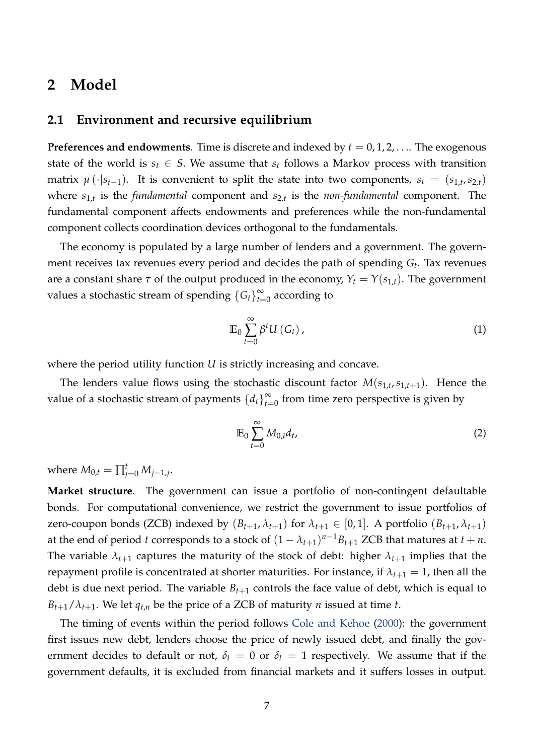# 2 Model

## 2.1 Environment and recursive equilibrium

**Preferences and endowments**. Time is discrete and indexed by $t = 0, 1, 2, \ldots$. The exogenous state of the world is $s_t \in S$. We assume that $s_t$ follows a Markov process with transition matrix $\mu(\cdot|s_{t-1})$. It is convenient to split the state into two components, $s_t = (s_{1,t}, s_{2,t})$ where $s_{1,t}$ is the *fundamental* component and $s_{2,t}$ is the *non-fundamental* component. The fundamental component affects endowments and preferences while the non-fundamental component collects coordination devices orthogonal to the fundamentals.

The economy is populated by a large number of lenders and a government. The government receives tax revenues every period and decides the path of spending $G_t$. Tax revenues are a constant share $\tau$ of the output produced in the economy, $Y_t = Y(s_{1,t})$. The government values a stochastic stream of spending $\{G_t\}_{t=0}^{\infty}$ according to

$$\mathbb{E}_0 \sum_{t=0}^{\infty} \beta^t U(G_t), \tag{1}$$

where the period utility function $U$ is strictly increasing and concave.

The lenders value flows using the stochastic discount factor $M(s_{1,t}, s_{1,t+1})$. Hence the value of a stochastic stream of payments $\{d_t\}_{t=0}^{\infty}$ from time zero perspective is given by

$$\mathbb{E}_0 \sum_{t=0}^{\infty} M_{0,t} d_t, \tag{2}$$

where $M_{0,t} = \prod_{j=0}^{t} M_{j-1,j}$.

**Market structure**. The government can issue a portfolio of non-contingent defaultable bonds. For computational convenience, we restrict the government to issue portfolios of zero-coupon bonds (ZCB) indexed by $(B_{t+1}, \lambda_{t+1})$ for $\lambda_{t+1} \in [0, 1]$. A portfolio $(B_{t+1}, \lambda_{t+1})$ at the end of period $t$ corresponds to a stock of $(1 - \lambda_{t+1})^{n-1} B_{t+1}$ ZCB that matures at $t + n$. The variable $\lambda_{t+1}$ captures the maturity of the stock of debt: higher $\lambda_{t+1}$ implies that the repayment profile is concentrated at shorter maturities. For instance, if $\lambda_{t+1} = 1$, then all the debt is due next period. The variable $B_{t+1}$ controls the face value of debt, which is equal to $B_{t+1}/\lambda_{t+1}$. We let $q_{t,n}$ be the price of a ZCB of maturity $n$ issued at time $t$.

The timing of events within the period follows Cole and Kehoe (2000): the government first issues new debt, lenders choose the price of newly issued debt, and finally the government decides to default or not, $\delta_t = 0$ or $\delta_t = 1$ respectively. We assume that if the government defaults, it is excluded from financial markets and it suffers losses in output.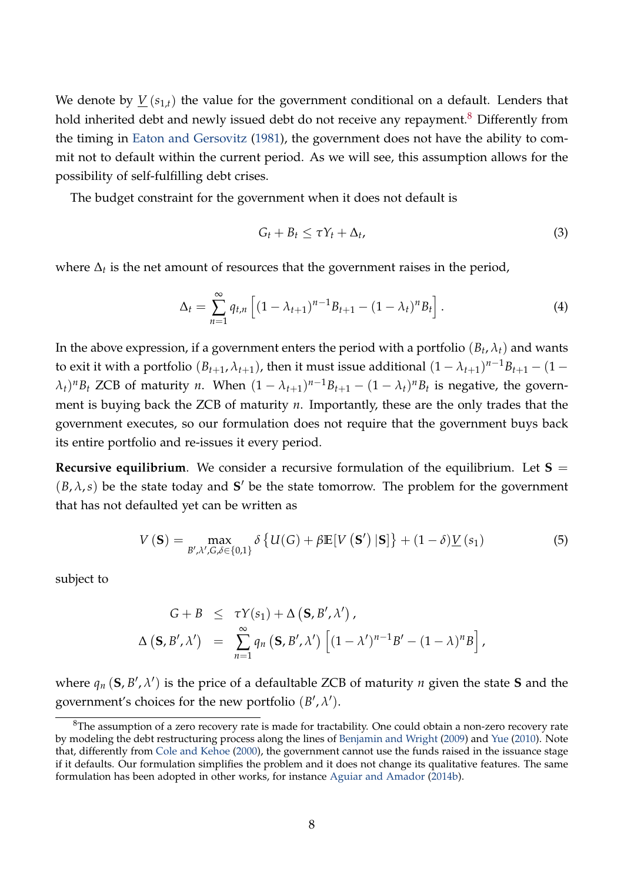We denote by $\underline{V}(s_{1,t})$ the value for the government conditional on a default. Lenders that hold inherited debt and newly issued debt do not receive any repayment.[8] Differently from the timing in Eaton and Gersovitz (1981), the government does not have the ability to commit not to default within the current period. As we will see, this assumption allows for the possibility of self-fulfilling debt crises.

The budget constraint for the government when it does not default is

$$G_t + B_t \leq \tau Y_t + \Delta_t, \tag{3}$$

where $\Delta_t$ is the net amount of resources that the government raises in the period,

$$\Delta_t = \sum_{n=1}^{\infty} q_{t,n} \left[ (1-\lambda_{t+1})^{n-1} B_{t+1} - (1-\lambda_t)^n B_t \right]. \tag{4}$$

In the above expression, if a government enters the period with a portfolio $(B_t, \lambda_t)$ and wants to exit it with a portfolio $(B_{t+1}, \lambda_{t+1})$, then it must issue additional $(1-\lambda_{t+1})^{n-1} B_{t+1} - (1-\lambda_t)^n B_t$ ZCB of maturity $n$. When $(1-\lambda_{t+1})^{n-1} B_{t+1} - (1-\lambda_t)^n B_t$ is negative, the government is buying back the ZCB of maturity $n$. Importantly, these are the only trades that the government executes, so our formulation does not require that the government buys back its entire portfolio and re-issues it every period.

**Recursive equilibrium**. We consider a recursive formulation of the equilibrium. Let $\mathbf{S} = (B, \lambda, s)$ be the state today and $\mathbf{S}'$ be the state tomorrow. The problem for the government that has not defaulted yet can be written as

$$V(\mathbf{S}) = \max_{B', \lambda', G, \delta \in \{0,1\}} \delta \left\{ U(G) + \beta \mathbb{E}[V(\mathbf{S}') \,|\, \mathbf{S}] \right\} + (1-\delta) \underline{V}(s_1) \tag{5}$$

subject to

$$\begin{aligned} G + B &\leq \tau Y(s_1) + \Delta(\mathbf{S}, B', \lambda'), \\ \Delta(\mathbf{S}, B', \lambda') &= \sum_{n=1}^{\infty} q_n(\mathbf{S}, B', \lambda') \left[ (1-\lambda')^{n-1} B' - (1-\lambda)^n B \right], \end{aligned}$$

where $q_n(\mathbf{S}, B', \lambda')$ is the price of a defaultable ZCB of maturity $n$ given the state $\mathbf{S}$ and the government's choices for the new portfolio $(B', \lambda')$.

[8] The assumption of a zero recovery rate is made for tractability. One could obtain a non-zero recovery rate by modeling the debt restructuring process along the lines of Benjamin and Wright (2009) and Yue (2010). Note that, differently from Cole and Kehoe (2000), the government cannot use the funds raised in the issuance stage if it defaults. Our formulation simplifies the problem and it does not change its qualitative features. The same formulation has been adopted in other works, for instance Aguiar and Amador (2014b).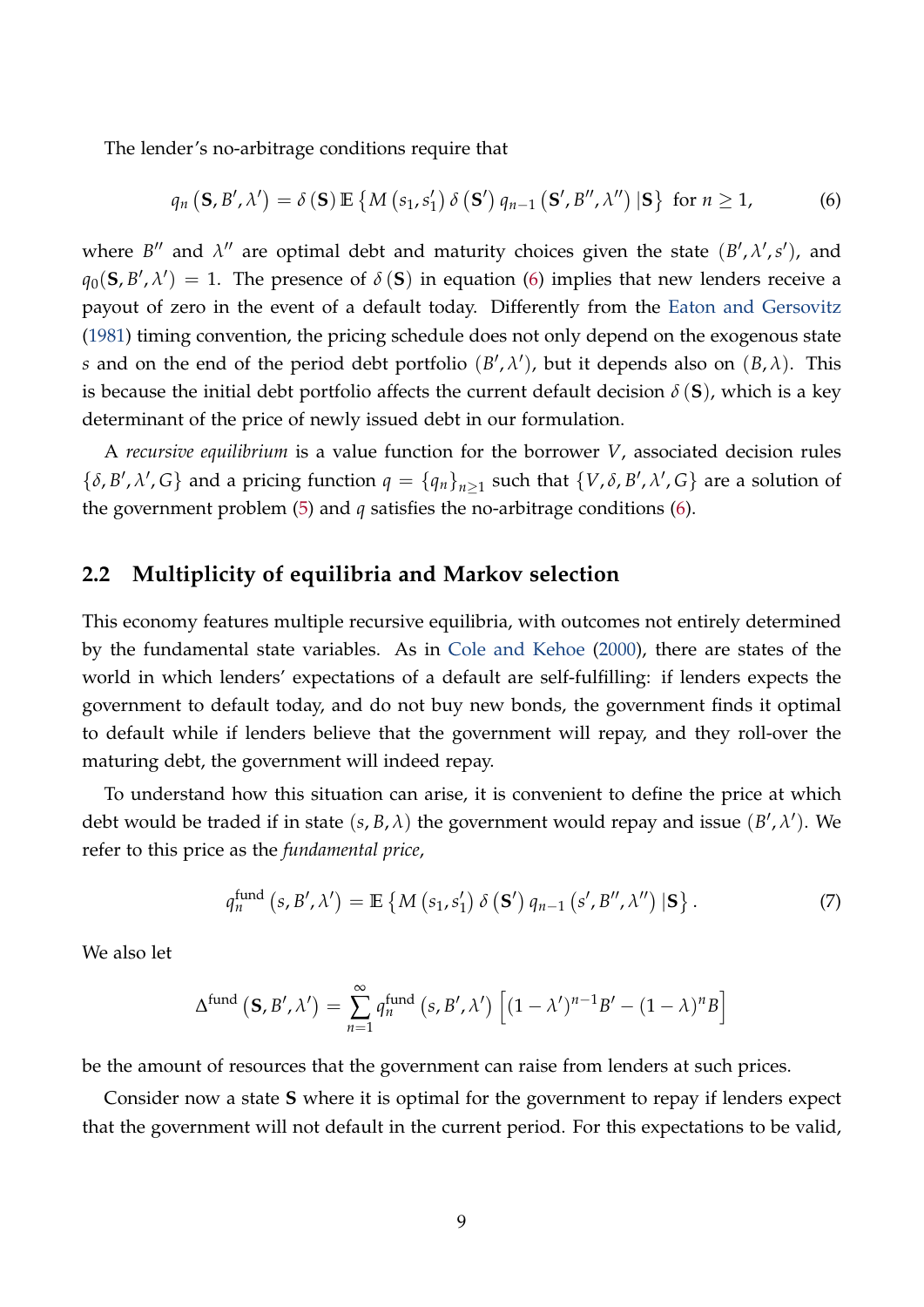The lender's no-arbitrage conditions require that

$$q_n\left(\mathbf{S}, B', \lambda'\right) = \delta\left(\mathbf{S}\right) \mathbb{E}\left\{M\left(s_1, s_1'\right) \delta\left(\mathbf{S}'\right) q_{n-1}\left(\mathbf{S}', B'', \lambda''\right) | \mathbf{S}\right\} \text{ for } n \geq 1, \tag{6}$$

where $B''$ and $\lambda''$ are optimal debt and maturity choices given the state $(B', \lambda', s')$, and $q_0(\mathbf{S}, B', \lambda') = 1$. The presence of $\delta\left(\mathbf{S}\right)$ in equation (6) implies that new lenders receive a payout of zero in the event of a default today. Differently from the Eaton and Gersovitz (1981) timing convention, the pricing schedule does not only depend on the exogenous state $s$ and on the end of the period debt portfolio $(B', \lambda')$, but it depends also on $(B, \lambda)$. This is because the initial debt portfolio affects the current default decision $\delta\left(\mathbf{S}\right)$, which is a key determinant of the price of newly issued debt in our formulation.

A *recursive equilibrium* is a value function for the borrower $V$, associated decision rules $\{\delta, B', \lambda', G\}$ and a pricing function $q = \{q_n\}_{n \geq 1}$ such that $\{V, \delta, B', \lambda', G\}$ are a solution of the government problem (5) and $q$ satisfies the no-arbitrage conditions (6).

## 2.2 Multiplicity of equilibria and Markov selection

This economy features multiple recursive equilibria, with outcomes not entirely determined by the fundamental state variables. As in Cole and Kehoe (2000), there are states of the world in which lenders' expectations of a default are self-fulfilling: if lenders expects the government to default today, and do not buy new bonds, the government finds it optimal to default while if lenders believe that the government will repay, and they roll-over the maturing debt, the government will indeed repay.

To understand how this situation can arise, it is convenient to define the price at which debt would be traded if in state $(s, B, \lambda)$ the government would repay and issue $(B', \lambda')$. We refer to this price as the *fundamental price*,

$$q_n^{\text{fund}}\left(s, B', \lambda'\right) = \mathbb{E}\left\{M\left(s_1, s_1'\right) \delta\left(\mathbf{S}'\right) q_{n-1}\left(s', B'', \lambda''\right) | \mathbf{S}\right\}. \tag{7}$$

We also let

$$\Delta^{\text{fund}}\left(\mathbf{S}, B', \lambda'\right) = \sum_{n=1}^{\infty} q_n^{\text{fund}}\left(s, B', \lambda'\right) \left[(1 - \lambda')^{n-1} B' - (1 - \lambda)^n B\right]$$

be the amount of resources that the government can raise from lenders at such prices.

Consider now a state $\mathbf{S}$ where it is optimal for the government to repay if lenders expect that the government will not default in the current period. For this expectations to be valid,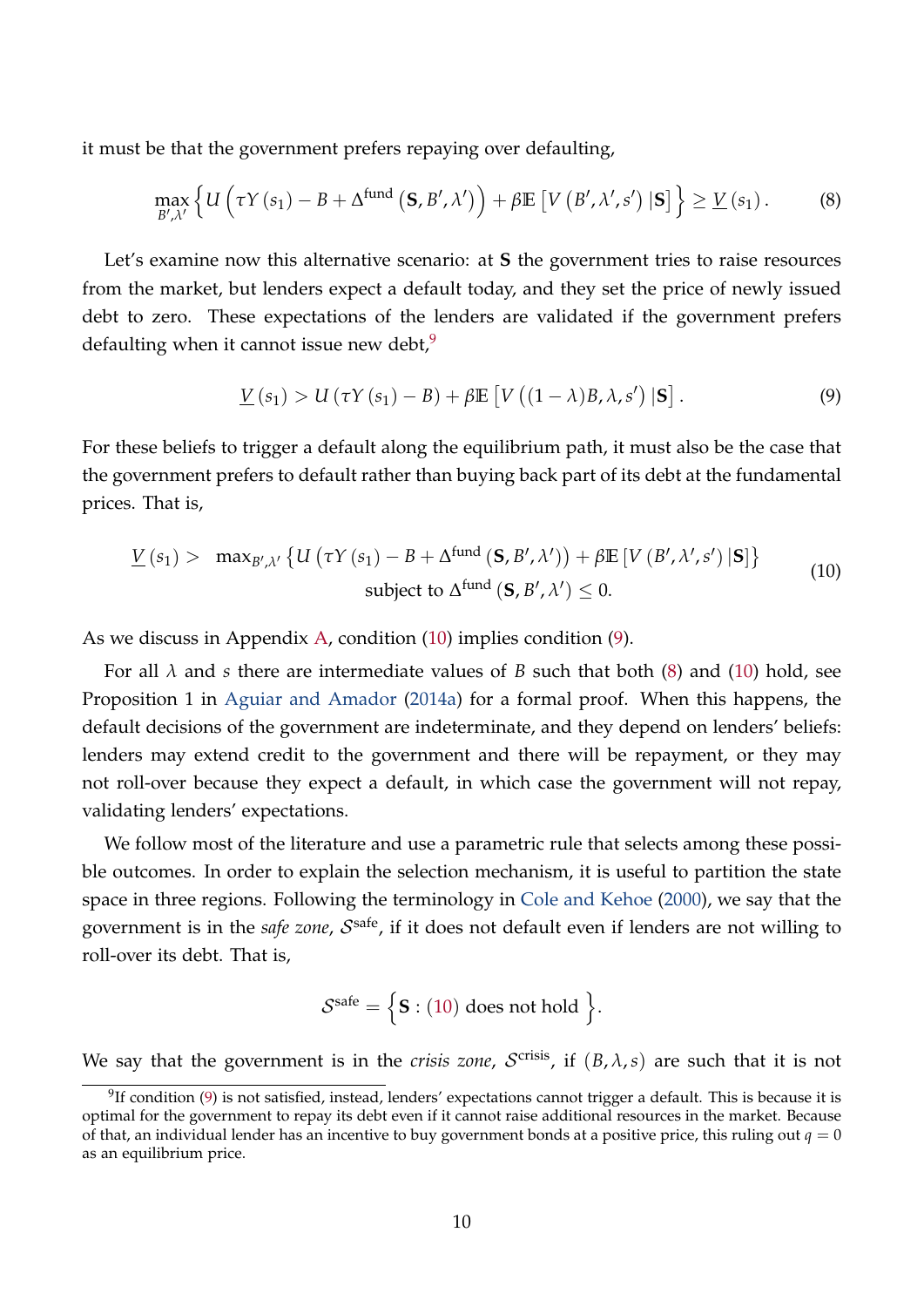it must be that the government prefers repaying over defaulting,

$$\max_{B',\lambda'} \left\{ U\left(\tau Y(s_1) - B + \Delta^{\text{fund}}\left(\mathbf{S}, B', \lambda'\right)\right) + \beta \mathbb{E}\left[V\left(B', \lambda', s'\right)|\mathbf{S}\right] \right\} \geq \underline{V}(s_1). \tag{8}$$

Let's examine now this alternative scenario: at $\mathbf{S}$ the government tries to raise resources from the market, but lenders expect a default today, and they set the price of newly issued debt to zero. These expectations of the lenders are validated if the government prefers defaulting when it cannot issue new debt,[9]

$$\underline{V}(s_1) > U\left(\tau Y(s_1) - B\right) + \beta \mathbb{E}\left[V\left((1-\lambda)B, \lambda, s'\right)|\mathbf{S}\right]. \tag{9}$$

For these beliefs to trigger a default along the equilibrium path, it must also be the case that the government prefers to default rather than buying back part of its debt at the fundamental prices. That is,

$$\underline{V}(s_1) > \max_{B',\lambda'} \left\{ U\left(\tau Y(s_1) - B + \Delta^{\text{fund}}\left(\mathbf{S}, B', \lambda'\right)\right) + \beta \mathbb{E}\left[V\left(B', \lambda', s'\right)|\mathbf{S}\right] \right\} \\ \text{subject to } \Delta^{\text{fund}}\left(\mathbf{S}, B', \lambda'\right) \leq 0. \tag{10}$$

As we discuss in Appendix A, condition (10) implies condition (9).

For all $\lambda$ and $s$ there are intermediate values of $B$ such that both (8) and (10) hold, see Proposition 1 in Aguiar and Amador (2014a) for a formal proof. When this happens, the default decisions of the government are indeterminate, and they depend on lenders' beliefs: lenders may extend credit to the government and there will be repayment, or they may not roll-over because they expect a default, in which case the government will not repay, validating lenders' expectations.

We follow most of the literature and use a parametric rule that selects among these possible outcomes. In order to explain the selection mechanism, it is useful to partition the state space in three regions. Following the terminology in Cole and Kehoe (2000), we say that the government is in the *safe zone*, $\mathcal{S}^{\text{safe}}$, if it does not default even if lenders are not willing to roll-over its debt. That is,

$$\mathcal{S}^{\text{safe}} = \left\{ \mathbf{S} : (10) \text{ does not hold} \right\}.$$

We say that the government is in the *crisis zone*, $\mathcal{S}^{\text{crisis}}$, if $(B, \lambda, s)$ are such that it is not

[9] If condition (9) is not satisfied, instead, lenders' expectations cannot trigger a default. This is because it is optimal for the government to repay its debt even if it cannot raise additional resources in the market. Because of that, an individual lender has an incentive to buy government bonds at a positive price, this ruling out $q = 0$ as an equilibrium price.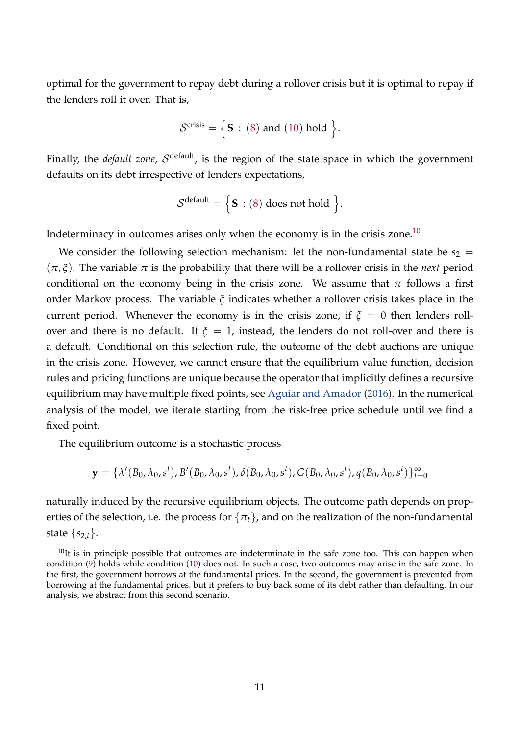optimal for the government to repay debt during a rollover crisis but it is optimal to repay if the lenders roll it over. That is,

$$\mathcal{S}^{\text{crisis}} = \Big\{ \mathbf{S} \, : \, (8) \text{ and } (10) \text{ hold } \Big\}.$$

Finally, the *default zone*, $\mathcal{S}^{\text{default}}$, is the region of the state space in which the government defaults on its debt irrespective of lenders expectations,

$$\mathcal{S}^{\text{default}} = \Big\{ \mathbf{S} \, : (8) \text{ does not hold } \Big\}.$$

Indeterminacy in outcomes arises only when the economy is in the crisis zone.[10]

We consider the following selection mechanism: let the non-fundamental state be $s_2 = (\pi, \xi)$. The variable $\pi$ is the probability that there will be a rollover crisis in the *next* period conditional on the economy being in the crisis zone. We assume that $\pi$ follows a first order Markov process. The variable $\xi$ indicates whether a rollover crisis takes place in the current period. Whenever the economy is in the crisis zone, if $\xi = 0$ then lenders roll-over and there is no default. If $\xi = 1$, instead, the lenders do not roll-over and there is a default. Conditional on this selection rule, the outcome of the debt auctions are unique in the crisis zone. However, we cannot ensure that the equilibrium value function, decision rules and pricing functions are unique because the operator that implicitly defines a recursive equilibrium may have multiple fixed points, see Aguiar and Amador (2016). In the numerical analysis of the model, we iterate starting from the risk-free price schedule until we find a fixed point.

The equilibrium outcome is a stochastic process

$$\mathbf{y} = \{\lambda'(B_0, \lambda_0, s^t), B'(B_0, \lambda_0, s^t), \delta(B_0, \lambda_0, s^t), G(B_0, \lambda_0, s^t), q(B_0, \lambda_0, s^t)\}_{t=0}^{\infty}$$

naturally induced by the recursive equilibrium objects. The outcome path depends on properties of the selection, i.e. the process for $\{\pi_t\}$, and on the realization of the non-fundamental state $\{s_{2,t}\}$.

---

[10] It is in principle possible that outcomes are indeterminate in the safe zone too. This can happen when condition (9) holds while condition (10) does not. In such a case, two outcomes may arise in the safe zone. In the first, the government borrows at the fundamental prices. In the second, the government is prevented from borrowing at the fundamental prices, but it prefers to buy back some of its debt rather than defaulting. In our analysis, we abstract from this second scenario.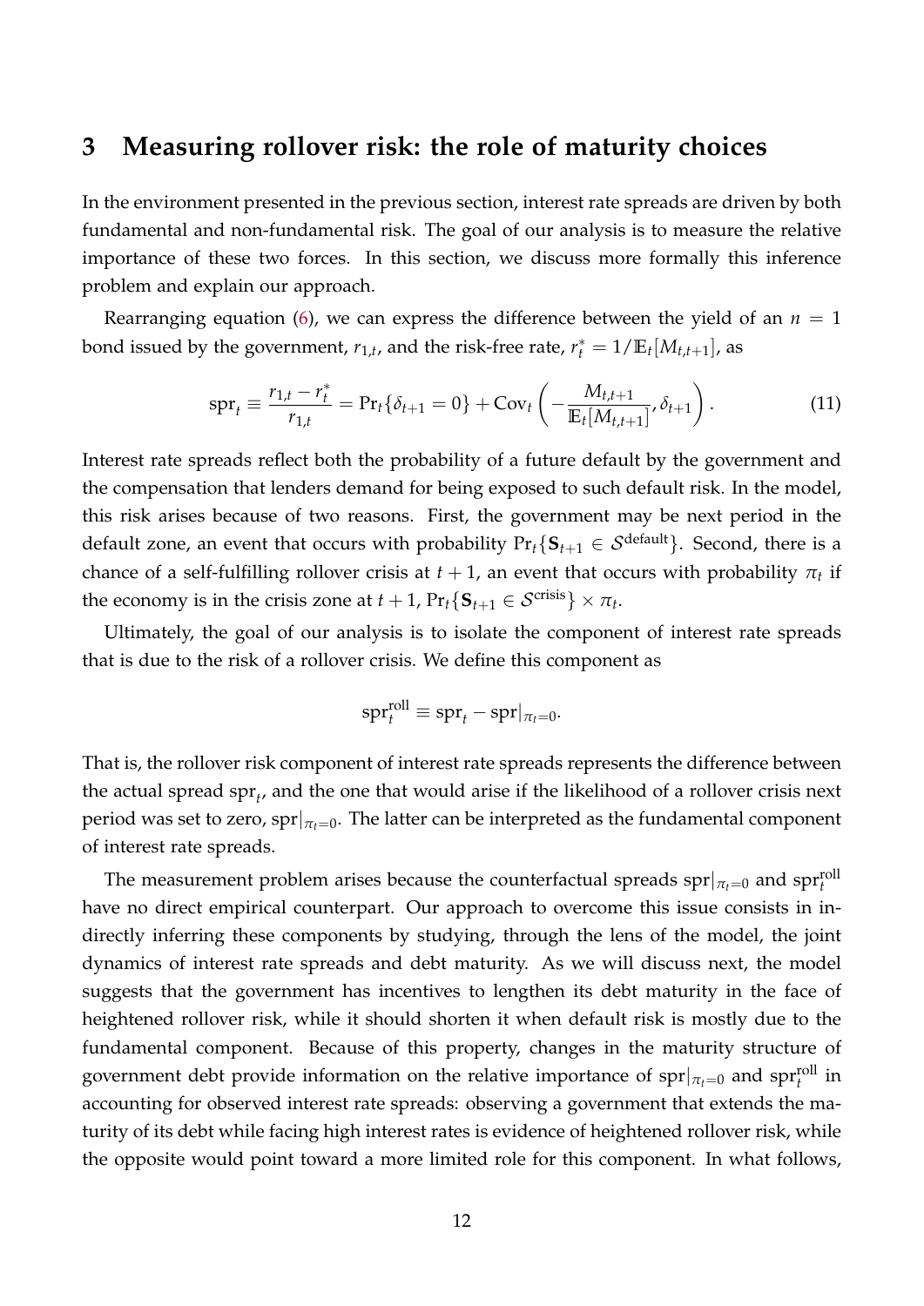## 3 Measuring rollover risk: the role of maturity choices

In the environment presented in the previous section, interest rate spreads are driven by both fundamental and non-fundamental risk. The goal of our analysis is to measure the relative importance of these two forces. In this section, we discuss more formally this inference problem and explain our approach.

Rearranging equation (6), we can express the difference between the yield of an $n = 1$ bond issued by the government, $r_{1,t}$, and the risk-free rate, $r_t^* = 1/\mathbb{E}_t[M_{t,t+1}]$, as

$$\text{spr}_t \equiv \frac{r_{1,t} - r_t^*}{r_{1,t}} = \Pr_t\{\delta_{t+1} = 0\} + \text{Cov}_t\left(-\frac{M_{t,t+1}}{\mathbb{E}_t[M_{t,t+1}]}, \delta_{t+1}\right). \tag{11}$$

Interest rate spreads reflect both the probability of a future default by the government and the compensation that lenders demand for being exposed to such default risk. In the model, this risk arises because of two reasons. First, the government may be next period in the default zone, an event that occurs with probability $\Pr_t\{\mathbf{S}_{t+1} \in \mathcal{S}^{\text{default}}\}$. Second, there is a chance of a self-fulfilling rollover crisis at $t+1$, an event that occurs with probability $\pi_t$ if the economy is in the crisis zone at $t+1$, $\Pr_t\{\mathbf{S}_{t+1} \in \mathcal{S}^{\text{crisis}}\} \times \pi_t$.

Ultimately, the goal of our analysis is to isolate the component of interest rate spreads that is due to the risk of a rollover crisis. We define this component as

$$\text{spr}_t^{\text{roll}} \equiv \text{spr}_t - \text{spr}|_{\pi_t=0}.$$

That is, the rollover risk component of interest rate spreads represents the difference between the actual spread $\text{spr}_t$, and the one that would arise if the likelihood of a rollover crisis next period was set to zero, $\text{spr}|_{\pi_t=0}$. The latter can be interpreted as the fundamental component of interest rate spreads.

The measurement problem arises because the counterfactual spreads $\text{spr}|_{\pi_t=0}$ and $\text{spr}_t^{\text{roll}}$ have no direct empirical counterpart. Our approach to overcome this issue consists in indirectly inferring these components by studying, through the lens of the model, the joint dynamics of interest rate spreads and debt maturity. As we will discuss next, the model suggests that the government has incentives to lengthen its debt maturity in the face of heightened rollover risk, while it should shorten it when default risk is mostly due to the fundamental component. Because of this property, changes in the maturity structure of government debt provide information on the relative importance of $\text{spr}|_{\pi_t=0}$ and $\text{spr}_t^{\text{roll}}$ in accounting for observed interest rate spreads: observing a government that extends the maturity of its debt while facing high interest rates is evidence of heightened rollover risk, while the opposite would point toward a more limited role for this component. In what follows,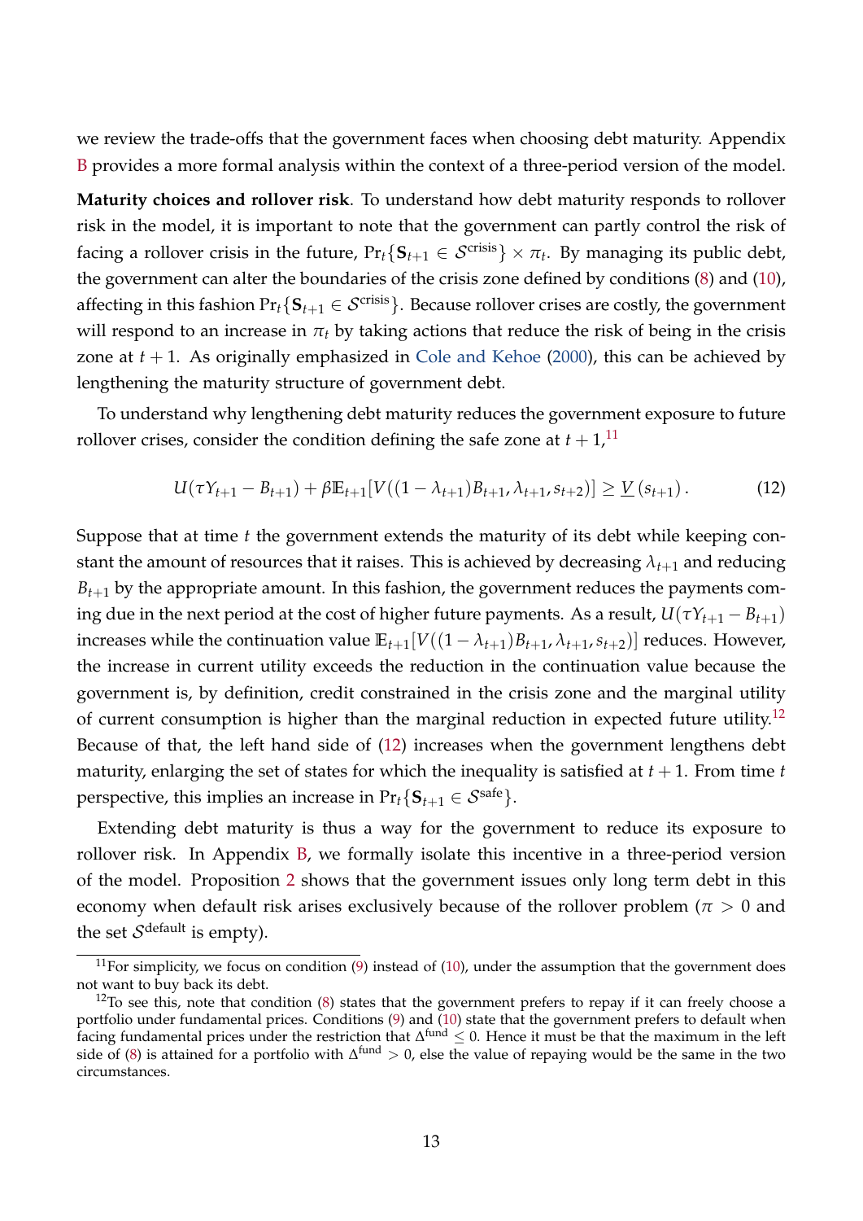we review the trade-offs that the government faces when choosing debt maturity. Appendix B provides a more formal analysis within the context of a three-period version of the model.

**Maturity choices and rollover risk**. To understand how debt maturity responds to rollover risk in the model, it is important to note that the government can partly control the risk of facing a rollover crisis in the future, $\Pr_t\{\mathbf{S}_{t+1} \in \mathcal{S}^{\text{crisis}}\} \times \pi_t$. By managing its public debt, the government can alter the boundaries of the crisis zone defined by conditions (8) and (10), affecting in this fashion $\Pr_t\{\mathbf{S}_{t+1} \in \mathcal{S}^{\text{crisis}}\}$. Because rollover crises are costly, the government will respond to an increase in $\pi_t$ by taking actions that reduce the risk of being in the crisis zone at $t+1$. As originally emphasized in Cole and Kehoe (2000), this can be achieved by lengthening the maturity structure of government debt.

To understand why lengthening debt maturity reduces the government exposure to future rollover crises, consider the condition defining the safe zone at $t+1$,[11]

$$U(\tau Y_{t+1} - B_{t+1}) + \beta \mathbb{E}_{t+1}[V((1-\lambda_{t+1})B_{t+1}, \lambda_{t+1}, s_{t+2})] \geq \underline{V}(s_{t+1}). \tag{12}$$

Suppose that at time $t$ the government extends the maturity of its debt while keeping constant the amount of resources that it raises. This is achieved by decreasing $\lambda_{t+1}$ and reducing $B_{t+1}$ by the appropriate amount. In this fashion, the government reduces the payments coming due in the next period at the cost of higher future payments. As a result, $U(\tau Y_{t+1} - B_{t+1})$ increases while the continuation value $\mathbb{E}_{t+1}[V((1-\lambda_{t+1})B_{t+1}, \lambda_{t+1}, s_{t+2})]$ reduces. However, the increase in current utility exceeds the reduction in the continuation value because the government is, by definition, credit constrained in the crisis zone and the marginal utility of current consumption is higher than the marginal reduction in expected future utility.[12] Because of that, the left hand side of (12) increases when the government lengthens debt maturity, enlarging the set of states for which the inequality is satisfied at $t+1$. From time $t$ perspective, this implies an increase in $\Pr_t\{\mathbf{S}_{t+1} \in \mathcal{S}^{\text{safe}}\}$.

Extending debt maturity is thus a way for the government to reduce its exposure to rollover risk. In Appendix B, we formally isolate this incentive in a three-period version of the model. Proposition 2 shows that the government issues only long term debt in this economy when default risk arises exclusively because of the rollover problem ($\pi > 0$ and the set $\mathcal{S}^{\text{default}}$ is empty).

[11] For simplicity, we focus on condition (9) instead of (10), under the assumption that the government does not want to buy back its debt.

[12] To see this, note that condition (8) states that the government prefers to repay if it can freely choose a portfolio under fundamental prices. Conditions (9) and (10) state that the government prefers to default when facing fundamental prices under the restriction that $\Delta^{\text{fund}} \leq 0$. Hence it must be that the maximum in the left side of (8) is attained for a portfolio with $\Delta^{\text{fund}} > 0$, else the value of repaying would be the same in the two circumstances.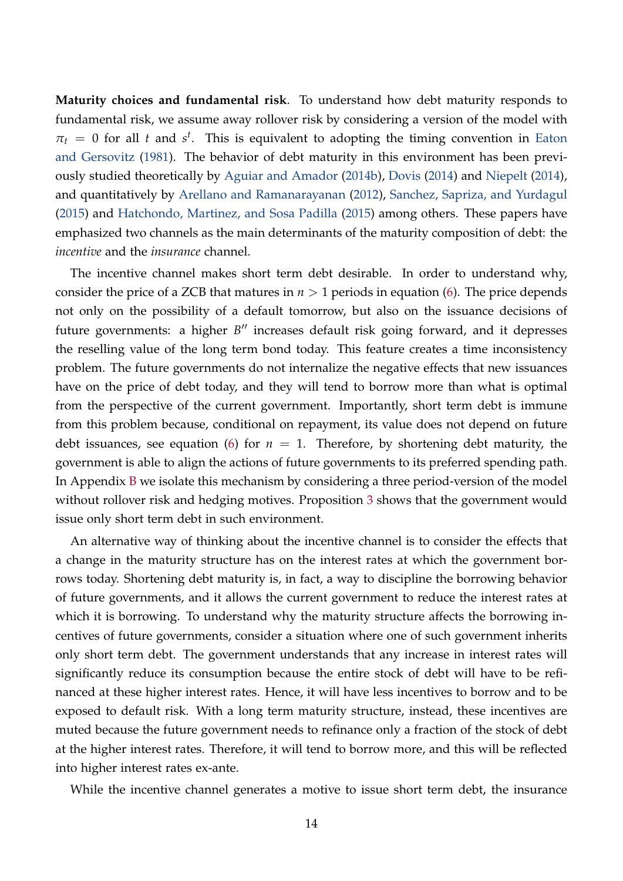**Maturity choices and fundamental risk**. To understand how debt maturity responds to fundamental risk, we assume away rollover risk by considering a version of the model with $\pi_t = 0$ for all $t$ and $s^t$. This is equivalent to adopting the timing convention in Eaton and Gersovitz (1981). The behavior of debt maturity in this environment has been previously studied theoretically by Aguiar and Amador (2014b), Dovis (2014) and Niepelt (2014), and quantitatively by Arellano and Ramanarayanan (2012), Sanchez, Sapriza, and Yurdagul (2015) and Hatchondo, Martinez, and Sosa Padilla (2015) among others. These papers have emphasized two channels as the main determinants of the maturity composition of debt: the *incentive* and the *insurance* channel.

The incentive channel makes short term debt desirable. In order to understand why, consider the price of a ZCB that matures in $n > 1$ periods in equation (6). The price depends not only on the possibility of a default tomorrow, but also on the issuance decisions of future governments: a higher $B''$ increases default risk going forward, and it depresses the reselling value of the long term bond today. This feature creates a time inconsistency problem. The future governments do not internalize the negative effects that new issuances have on the price of debt today, and they will tend to borrow more than what is optimal from the perspective of the current government. Importantly, short term debt is immune from this problem because, conditional on repayment, its value does not depend on future debt issuances, see equation (6) for $n = 1$. Therefore, by shortening debt maturity, the government is able to align the actions of future governments to its preferred spending path. In Appendix B we isolate this mechanism by considering a three period-version of the model without rollover risk and hedging motives. Proposition 3 shows that the government would issue only short term debt in such environment.

An alternative way of thinking about the incentive channel is to consider the effects that a change in the maturity structure has on the interest rates at which the government borrows today. Shortening debt maturity is, in fact, a way to discipline the borrowing behavior of future governments, and it allows the current government to reduce the interest rates at which it is borrowing. To understand why the maturity structure affects the borrowing incentives of future governments, consider a situation where one of such government inherits only short term debt. The government understands that any increase in interest rates will significantly reduce its consumption because the entire stock of debt will have to be refinanced at these higher interest rates. Hence, it will have less incentives to borrow and to be exposed to default risk. With a long term maturity structure, instead, these incentives are muted because the future government needs to refinance only a fraction of the stock of debt at the higher interest rates. Therefore, it will tend to borrow more, and this will be reflected into higher interest rates ex-ante.

While the incentive channel generates a motive to issue short term debt, the insurance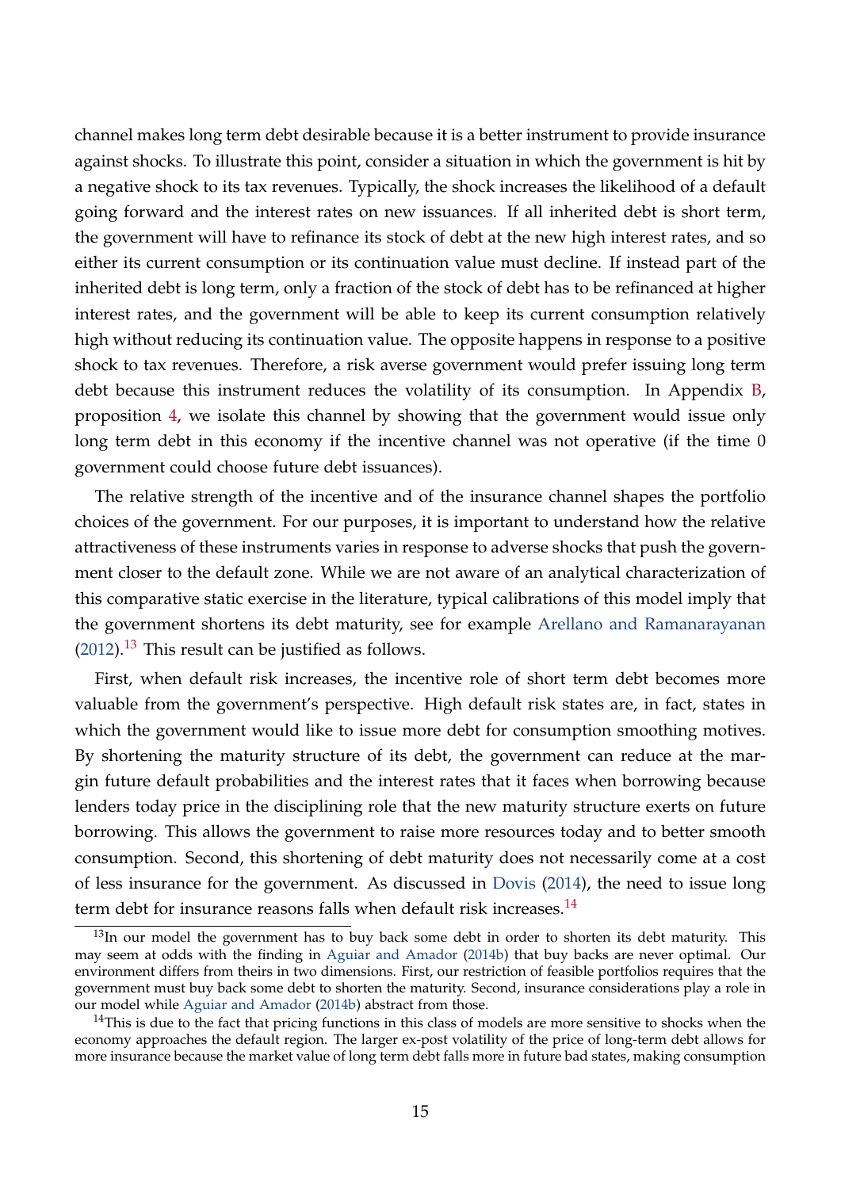channel makes long term debt desirable because it is a better instrument to provide insurance against shocks. To illustrate this point, consider a situation in which the government is hit by a negative shock to its tax revenues. Typically, the shock increases the likelihood of a default going forward and the interest rates on new issuances. If all inherited debt is short term, the government will have to refinance its stock of debt at the new high interest rates, and so either its current consumption or its continuation value must decline. If instead part of the inherited debt is long term, only a fraction of the stock of debt has to be refinanced at higher interest rates, and the government will be able to keep its current consumption relatively high without reducing its continuation value. The opposite happens in response to a positive shock to tax revenues. Therefore, a risk averse government would prefer issuing long term debt because this instrument reduces the volatility of its consumption. In Appendix B, proposition 4, we isolate this channel by showing that the government would issue only long term debt in this economy if the incentive channel was not operative (if the time 0 government could choose future debt issuances).

The relative strength of the incentive and of the insurance channel shapes the portfolio choices of the government. For our purposes, it is important to understand how the relative attractiveness of these instruments varies in response to adverse shocks that push the government closer to the default zone. While we are not aware of an analytical characterization of this comparative static exercise in the literature, typical calibrations of this model imply that the government shortens its debt maturity, see for example Arellano and Ramanarayanan (2012).[13] This result can be justified as follows.

First, when default risk increases, the incentive role of short term debt becomes more valuable from the government's perspective. High default risk states are, in fact, states in which the government would like to issue more debt for consumption smoothing motives. By shortening the maturity structure of its debt, the government can reduce at the margin future default probabilities and the interest rates that it faces when borrowing because lenders today price in the disciplining role that the new maturity structure exerts on future borrowing. This allows the government to raise more resources today and to better smooth consumption. Second, this shortening of debt maturity does not necessarily come at a cost of less insurance for the government. As discussed in Dovis (2014), the need to issue long term debt for insurance reasons falls when default risk increases.[14]

[13]In our model the government has to buy back some debt in order to shorten its debt maturity. This may seem at odds with the finding in Aguiar and Amador (2014b) that buy backs are never optimal. Our environment differs from theirs in two dimensions. First, our restriction of feasible portfolios requires that the government must buy back some debt to shorten the maturity. Second, insurance considerations play a role in our model while Aguiar and Amador (2014b) abstract from those.

[14]This is due to the fact that pricing functions in this class of models are more sensitive to shocks when the economy approaches the default region. The larger ex-post volatility of the price of long-term debt allows for more insurance because the market value of long term debt falls more in future bad states, making consumption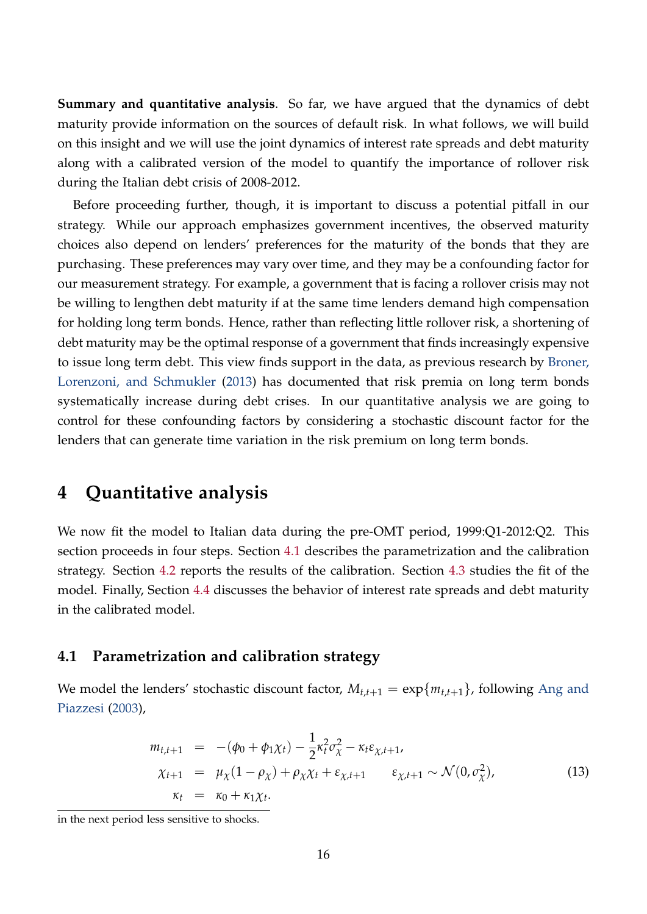**Summary and quantitative analysis**. So far, we have argued that the dynamics of debt maturity provide information on the sources of default risk. In what follows, we will build on this insight and we will use the joint dynamics of interest rate spreads and debt maturity along with a calibrated version of the model to quantify the importance of rollover risk during the Italian debt crisis of 2008-2012.

Before proceeding further, though, it is important to discuss a potential pitfall in our strategy. While our approach emphasizes government incentives, the observed maturity choices also depend on lenders' preferences for the maturity of the bonds that they are purchasing. These preferences may vary over time, and they may be a confounding factor for our measurement strategy. For example, a government that is facing a rollover crisis may not be willing to lengthen debt maturity if at the same time lenders demand high compensation for holding long term bonds. Hence, rather than reflecting little rollover risk, a shortening of debt maturity may be the optimal response of a government that finds increasingly expensive to issue long term debt. This view finds support in the data, as previous research by Broner, Lorenzoni, and Schmukler (2013) has documented that risk premia on long term bonds systematically increase during debt crises. In our quantitative analysis we are going to control for these confounding factors by considering a stochastic discount factor for the lenders that can generate time variation in the risk premium on long term bonds.

# 4 Quantitative analysis

We now fit the model to Italian data during the pre-OMT period, 1999:Q1-2012:Q2. This section proceeds in four steps. Section 4.1 describes the parametrization and the calibration strategy. Section 4.2 reports the results of the calibration. Section 4.3 studies the fit of the model. Finally, Section 4.4 discusses the behavior of interest rate spreads and debt maturity in the calibrated model.

## 4.1 Parametrization and calibration strategy

We model the lenders' stochastic discount factor, $M_{t,t+1} = \exp\{m_{t,t+1}\}$, following Ang and Piazzesi (2003),

$$
\begin{aligned}
m_{t,t+1} &= -(\phi_0 + \phi_1 \chi_t) - \frac{1}{2}\kappa_t^2 \sigma_\chi^2 - \kappa_t \varepsilon_{\chi,t+1}, \\
\chi_{t+1} &= \mu_\chi (1 - \rho_\chi) + \rho_\chi \chi_t + \varepsilon_{\chi,t+1} \qquad \varepsilon_{\chi,t+1} \sim \mathcal{N}(0, \sigma_\chi^2), \\
\kappa_t &= \kappa_0 + \kappa_1 \chi_t.
\end{aligned}
\tag{13}
$$

in the next period less sensitive to shocks.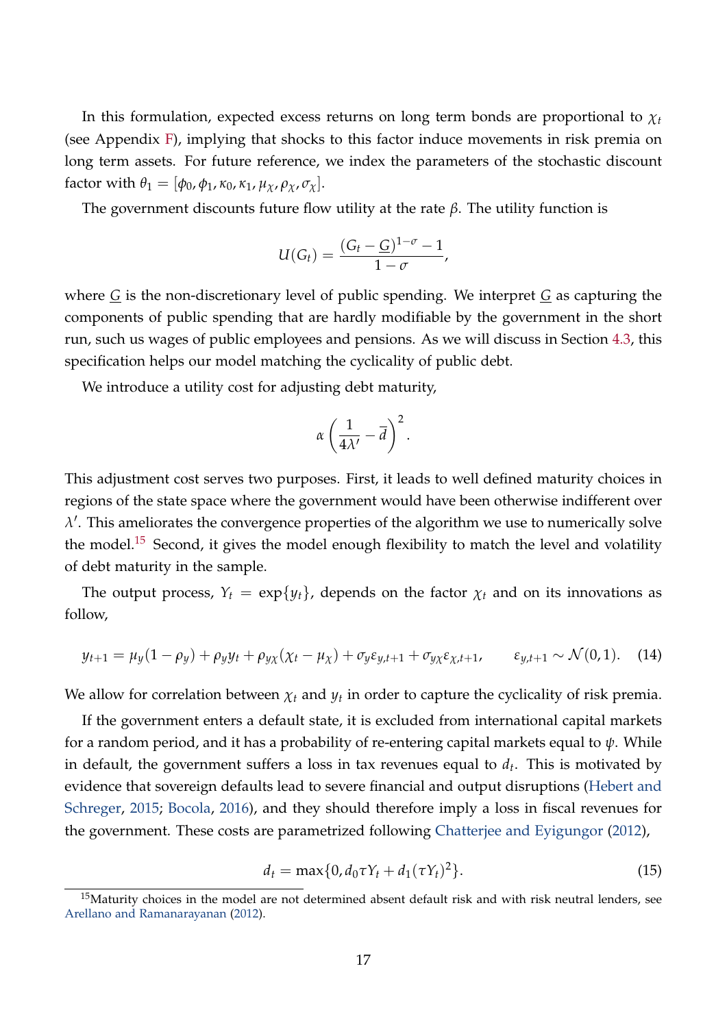In this formulation, expected excess returns on long term bonds are proportional to $\chi_t$ (see Appendix F), implying that shocks to this factor induce movements in risk premia on long term assets. For future reference, we index the parameters of the stochastic discount factor with $\theta_1 = [\phi_0, \phi_1, \kappa_0, \kappa_1, \mu_\chi, \rho_\chi, \sigma_\chi]$.

The government discounts future flow utility at the rate $\beta$. The utility function is

$$U(G_t) = \frac{(G_t - \underline{G})^{1-\sigma} - 1}{1-\sigma},$$

where $\underline{G}$ is the non-discretionary level of public spending. We interpret $\underline{G}$ as capturing the components of public spending that are hardly modifiable by the government in the short run, such us wages of public employees and pensions. As we will discuss in Section 4.3, this specification helps our model matching the cyclicality of public debt.

We introduce a utility cost for adjusting debt maturity,

$$\alpha \left( \frac{1}{4\lambda'} - \overline{d} \right)^2.$$

This adjustment cost serves two purposes. First, it leads to well defined maturity choices in regions of the state space where the government would have been otherwise indifferent over $\lambda'$. This ameliorates the convergence properties of the algorithm we use to numerically solve the model.[15] Second, it gives the model enough flexibility to match the level and volatility of debt maturity in the sample.

The output process, $Y_t = \exp\{y_t\}$, depends on the factor $\chi_t$ and on its innovations as follow,

$$y_{t+1} = \mu_y(1-\rho_y) + \rho_y y_t + \rho_{y\chi}(\chi_t - \mu_\chi) + \sigma_y \varepsilon_{y,t+1} + \sigma_{y\chi}\varepsilon_{\chi,t+1}, \qquad \varepsilon_{y,t+1} \sim \mathcal{N}(0,1). \quad (14)$$

We allow for correlation between $\chi_t$ and $y_t$ in order to capture the cyclicality of risk premia.

If the government enters a default state, it is excluded from international capital markets for a random period, and it has a probability of re-entering capital markets equal to $\psi$. While in default, the government suffers a loss in tax revenues equal to $d_t$. This is motivated by evidence that sovereign defaults lead to severe financial and output disruptions (Hebert and Schreger, 2015; Bocola, 2016), and they should therefore imply a loss in fiscal revenues for the government. These costs are parametrized following Chatterjee and Eyigungor (2012),

$$d_t = \max\{0, d_0 \tau Y_t + d_1(\tau Y_t)^2\}. \quad (15)$$

[15] Maturity choices in the model are not determined absent default risk and with risk neutral lenders, see Arellano and Ramanarayanan (2012).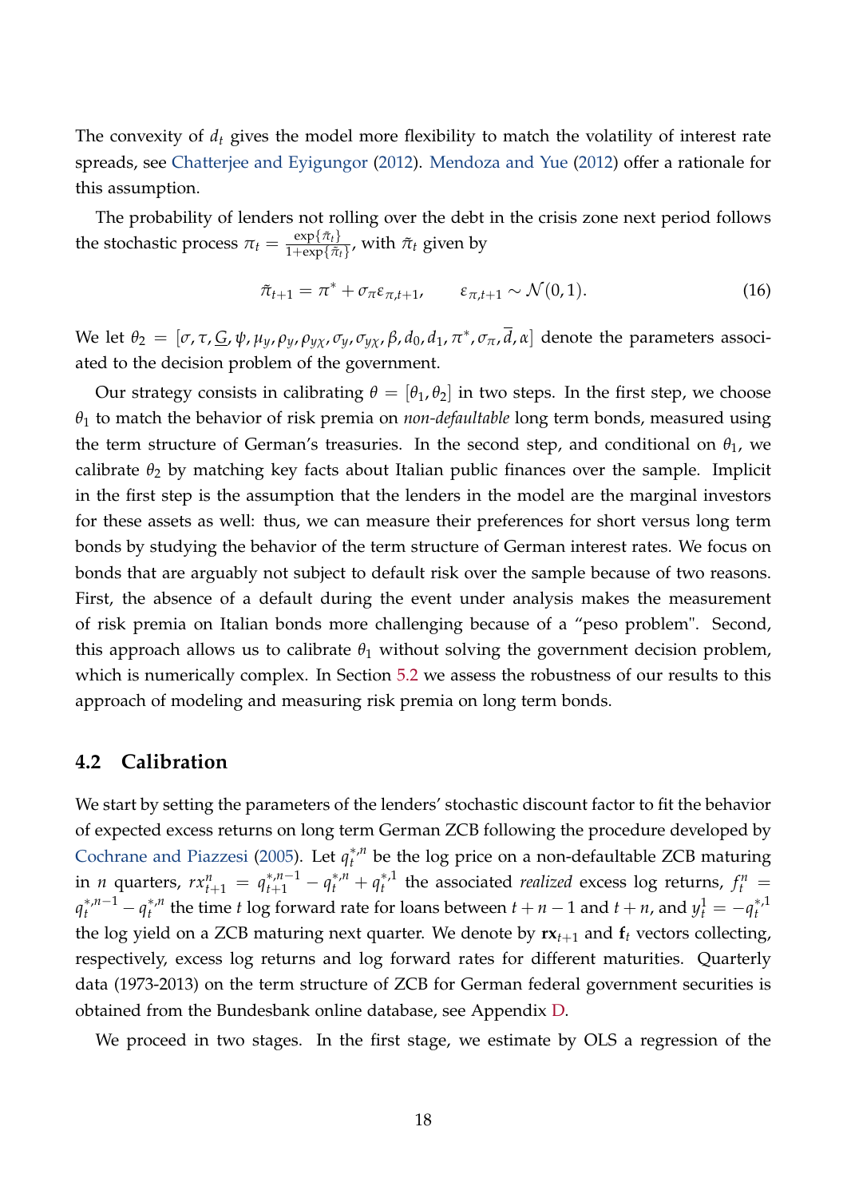The convexity of $d_t$ gives the model more flexibility to match the volatility of interest rate spreads, see Chatterjee and Eyigungor (2012). Mendoza and Yue (2012) offer a rationale for this assumption.

The probability of lenders not rolling over the debt in the crisis zone next period follows the stochastic process $\pi_t = \frac{\exp\{\tilde{\pi}_t\}}{1+\exp\{\tilde{\pi}_t\}}$, with $\tilde{\pi}_t$ given by

$$\tilde{\pi}_{t+1} = \pi^* + \sigma_\pi \varepsilon_{\pi,t+1}, \qquad \varepsilon_{\pi,t+1} \sim \mathcal{N}(0,1). \tag{16}$$

We let $\theta_2 = [\sigma, \tau, \underline{G}, \psi, \mu_y, \rho_y, \rho_{y\chi}, \sigma_y, \sigma_{y\chi}, \beta, d_0, d_1, \pi^*, \sigma_\pi, \overline{d}, \alpha]$ denote the parameters associated to the decision problem of the government.

Our strategy consists in calibrating $\theta = [\theta_1, \theta_2]$ in two steps. In the first step, we choose $\theta_1$ to match the behavior of risk premia on *non-defaultable* long term bonds, measured using the term structure of German's treasuries. In the second step, and conditional on $\theta_1$, we calibrate $\theta_2$ by matching key facts about Italian public finances over the sample. Implicit in the first step is the assumption that the lenders in the model are the marginal investors for these assets as well: thus, we can measure their preferences for short versus long term bonds by studying the behavior of the term structure of German interest rates. We focus on bonds that are arguably not subject to default risk over the sample because of two reasons. First, the absence of a default during the event under analysis makes the measurement of risk premia on Italian bonds more challenging because of a "peso problem". Second, this approach allows us to calibrate $\theta_1$ without solving the government decision problem, which is numerically complex. In Section 5.2 we assess the robustness of our results to this approach of modeling and measuring risk premia on long term bonds.

## 4.2 Calibration

We start by setting the parameters of the lenders' stochastic discount factor to fit the behavior of expected excess returns on long term German ZCB following the procedure developed by Cochrane and Piazzesi (2005). Let $q_t^{*,n}$ be the log price on a non-defaultable ZCB maturing in $n$ quarters, $rx_{t+1}^n = q_{t+1}^{*,n-1} - q_t^{*,n} + q_t^{*,1}$ the associated *realized* excess log returns, $f_t^n = q_t^{*,n-1} - q_t^{*,n}$ the time $t$ log forward rate for loans between $t+n-1$ and $t+n$, and $y_t^1 = -q_t^{*,1}$ the log yield on a ZCB maturing next quarter. We denote by $\mathbf{rx}_{t+1}$ and $\mathbf{f}_t$ vectors collecting, respectively, excess log returns and log forward rates for different maturities. Quarterly data (1973-2013) on the term structure of ZCB for German federal government securities is obtained from the Bundesbank online database, see Appendix D.

We proceed in two stages. In the first stage, we estimate by OLS a regression of the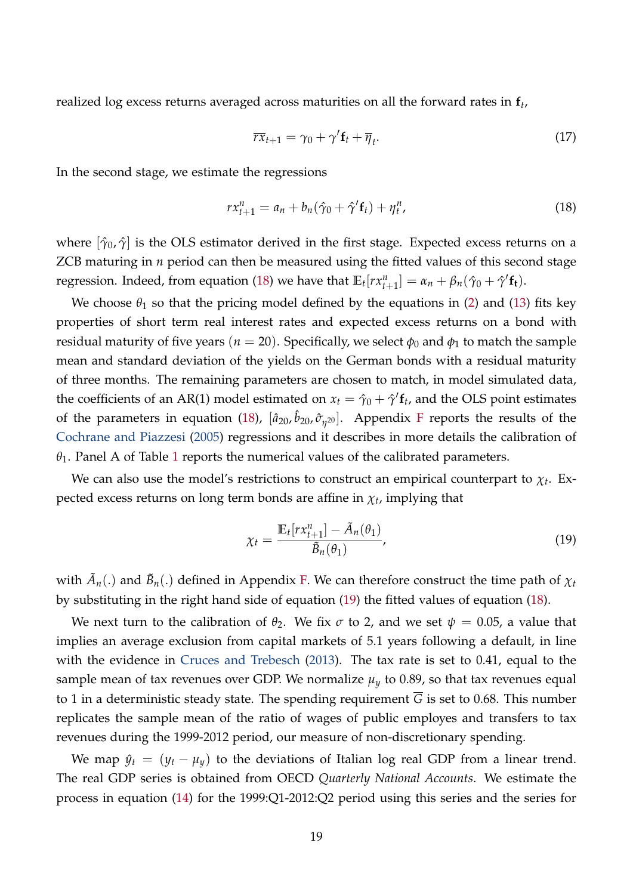realized log excess returns averaged across maturities on all the forward rates in $\mathbf{f}_t$,

$$\overline{rx}_{t+1} = \gamma_0 + \gamma' \mathbf{f}_t + \overline{\eta}_t. \tag{17}$$

In the second stage, we estimate the regressions

$$rx^n_{t+1} = a_n + b_n(\hat{\gamma}_0 + \hat{\gamma}' \mathbf{f_t}) + \eta^n_t, \tag{18}$$

where $[\hat{\gamma}_0, \hat{\gamma}]$ is the OLS estimator derived in the first stage. Expected excess returns on a ZCB maturing in $n$ period can then be measured using the fitted values of this second stage regression. Indeed, from equation (18) we have that $\mathbb{E}_t[rx^n_{t+1}] = \alpha_n + \beta_n(\hat{\gamma}_0 + \hat{\gamma}' \mathbf{f_t})$.

We choose $\theta_1$ so that the pricing model defined by the equations in (2) and (13) fits key properties of short term real interest rates and expected excess returns on a bond with residual maturity of five years ($n = 20$). Specifically, we select $\phi_0$ and $\phi_1$ to match the sample mean and standard deviation of the yields on the German bonds with a residual maturity of three months. The remaining parameters are chosen to match, in model simulated data, the coefficients of an AR(1) model estimated on $x_t = \hat{\gamma}_0 + \hat{\gamma}' \mathbf{f}_t$, and the OLS point estimates of the parameters in equation (18), $[\hat{a}_{20}, \hat{b}_{20}, \hat{\sigma}_{\eta^{20}}]$. Appendix F reports the results of the Cochrane and Piazzesi (2005) regressions and it describes in more details the calibration of $\theta_1$. Panel A of Table 1 reports the numerical values of the calibrated parameters.

We can also use the model's restrictions to construct an empirical counterpart to $\chi_t$. Expected excess returns on long term bonds are affine in $\chi_t$, implying that

$$\chi_t = \frac{\mathbb{E}_t[rx^n_{t+1}] - \tilde{A}_n(\theta_1)}{\tilde{B}_n(\theta_1)}, \tag{19}$$

with $\tilde{A}_n(.)$ and $\tilde{B}_n(.)$ defined in Appendix F. We can therefore construct the time path of $\chi_t$ by substituting in the right hand side of equation (19) the fitted values of equation (18).

We next turn to the calibration of $\theta_2$. We fix $\sigma$ to 2, and we set $\psi = 0.05$, a value that implies an average exclusion from capital markets of 5.1 years following a default, in line with the evidence in Cruces and Trebesch (2013). The tax rate is set to 0.41, equal to the sample mean of tax revenues over GDP. We normalize $\mu_y$ to 0.89, so that tax revenues equal to 1 in a deterministic steady state. The spending requirement $\overline{G}$ is set to 0.68. This number replicates the sample mean of the ratio of wages of public employes and transfers to tax revenues during the 1999-2012 period, our measure of non-discretionary spending.

We map $\hat{y}_t = (y_t - \mu_y)$ to the deviations of Italian log real GDP from a linear trend. The real GDP series is obtained from OECD *Quarterly National Accounts*. We estimate the process in equation (14) for the 1999:Q1-2012:Q2 period using this series and the series for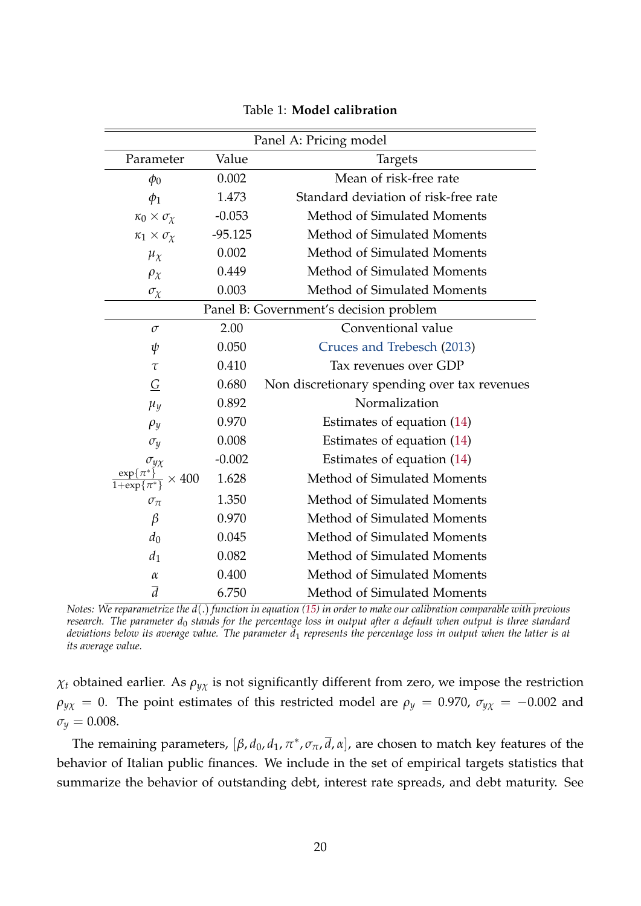Table 1: **Model calibration**

| Parameter | Value | Targets |
|---|---|---|
| **Panel A: Pricing model** | | |
| $\phi_0$ | 0.002 | Mean of risk-free rate |
| $\phi_1$ | 1.473 | Standard deviation of risk-free rate |
| $\kappa_0 \times \sigma_\chi$ | -0.053 | Method of Simulated Moments |
| $\kappa_1 \times \sigma_\chi$ | -95.125 | Method of Simulated Moments |
| $\mu_\chi$ | 0.002 | Method of Simulated Moments |
| $\rho_\chi$ | 0.449 | Method of Simulated Moments |
| $\sigma_\chi$ | 0.003 | Method of Simulated Moments |
| **Panel B: Government's decision problem** | | |
| $\sigma$ | 2.00 | Conventional value |
| $\psi$ | 0.050 | Cruces and Trebesch (2013) |
| $\tau$ | 0.410 | Tax revenues over GDP |
| $\underline{G}$ | 0.680 | Non discretionary spending over tax revenues |
| $\mu_y$ | 0.892 | Normalization |
| $\rho_y$ | 0.970 | Estimates of equation (14) |
| $\sigma_y$ | 0.008 | Estimates of equation (14) |
| $\sigma_{y\chi}$ | -0.002 | Estimates of equation (14) |
| $\frac{\exp\{\pi^*\}}{1+\exp\{\pi^*\}} \times 400$ | 1.628 | Method of Simulated Moments |
| $\sigma_\pi$ | 1.350 | Method of Simulated Moments |
| $\beta$ | 0.970 | Method of Simulated Moments |
| $d_0$ | 0.045 | Method of Simulated Moments |
| $d_1$ | 0.082 | Method of Simulated Moments |
| $\alpha$ | 0.400 | Method of Simulated Moments |
| $\overline{d}$ | 6.750 | Method of Simulated Moments |

*Notes: We reparametrize the $d(.)$ function in equation (15) in order to make our calibration comparable with previous research. The parameter $d_0$ stands for the percentage loss in output after a default when output is three standard deviations below its average value. The parameter $d_1$ represents the percentage loss in output when the latter is at its average value.*

$\chi_t$ obtained earlier. As $\rho_{y\chi}$ is not significantly different from zero, we impose the restriction $\rho_{y\chi} = 0$. The point estimates of this restricted model are $\rho_y = 0.970$, $\sigma_{y\chi} = -0.002$ and $\sigma_y = 0.008$.

The remaining parameters, $[\beta, d_0, d_1, \pi^*, \sigma_\pi, \overline{d}, \alpha]$, are chosen to match key features of the behavior of Italian public finances. We include in the set of empirical targets statistics that summarize the behavior of outstanding debt, interest rate spreads, and debt maturity. See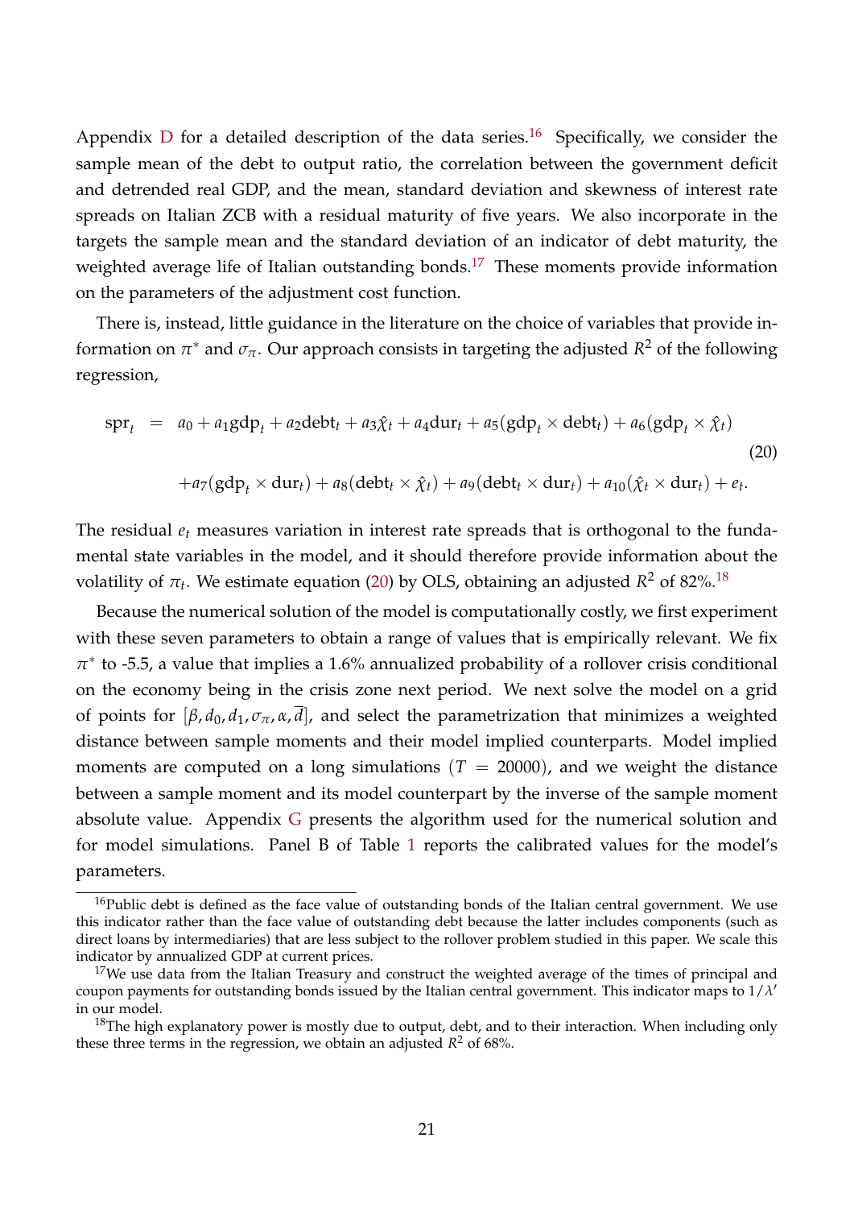Appendix D for a detailed description of the data series.[16] Specifically, we consider the sample mean of the debt to output ratio, the correlation between the government deficit and detrended real GDP, and the mean, standard deviation and skewness of interest rate spreads on Italian ZCB with a residual maturity of five years. We also incorporate in the targets the sample mean and the standard deviation of an indicator of debt maturity, the weighted average life of Italian outstanding bonds.[17] These moments provide information on the parameters of the adjustment cost function.

There is, instead, little guidance in the literature on the choice of variables that provide information on $\pi^*$ and $\sigma_\pi$. Our approach consists in targeting the adjusted $R^2$ of the following regression,

$$
\begin{aligned}
\text{spr}_t \;\; = \;\; & a_0 + a_1 \text{gdp}_t + a_2 \text{debt}_t + a_3 \hat{\chi}_t + a_4 \text{dur}_t + a_5 (\text{gdp}_t \times \text{debt}_t) + a_6 (\text{gdp}_t \times \hat{\chi}_t) \\
& + a_7 (\text{gdp}_t \times \text{dur}_t) + a_8 (\text{debt}_t \times \hat{\chi}_t) + a_9 (\text{debt}_t \times \text{dur}_t) + a_{10} (\hat{\chi}_t \times \text{dur}_t) + e_t.
\end{aligned}
\tag{20}
$$

The residual $e_t$ measures variation in interest rate spreads that is orthogonal to the fundamental state variables in the model, and it should therefore provide information about the volatility of $\pi_t$. We estimate equation (20) by OLS, obtaining an adjusted $R^2$ of 82%.[18]

Because the numerical solution of the model is computationally costly, we first experiment with these seven parameters to obtain a range of values that is empirically relevant. We fix $\pi^*$ to -5.5, a value that implies a 1.6% annualized probability of a rollover crisis conditional on the economy being in the crisis zone next period. We next solve the model on a grid of points for $[\beta, d_0, d_1, \sigma_\pi, \alpha, \overline{d}]$, and select the parametrization that minimizes a weighted distance between sample moments and their model implied counterparts. Model implied moments are computed on a long simulations ($T = 20000$), and we weight the distance between a sample moment and its model counterpart by the inverse of the sample moment absolute value. Appendix G presents the algorithm used for the numerical solution and for model simulations. Panel B of Table 1 reports the calibrated values for the model's parameters.

[16] Public debt is defined as the face value of outstanding bonds of the Italian central government. We use this indicator rather than the face value of outstanding debt because the latter includes components (such as direct loans by intermediaries) that are less subject to the rollover problem studied in this paper. We scale this indicator by annualized GDP at current prices.

[17] We use data from the Italian Treasury and construct the weighted average of the times of principal and coupon payments for outstanding bonds issued by the Italian central government. This indicator maps to $1/\lambda'$ in our model.

[18] The high explanatory power is mostly due to output, debt, and to their interaction. When including only these three terms in the regression, we obtain an adjusted $R^2$ of 68%.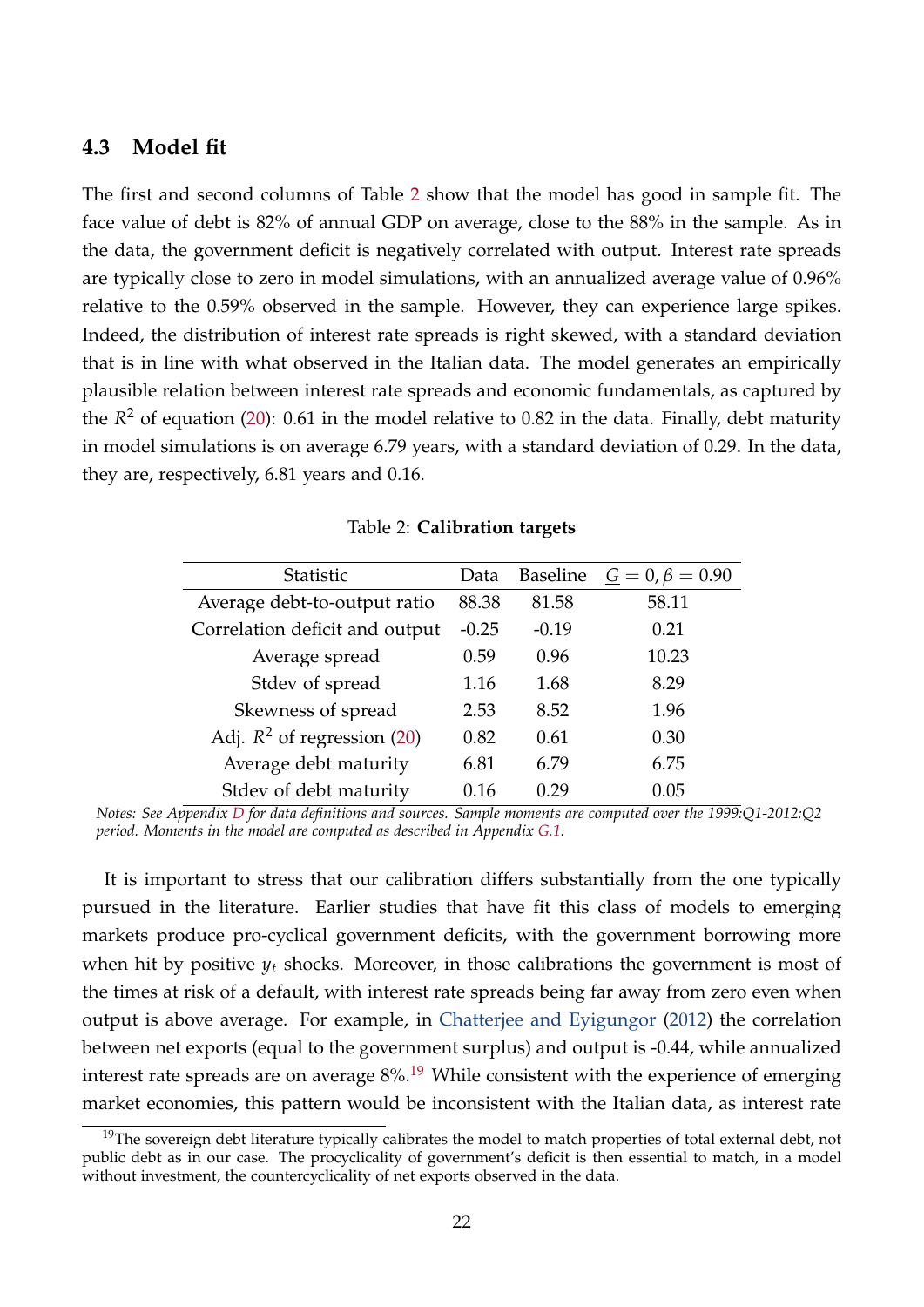### 4.3 Model fit

The first and second columns of Table 2 show that the model has good in sample fit. The face value of debt is 82% of annual GDP on average, close to the 88% in the sample. As in the data, the government deficit is negatively correlated with output. Interest rate spreads are typically close to zero in model simulations, with an annualized average value of 0.96% relative to the 0.59% observed in the sample. However, they can experience large spikes. Indeed, the distribution of interest rate spreads is right skewed, with a standard deviation that is in line with what observed in the Italian data. The model generates an empirically plausible relation between interest rate spreads and economic fundamentals, as captured by the $R^2$ of equation (20): 0.61 in the model relative to 0.82 in the data. Finally, debt maturity in model simulations is on average 6.79 years, with a standard deviation of 0.29. In the data, they are, respectively, 6.81 years and 0.16.

Table 2: **Calibration targets**

| Statistic | Data | Baseline | $\underline{G} = 0, \beta = 0.90$ |
|---|---|---|---|
| Average debt-to-output ratio | 88.38 | 81.58 | 58.11 |
| Correlation deficit and output | -0.25 | -0.19 | 0.21 |
| Average spread | 0.59 | 0.96 | 10.23 |
| Stdev of spread | 1.16 | 1.68 | 8.29 |
| Skewness of spread | 2.53 | 8.52 | 1.96 |
| Adj. $R^2$ of regression (20) | 0.82 | 0.61 | 0.30 |
| Average debt maturity | 6.81 | 6.79 | 6.75 |
| Stdev of debt maturity | 0.16 | 0.29 | 0.05 |

*Notes: See Appendix D for data definitions and sources. Sample moments are computed over the 1999:Q1-2012:Q2 period. Moments in the model are computed as described in Appendix G.1.*

It is important to stress that our calibration differs substantially from the one typically pursued in the literature. Earlier studies that have fit this class of models to emerging markets produce pro-cyclical government deficits, with the government borrowing more when hit by positive $y_t$ shocks. Moreover, in those calibrations the government is most of the times at risk of a default, with interest rate spreads being far away from zero even when output is above average. For example, in Chatterjee and Eyigungor (2012) the correlation between net exports (equal to the government surplus) and output is -0.44, while annualized interest rate spreads are on average 8%.[19] While consistent with the experience of emerging market economies, this pattern would be inconsistent with the Italian data, as interest rate

[19]The sovereign debt literature typically calibrates the model to match properties of total external debt, not public debt as in our case. The procyclicality of government's deficit is then essential to match, in a model without investment, the countercyclicality of net exports observed in the data.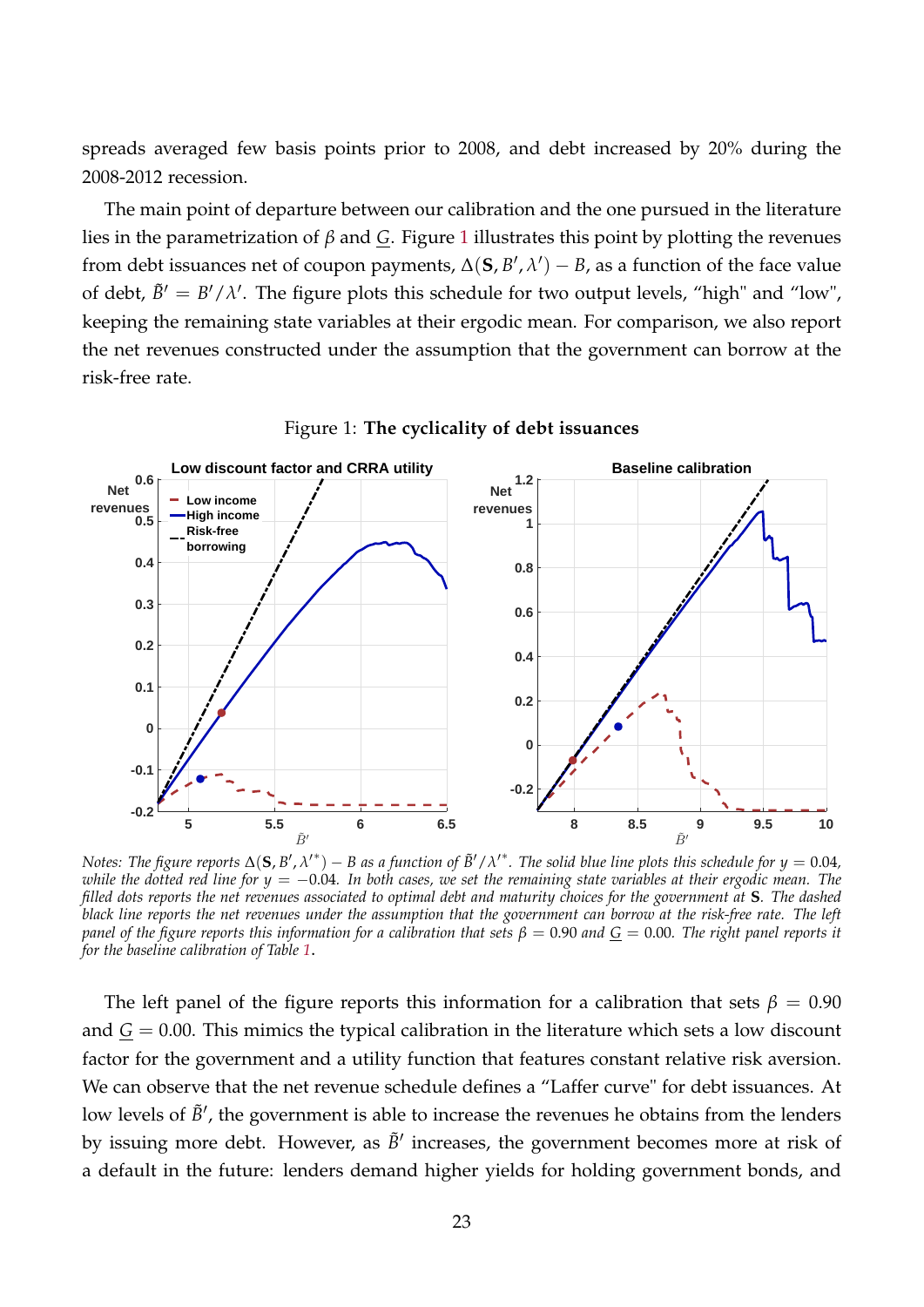spreads averaged few basis points prior to 2008, and debt increased by 20% during the 2008-2012 recession.

The main point of departure between our calibration and the one pursued in the literature lies in the parametrization of $\beta$ and $\underline{G}$. Figure 1 illustrates this point by plotting the revenues from debt issuances net of coupon payments, $\Delta(\mathbf{S}, B', \lambda') - B$, as a function of the face value of debt, $\tilde{B}' = B'/\lambda'$. The figure plots this schedule for two output levels, "high" and "low", keeping the remaining state variables at their ergodic mean. For comparison, we also report the net revenues constructed under the assumption that the government can borrow at the risk-free rate.

Figure 1: **The cyclicality of debt issuances**

*Notes: The figure reports $\Delta(\mathbf{S}, B', \lambda'^*) - B$ as a function of $\tilde{B}'/\lambda'^*$. The solid blue line plots this schedule for $y = 0.04$, while the dotted red line for $y = -0.04$. In both cases, we set the remaining state variables at their ergodic mean. The filled dots reports the net revenues associated to optimal debt and maturity choices for the government at $\mathbf{S}$. The dashed black line reports the net revenues under the assumption that the government can borrow at the risk-free rate. The left panel of the figure reports this information for a calibration that sets $\beta = 0.90$ and $\underline{G} = 0.00$. The right panel reports it for the baseline calibration of Table 1.*

The left panel of the figure reports this information for a calibration that sets $\beta = 0.90$ and $\underline{G} = 0.00$. This mimics the typical calibration in the literature which sets a low discount factor for the government and a utility function that features constant relative risk aversion. We can observe that the net revenue schedule defines a "Laffer curve" for debt issuances. At low levels of $\tilde{B}'$, the government is able to increase the revenues he obtains from the lenders by issuing more debt. However, as $\tilde{B}'$ increases, the government becomes more at risk of a default in the future: lenders demand higher yields for holding government bonds, and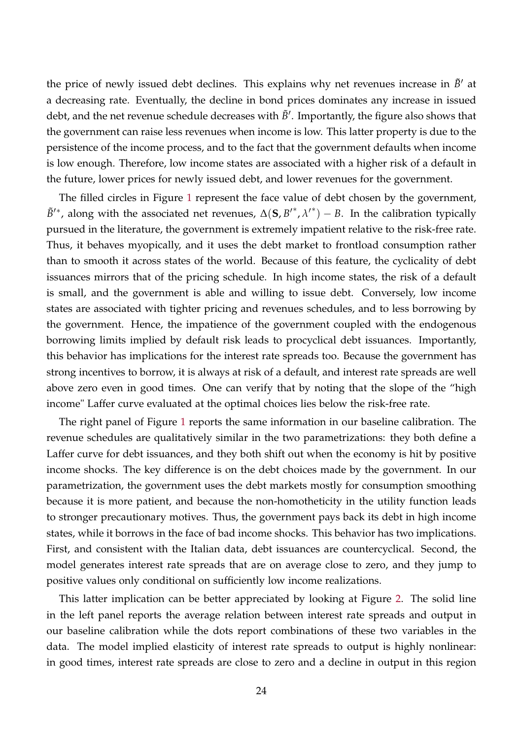the price of newly issued debt declines. This explains why net revenues increase in $\tilde{B}'$ at a decreasing rate. Eventually, the decline in bond prices dominates any increase in issued debt, and the net revenue schedule decreases with $\tilde{B}'$. Importantly, the figure also shows that the government can raise less revenues when income is low. This latter property is due to the persistence of the income process, and to the fact that the government defaults when income is low enough. Therefore, low income states are associated with a higher risk of a default in the future, lower prices for newly issued debt, and lower revenues for the government.

The filled circles in Figure 1 represent the face value of debt chosen by the government, $\tilde{B}'^{*}$, along with the associated net revenues, $\Delta(\mathbf{S}, B'^{*}, \lambda'^{*}) - B$. In the calibration typically pursued in the literature, the government is extremely impatient relative to the risk-free rate. Thus, it behaves myopically, and it uses the debt market to frontload consumption rather than to smooth it across states of the world. Because of this feature, the cyclicality of debt issuances mirrors that of the pricing schedule. In high income states, the risk of a default is small, and the government is able and willing to issue debt. Conversely, low income states are associated with tighter pricing and revenues schedules, and to less borrowing by the government. Hence, the impatience of the government coupled with the endogenous borrowing limits implied by default risk leads to procyclical debt issuances. Importantly, this behavior has implications for the interest rate spreads too. Because the government has strong incentives to borrow, it is always at risk of a default, and interest rate spreads are well above zero even in good times. One can verify that by noting that the slope of the "high income" Laffer curve evaluated at the optimal choices lies below the risk-free rate.

The right panel of Figure 1 reports the same information in our baseline calibration. The revenue schedules are qualitatively similar in the two parametrizations: they both define a Laffer curve for debt issuances, and they both shift out when the economy is hit by positive income shocks. The key difference is on the debt choices made by the government. In our parametrization, the government uses the debt markets mostly for consumption smoothing because it is more patient, and because the non-homotheticity in the utility function leads to stronger precautionary motives. Thus, the government pays back its debt in high income states, while it borrows in the face of bad income shocks. This behavior has two implications. First, and consistent with the Italian data, debt issuances are countercyclical. Second, the model generates interest rate spreads that are on average close to zero, and they jump to positive values only conditional on sufficiently low income realizations.

This latter implication can be better appreciated by looking at Figure 2. The solid line in the left panel reports the average relation between interest rate spreads and output in our baseline calibration while the dots report combinations of these two variables in the data. The model implied elasticity of interest rate spreads to output is highly nonlinear: in good times, interest rate spreads are close to zero and a decline in output in this region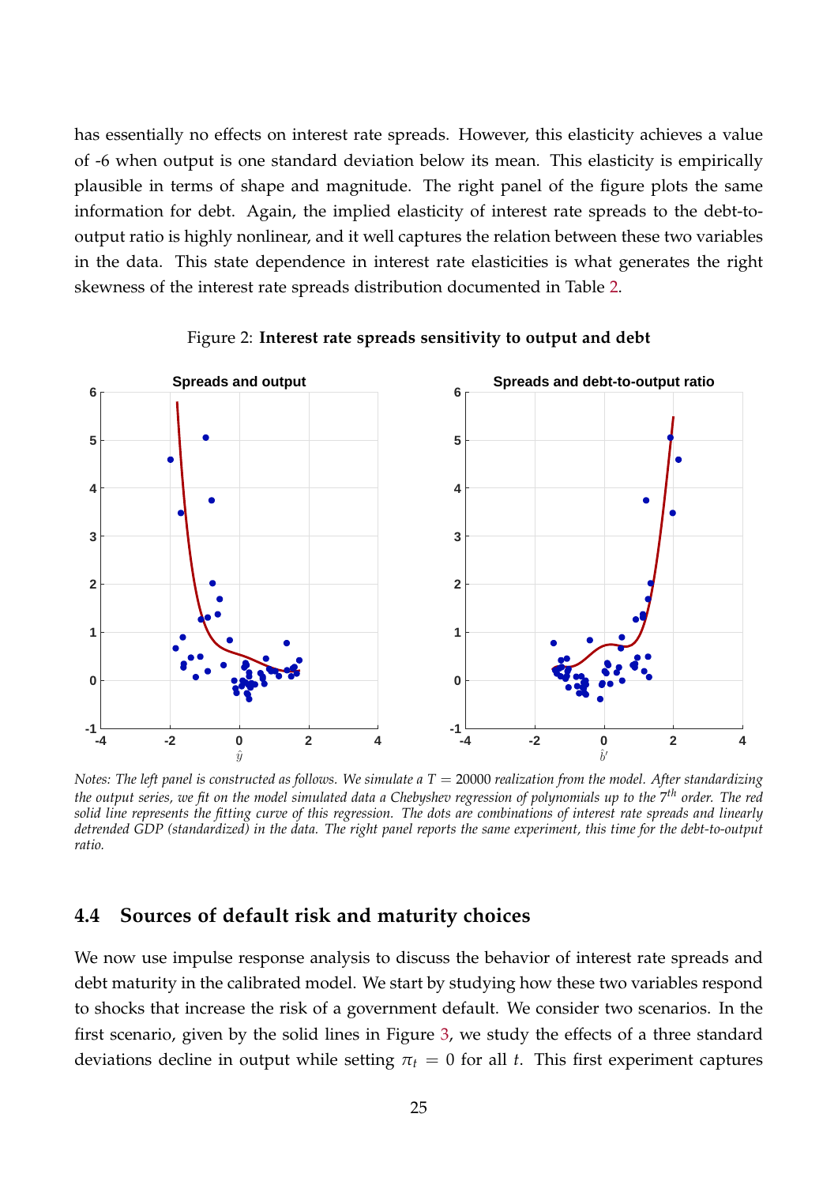has essentially no effects on interest rate spreads. However, this elasticity achieves a value of -6 when output is one standard deviation below its mean. This elasticity is empirically plausible in terms of shape and magnitude. The right panel of the figure plots the same information for debt. Again, the implied elasticity of interest rate spreads to the debt-to-output ratio is highly nonlinear, and it well captures the relation between these two variables in the data. This state dependence in interest rate elasticities is what generates the right skewness of the interest rate spreads distribution documented in Table 2.

Figure 2: **Interest rate spreads sensitivity to output and debt**

*Notes: The left panel is constructed as follows. We simulate a $T = 20000$ realization from the model. After standardizing the output series, we fit on the model simulated data a Chebyshev regression of polynomials up to the $7^{th}$ order. The red solid line represents the fitting curve of this regression. The dots are combinations of interest rate spreads and linearly detrended GDP (standardized) in the data. The right panel reports the same experiment, this time for the debt-to-output ratio.*

### 4.4 Sources of default risk and maturity choices

We now use impulse response analysis to discuss the behavior of interest rate spreads and debt maturity in the calibrated model. We start by studying how these two variables respond to shocks that increase the risk of a government default. We consider two scenarios. In the first scenario, given by the solid lines in Figure 3, we study the effects of a three standard deviations decline in output while setting $\pi_t = 0$ for all $t$. This first experiment captures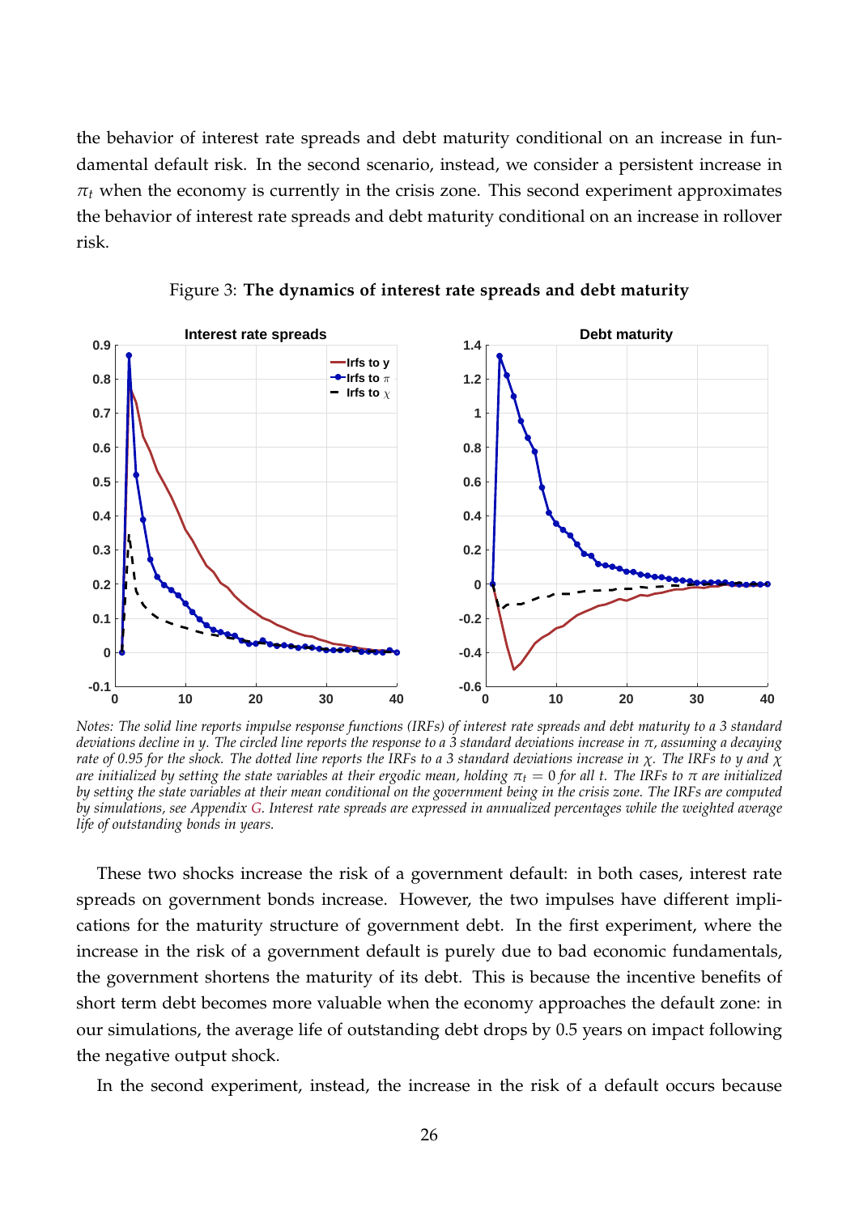the behavior of interest rate spreads and debt maturity conditional on an increase in fundamental default risk. In the second scenario, instead, we consider a persistent increase in $\pi_t$ when the economy is currently in the crisis zone. This second experiment approximates the behavior of interest rate spreads and debt maturity conditional on an increase in rollover risk.

Figure 3: **The dynamics of interest rate spreads and debt maturity**

*Notes: The solid line reports impulse response functions (IRFs) of interest rate spreads and debt maturity to a 3 standard deviations decline in y. The circled line reports the response to a 3 standard deviations increase in $\pi$, assuming a decaying rate of 0.95 for the shock. The dotted line reports the IRFs to a 3 standard deviations increase in $\chi$. The IRFs to y and $\chi$ are initialized by setting the state variables at their ergodic mean, holding $\pi_t = 0$ for all t. The IRFs to $\pi$ are initialized by setting the state variables at their mean conditional on the government being in the crisis zone. The IRFs are computed by simulations, see Appendix G. Interest rate spreads are expressed in annualized percentages while the weighted average life of outstanding bonds in years.*

These two shocks increase the risk of a government default: in both cases, interest rate spreads on government bonds increase. However, the two impulses have different implications for the maturity structure of government debt. In the first experiment, where the increase in the risk of a government default is purely due to bad economic fundamentals, the government shortens the maturity of its debt. This is because the incentive benefits of short term debt becomes more valuable when the economy approaches the default zone: in our simulations, the average life of outstanding debt drops by 0.5 years on impact following the negative output shock.

In the second experiment, instead, the increase in the risk of a default occurs because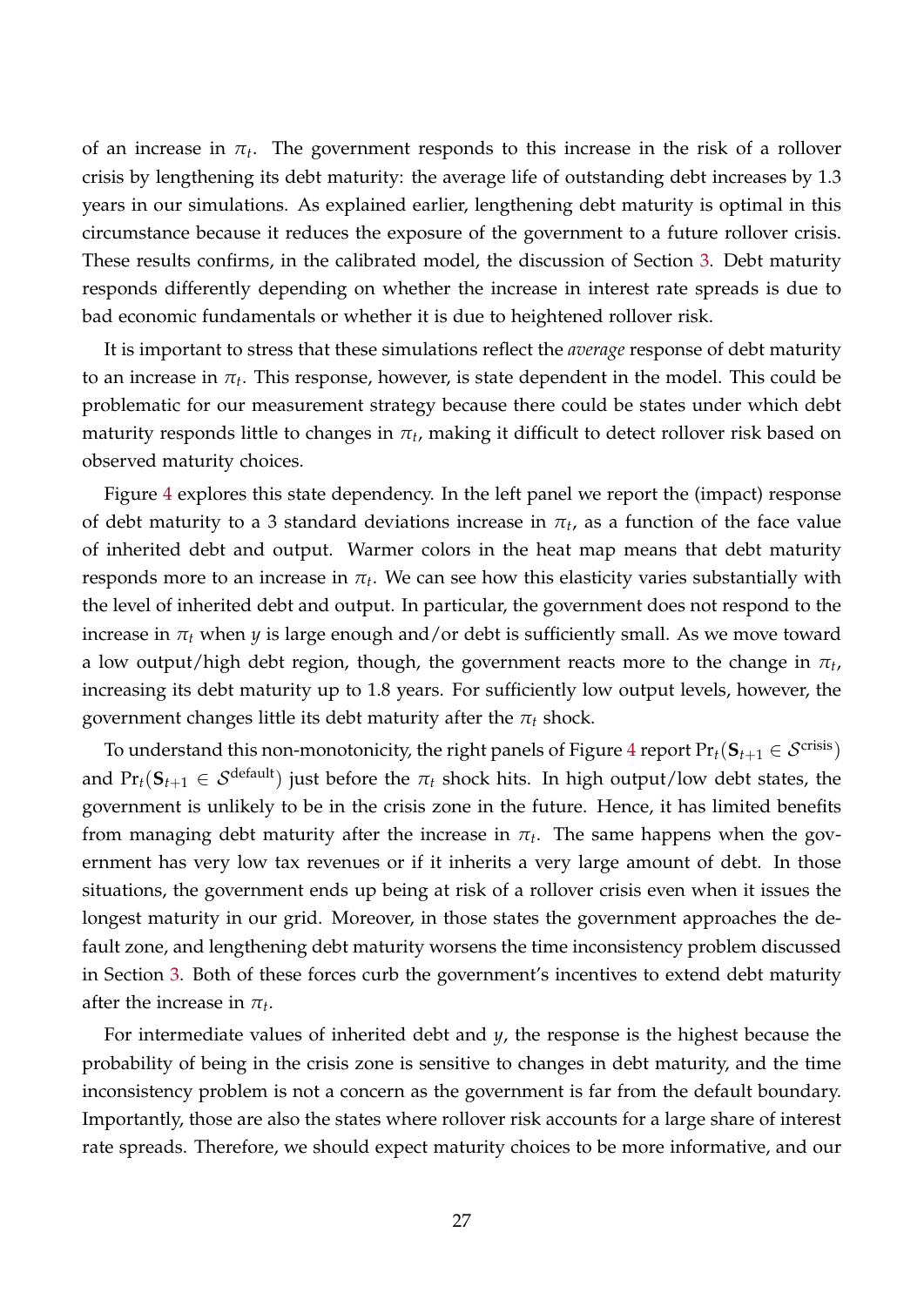of an increase in $\pi_t$. The government responds to this increase in the risk of a rollover crisis by lengthening its debt maturity: the average life of outstanding debt increases by 1.3 years in our simulations. As explained earlier, lengthening debt maturity is optimal in this circumstance because it reduces the exposure of the government to a future rollover crisis. These results confirms, in the calibrated model, the discussion of Section 3. Debt maturity responds differently depending on whether the increase in interest rate spreads is due to bad economic fundamentals or whether it is due to heightened rollover risk.

It is important to stress that these simulations reflect the *average* response of debt maturity to an increase in $\pi_t$. This response, however, is state dependent in the model. This could be problematic for our measurement strategy because there could be states under which debt maturity responds little to changes in $\pi_t$, making it difficult to detect rollover risk based on observed maturity choices.

Figure 4 explores this state dependency. In the left panel we report the (impact) response of debt maturity to a 3 standard deviations increase in $\pi_t$, as a function of the face value of inherited debt and output. Warmer colors in the heat map means that debt maturity responds more to an increase in $\pi_t$. We can see how this elasticity varies substantially with the level of inherited debt and output. In particular, the government does not respond to the increase in $\pi_t$ when $y$ is large enough and/or debt is sufficiently small. As we move toward a low output/high debt region, though, the government reacts more to the change in $\pi_t$, increasing its debt maturity up to 1.8 years. For sufficiently low output levels, however, the government changes little its debt maturity after the $\pi_t$ shock.

To understand this non-monotonicity, the right panels of Figure 4 report $\Pr_t(\mathbf{S}_{t+1} \in \mathcal{S}^{\text{crisis}})$ and $\Pr_t(\mathbf{S}_{t+1} \in \mathcal{S}^{\text{default}})$ just before the $\pi_t$ shock hits. In high output/low debt states, the government is unlikely to be in the crisis zone in the future. Hence, it has limited benefits from managing debt maturity after the increase in $\pi_t$. The same happens when the government has very low tax revenues or if it inherits a very large amount of debt. In those situations, the government ends up being at risk of a rollover crisis even when it issues the longest maturity in our grid. Moreover, in those states the government approaches the default zone, and lengthening debt maturity worsens the time inconsistency problem discussed in Section 3. Both of these forces curb the government's incentives to extend debt maturity after the increase in $\pi_t$.

For intermediate values of inherited debt and $y$, the response is the highest because the probability of being in the crisis zone is sensitive to changes in debt maturity, and the time inconsistency problem is not a concern as the government is far from the default boundary. Importantly, those are also the states where rollover risk accounts for a large share of interest rate spreads. Therefore, we should expect maturity choices to be more informative, and our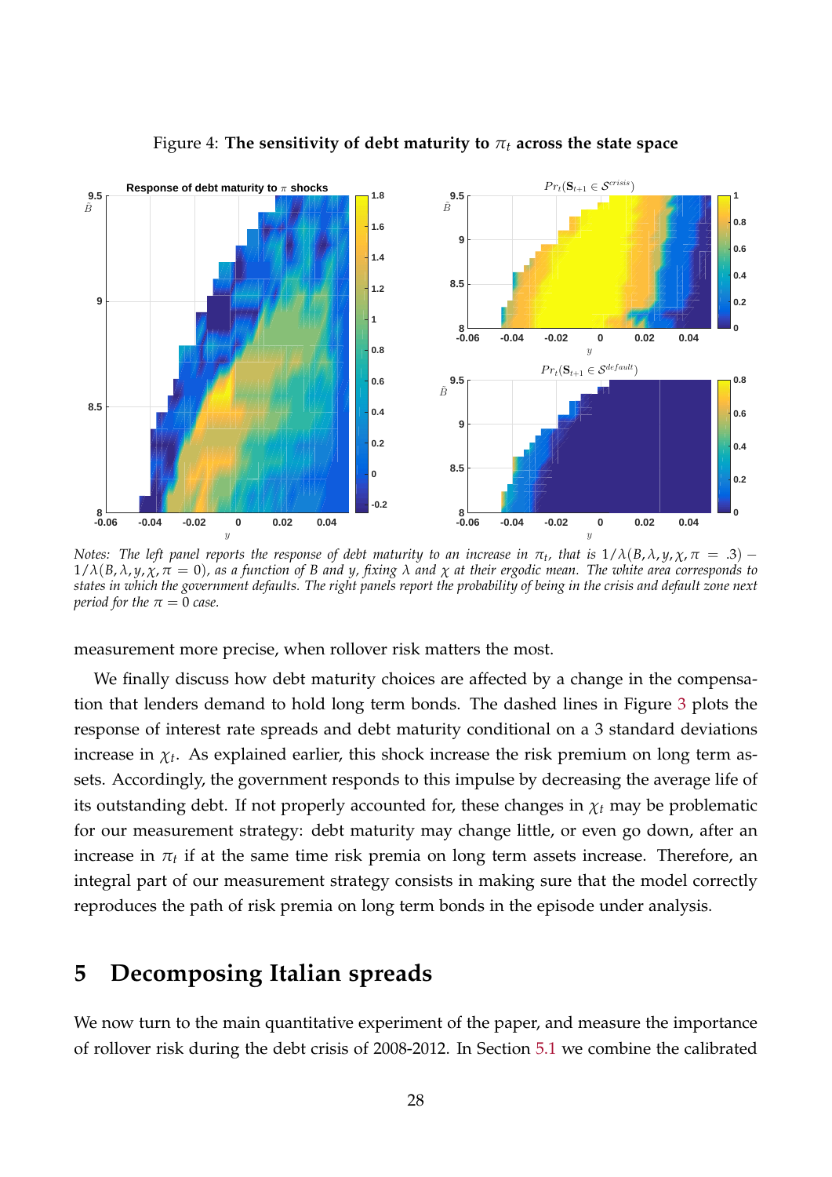Figure 4: **The sensitivity of debt maturity to $\pi_t$ across the state space**

*Notes: The left panel reports the response of debt maturity to an increase in $\pi_t$, that is $1/\lambda(B, \lambda, y, \chi, \pi = .3) - 1/\lambda(B, \lambda, y, \chi, \pi = 0)$, as a function of B and y, fixing $\lambda$ and $\chi$ at their ergodic mean. The white area corresponds to states in which the government defaults. The right panels report the probability of being in the crisis and default zone next period for the $\pi = 0$ case.*

measurement more precise, when rollover risk matters the most.

We finally discuss how debt maturity choices are affected by a change in the compensation that lenders demand to hold long term bonds. The dashed lines in Figure 3 plots the response of interest rate spreads and debt maturity conditional on a 3 standard deviations increase in $\chi_t$. As explained earlier, this shock increase the risk premium on long term assets. Accordingly, the government responds to this impulse by decreasing the average life of its outstanding debt. If not properly accounted for, these changes in $\chi_t$ may be problematic for our measurement strategy: debt maturity may change little, or even go down, after an increase in $\pi_t$ if at the same time risk premia on long term assets increase. Therefore, an integral part of our measurement strategy consists in making sure that the model correctly reproduces the path of risk premia on long term bonds in the episode under analysis.

# 5 Decomposing Italian spreads

We now turn to the main quantitative experiment of the paper, and measure the importance of rollover risk during the debt crisis of 2008-2012. In Section 5.1 we combine the calibrated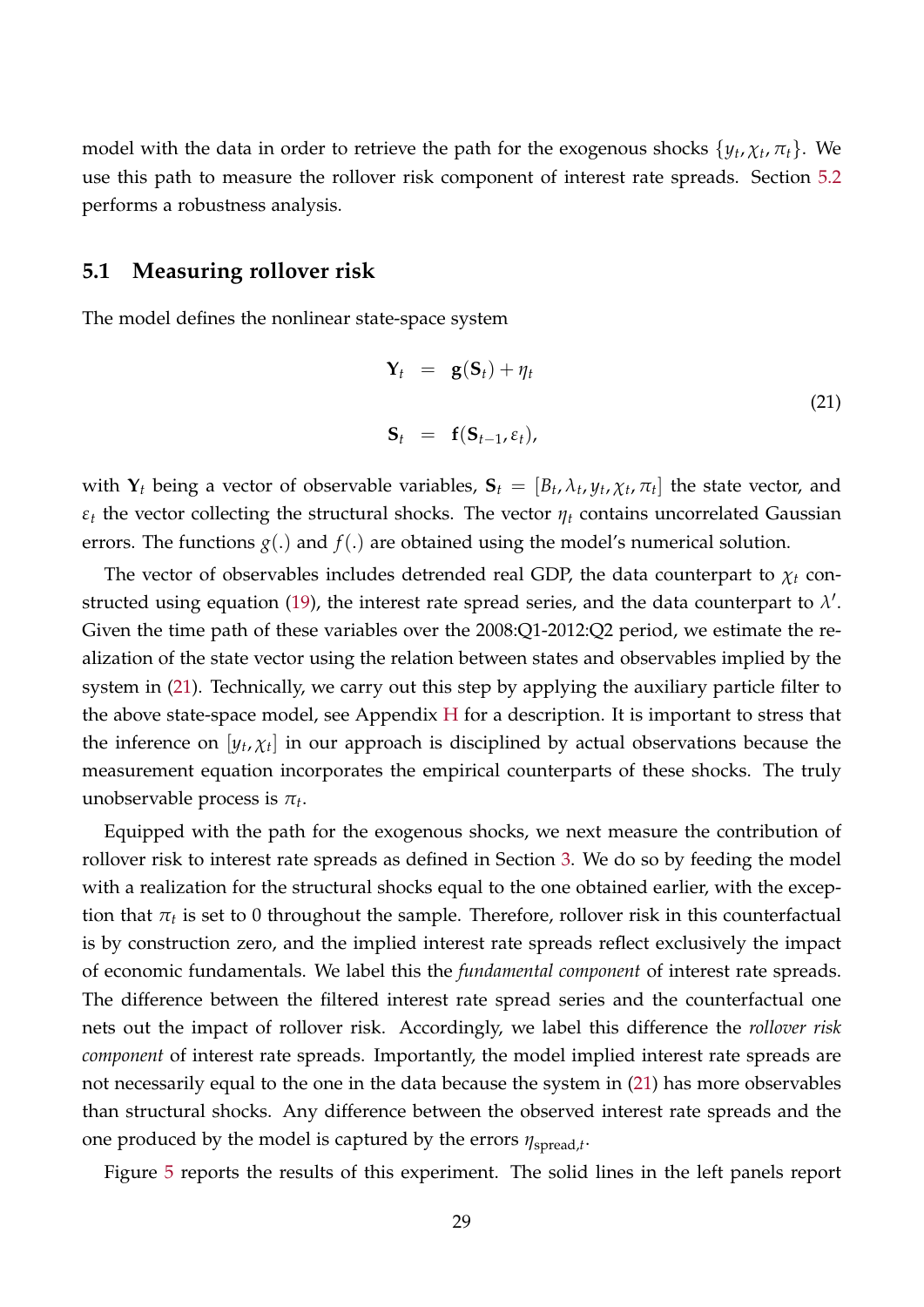model with the data in order to retrieve the path for the exogenous shocks $\{y_t, \chi_t, \pi_t\}$. We use this path to measure the rollover risk component of interest rate spreads. Section 5.2 performs a robustness analysis.

## 5.1 Measuring rollover risk

The model defines the nonlinear state-space system

$$
\begin{aligned}
\mathbf{Y}_t &= \mathbf{g}(\mathbf{S}_t) + \eta_t \\
\mathbf{S}_t &= \mathbf{f}(\mathbf{S}_{t-1}, \varepsilon_t),
\end{aligned}
\tag{21}
$$

with $\mathbf{Y}_t$ being a vector of observable variables, $\mathbf{S}_t = [B_t, \lambda_t, y_t, \chi_t, \pi_t]$ the state vector, and $\varepsilon_t$ the vector collecting the structural shocks. The vector $\eta_t$ contains uncorrelated Gaussian errors. The functions $g(.)$ and $f(.)$ are obtained using the model's numerical solution.

The vector of observables includes detrended real GDP, the data counterpart to $\chi_t$ constructed using equation (19), the interest rate spread series, and the data counterpart to $\lambda'$. Given the time path of these variables over the 2008:Q1-2012:Q2 period, we estimate the realization of the state vector using the relation between states and observables implied by the system in (21). Technically, we carry out this step by applying the auxiliary particle filter to the above state-space model, see Appendix H for a description. It is important to stress that the inference on $[y_t, \chi_t]$ in our approach is disciplined by actual observations because the measurement equation incorporates the empirical counterparts of these shocks. The truly unobservable process is $\pi_t$.

Equipped with the path for the exogenous shocks, we next measure the contribution of rollover risk to interest rate spreads as defined in Section 3. We do so by feeding the model with a realization for the structural shocks equal to the one obtained earlier, with the exception that $\pi_t$ is set to 0 throughout the sample. Therefore, rollover risk in this counterfactual is by construction zero, and the implied interest rate spreads reflect exclusively the impact of economic fundamentals. We label this the *fundamental component* of interest rate spreads. The difference between the filtered interest rate spread series and the counterfactual one nets out the impact of rollover risk. Accordingly, we label this difference the *rollover risk component* of interest rate spreads. Importantly, the model implied interest rate spreads are not necessarily equal to the one in the data because the system in (21) has more observables than structural shocks. Any difference between the observed interest rate spreads and the one produced by the model is captured by the errors $\eta_{\text{spread},t}$.

Figure 5 reports the results of this experiment. The solid lines in the left panels report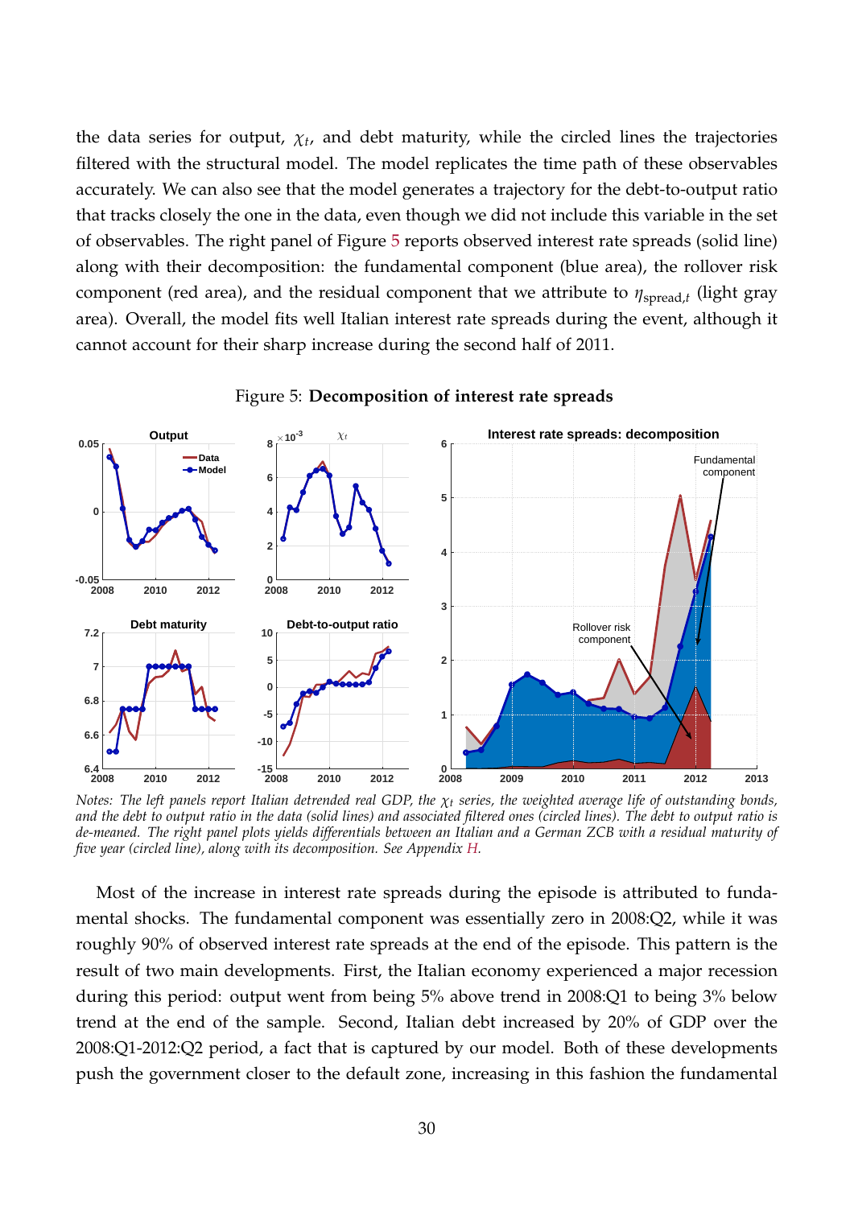the data series for output, $\chi_t$, and debt maturity, while the circled lines the trajectories filtered with the structural model. The model replicates the time path of these observables accurately. We can also see that the model generates a trajectory for the debt-to-output ratio that tracks closely the one in the data, even though we did not include this variable in the set of observables. The right panel of Figure 5 reports observed interest rate spreads (solid line) along with their decomposition: the fundamental component (blue area), the rollover risk component (red area), and the residual component that we attribute to $\eta_{\text{spread},t}$ (light gray area). Overall, the model fits well Italian interest rate spreads during the event, although it cannot account for their sharp increase during the second half of 2011.

Figure 5: **Decomposition of interest rate spreads**

*Notes: The left panels report Italian detrended real GDP, the $\chi_t$ series, the weighted average life of outstanding bonds, and the debt to output ratio in the data (solid lines) and associated filtered ones (circled lines). The debt to output ratio is de-meaned. The right panel plots yields differentials between an Italian and a German ZCB with a residual maturity of five year (circled line), along with its decomposition. See Appendix H.*

Most of the increase in interest rate spreads during the episode is attributed to fundamental shocks. The fundamental component was essentially zero in 2008:Q2, while it was roughly 90% of observed interest rate spreads at the end of the episode. This pattern is the result of two main developments. First, the Italian economy experienced a major recession during this period: output went from being 5% above trend in 2008:Q1 to being 3% below trend at the end of the sample. Second, Italian debt increased by 20% of GDP over the 2008:Q1-2012:Q2 period, a fact that is captured by our model. Both of these developments push the government closer to the default zone, increasing in this fashion the fundamental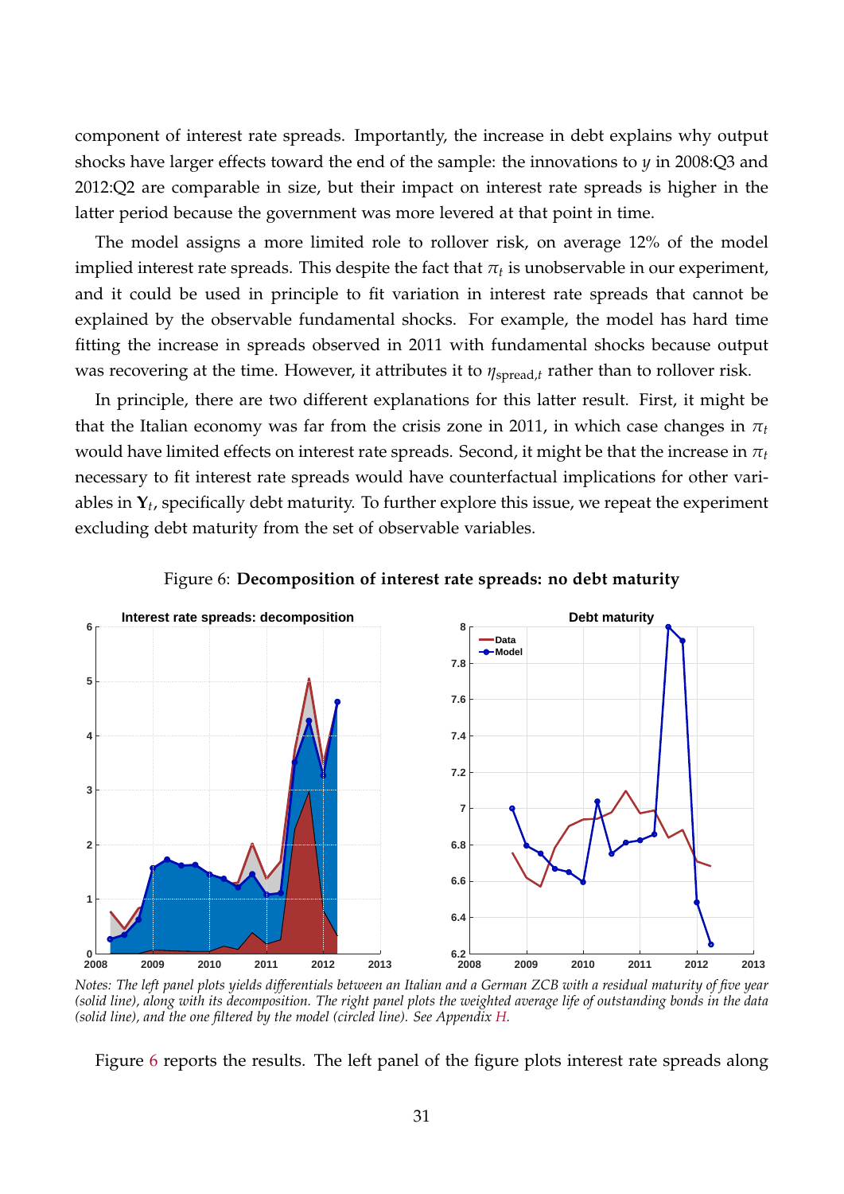component of interest rate spreads. Importantly, the increase in debt explains why output shocks have larger effects toward the end of the sample: the innovations to $y$ in 2008:Q3 and 2012:Q2 are comparable in size, but their impact on interest rate spreads is higher in the latter period because the government was more levered at that point in time.

The model assigns a more limited role to rollover risk, on average 12% of the model implied interest rate spreads. This despite the fact that $\pi_t$ is unobservable in our experiment, and it could be used in principle to fit variation in interest rate spreads that cannot be explained by the observable fundamental shocks. For example, the model has hard time fitting the increase in spreads observed in 2011 with fundamental shocks because output was recovering at the time. However, it attributes it to $\eta_{\text{spread},t}$ rather than to rollover risk.

In principle, there are two different explanations for this latter result. First, it might be that the Italian economy was far from the crisis zone in 2011, in which case changes in $\pi_t$ would have limited effects on interest rate spreads. Second, it might be that the increase in $\pi_t$ necessary to fit interest rate spreads would have counterfactual implications for other variables in $\mathbf{Y}_t$, specifically debt maturity. To further explore this issue, we repeat the experiment excluding debt maturity from the set of observable variables.

Figure 6: **Decomposition of interest rate spreads: no debt maturity**

*Notes: The left panel plots yields differentials between an Italian and a German ZCB with a residual maturity of five year (solid line), along with its decomposition. The right panel plots the weighted average life of outstanding bonds in the data (solid line), and the one filtered by the model (circled line). See Appendix H.*

Figure 6 reports the results. The left panel of the figure plots interest rate spreads along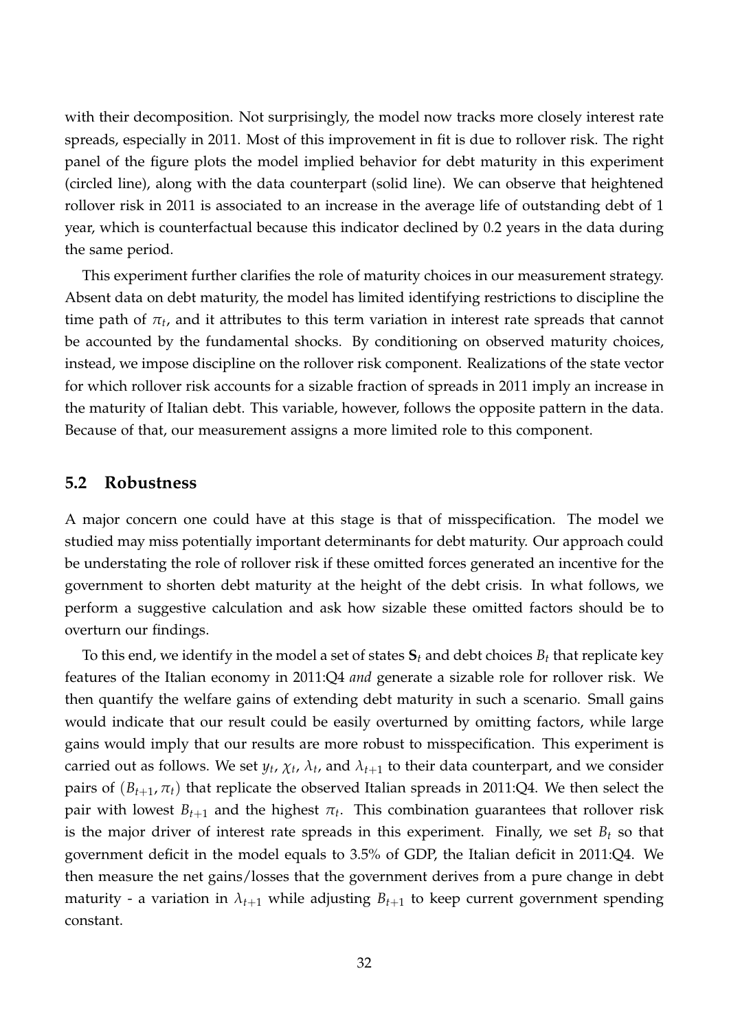with their decomposition. Not surprisingly, the model now tracks more closely interest rate spreads, especially in 2011. Most of this improvement in fit is due to rollover risk. The right panel of the figure plots the model implied behavior for debt maturity in this experiment (circled line), along with the data counterpart (solid line). We can observe that heightened rollover risk in 2011 is associated to an increase in the average life of outstanding debt of 1 year, which is counterfactual because this indicator declined by 0.2 years in the data during the same period.

This experiment further clarifies the role of maturity choices in our measurement strategy. Absent data on debt maturity, the model has limited identifying restrictions to discipline the time path of $\pi_t$, and it attributes to this term variation in interest rate spreads that cannot be accounted by the fundamental shocks. By conditioning on observed maturity choices, instead, we impose discipline on the rollover risk component. Realizations of the state vector for which rollover risk accounts for a sizable fraction of spreads in 2011 imply an increase in the maturity of Italian debt. This variable, however, follows the opposite pattern in the data. Because of that, our measurement assigns a more limited role to this component.

## 5.2 Robustness

A major concern one could have at this stage is that of misspecification. The model we studied may miss potentially important determinants for debt maturity. Our approach could be understating the role of rollover risk if these omitted forces generated an incentive for the government to shorten debt maturity at the height of the debt crisis. In what follows, we perform a suggestive calculation and ask how sizable these omitted factors should be to overturn our findings.

To this end, we identify in the model a set of states $\mathbf{S}_t$ and debt choices $B_t$ that replicate key features of the Italian economy in 2011:Q4 *and* generate a sizable role for rollover risk. We then quantify the welfare gains of extending debt maturity in such a scenario. Small gains would indicate that our result could be easily overturned by omitting factors, while large gains would imply that our results are more robust to misspecification. This experiment is carried out as follows. We set $y_t$, $\chi_t$, $\lambda_t$, and $\lambda_{t+1}$ to their data counterpart, and we consider pairs of $(B_{t+1}, \pi_t)$ that replicate the observed Italian spreads in 2011:Q4. We then select the pair with lowest $B_{t+1}$ and the highest $\pi_t$. This combination guarantees that rollover risk is the major driver of interest rate spreads in this experiment. Finally, we set $B_t$ so that government deficit in the model equals to 3.5% of GDP, the Italian deficit in 2011:Q4. We then measure the net gains/losses that the government derives from a pure change in debt maturity - a variation in $\lambda_{t+1}$ while adjusting $B_{t+1}$ to keep current government spending constant.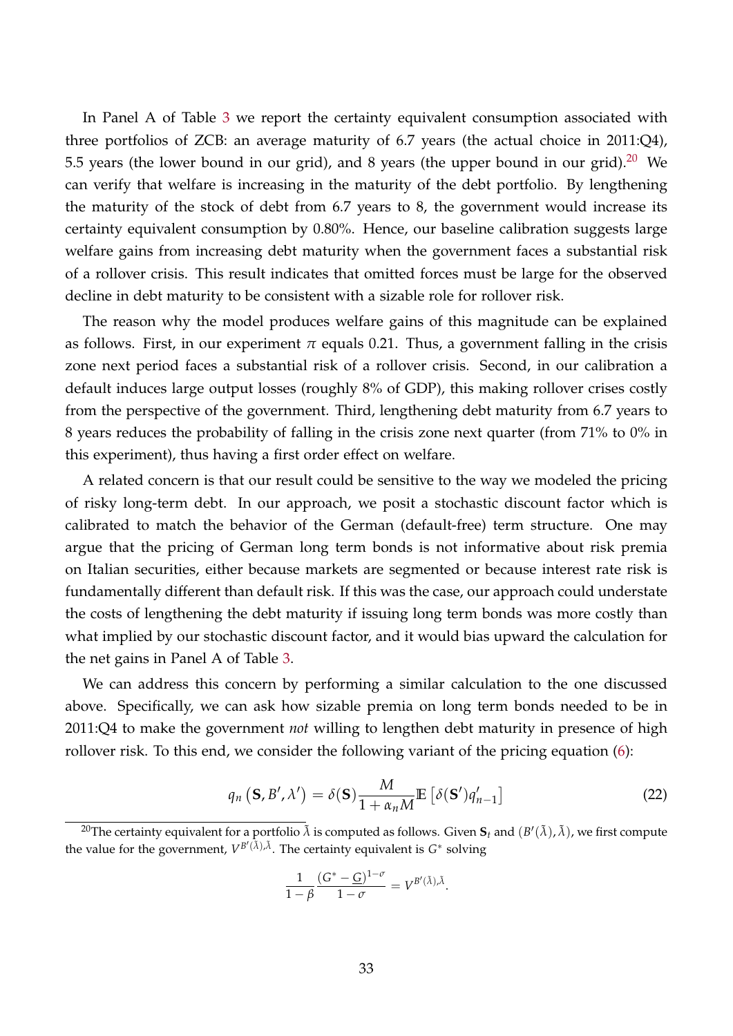In Panel A of Table 3 we report the certainty equivalent consumption associated with three portfolios of ZCB: an average maturity of 6.7 years (the actual choice in 2011:Q4), 5.5 years (the lower bound in our grid), and 8 years (the upper bound in our grid).[20] We can verify that welfare is increasing in the maturity of the debt portfolio. By lengthening the maturity of the stock of debt from 6.7 years to 8, the government would increase its certainty equivalent consumption by 0.80%. Hence, our baseline calibration suggests large welfare gains from increasing debt maturity when the government faces a substantial risk of a rollover crisis. This result indicates that omitted forces must be large for the observed decline in debt maturity to be consistent with a sizable role for rollover risk.

The reason why the model produces welfare gains of this magnitude can be explained as follows. First, in our experiment $\pi$ equals 0.21. Thus, a government falling in the crisis zone next period faces a substantial risk of a rollover crisis. Second, in our calibration a default induces large output losses (roughly 8% of GDP), this making rollover crises costly from the perspective of the government. Third, lengthening debt maturity from 6.7 years to 8 years reduces the probability of falling in the crisis zone next quarter (from 71% to 0% in this experiment), thus having a first order effect on welfare.

A related concern is that our result could be sensitive to the way we modeled the pricing of risky long-term debt. In our approach, we posit a stochastic discount factor which is calibrated to match the behavior of the German (default-free) term structure. One may argue that the pricing of German long term bonds is not informative about risk premia on Italian securities, either because markets are segmented or because interest rate risk is fundamentally different than default risk. If this was the case, our approach could understate the costs of lengthening the debt maturity if issuing long term bonds was more costly than what implied by our stochastic discount factor, and it would bias upward the calculation for the net gains in Panel A of Table 3.

We can address this concern by performing a similar calculation to the one discussed above. Specifically, we can ask how sizable premia on long term bonds needed to be in 2011:Q4 to make the government *not* willing to lengthen debt maturity in presence of high rollover risk. To this end, we consider the following variant of the pricing equation (6):

$$q_n\left(\mathbf{S}, B', \lambda'\right) = \delta(\mathbf{S}) \frac{M}{1+\alpha_n M} \mathbb{E}\left[\delta(\mathbf{S}') q'_{n-1}\right] \tag{22}$$

[20] The certainty equivalent for a portfolio $\bar{\lambda}$ is computed as follows. Given $\mathbf{S}_t$ and $(B'(\bar{\lambda}), \bar{\lambda})$, we first compute the value for the government, $V^{B'(\bar{\lambda}),\bar{\lambda}}$. The certainty equivalent is $G^*$ solving

$$\frac{1}{1-\beta} \frac{(G^* - \underline{G})^{1-\sigma}}{1-\sigma} = V^{B'(\bar{\lambda}),\bar{\lambda}}.$$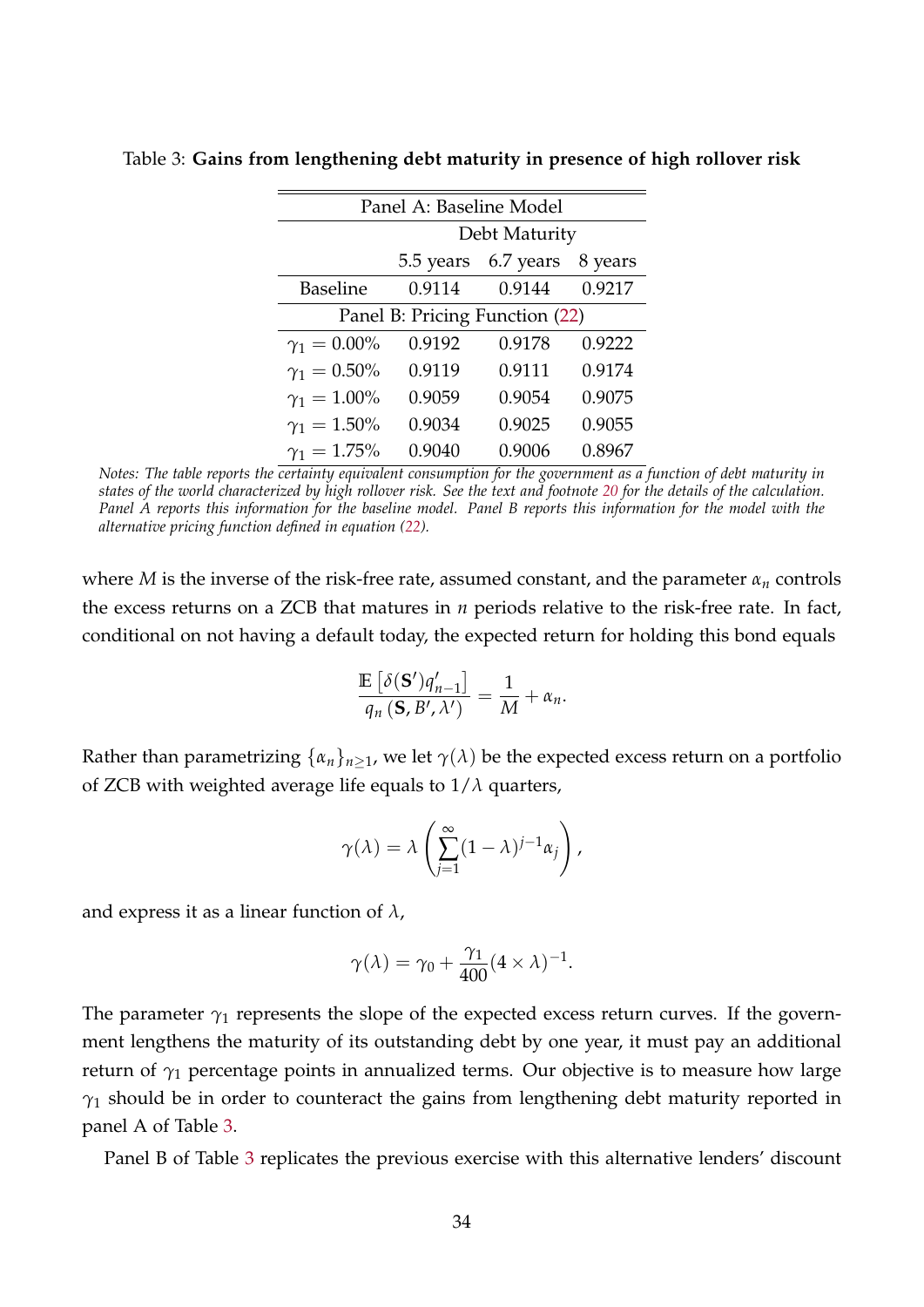Table 3: **Gains from lengthening debt maturity in presence of high rollover risk**

| Panel A: Baseline Model | | | |
|---|---|---|---|
| | Debt Maturity | | |
| | 5.5 years | 6.7 years | 8 years |
| Baseline | 0.9114 | 0.9144 | 0.9217 |
| **Panel B: Pricing Function (22)** | | | |
| $\gamma_1 = 0.00\%$ | 0.9192 | 0.9178 | 0.9222 |
| $\gamma_1 = 0.50\%$ | 0.9119 | 0.9111 | 0.9174 |
| $\gamma_1 = 1.00\%$ | 0.9059 | 0.9054 | 0.9075 |
| $\gamma_1 = 1.50\%$ | 0.9034 | 0.9025 | 0.9055 |
| $\gamma_1 = 1.75\%$ | 0.9040 | 0.9006 | 0.8967 |

*Notes: The table reports the certainty equivalent consumption for the government as a function of debt maturity in states of the world characterized by high rollover risk. See the text and footnote 20 for the details of the calculation. Panel A reports this information for the baseline model. Panel B reports this information for the model with the alternative pricing function defined in equation (22).*

where $M$ is the inverse of the risk-free rate, assumed constant, and the parameter $\alpha_n$ controls the excess returns on a ZCB that matures in $n$ periods relative to the risk-free rate. In fact, conditional on not having a default today, the expected return for holding this bond equals

$$\frac{\mathbb{E}\left[\delta(\mathbf{S}')q'_{n-1}\right]}{q_n\left(\mathbf{S}, B', \lambda'\right)} = \frac{1}{M} + \alpha_n.$$

Rather than parametrizing $\{\alpha_n\}_{n\geq 1}$, we let $\gamma(\lambda)$ be the expected excess return on a portfolio of ZCB with weighted average life equals to $1/\lambda$ quarters,

$$\gamma(\lambda) = \lambda\left(\sum_{j=1}^{\infty}(1-\lambda)^{j-1}\alpha_j\right),$$

and express it as a linear function of $\lambda$,

$$\gamma(\lambda) = \gamma_0 + \frac{\gamma_1}{400}(4\times\lambda)^{-1}.$$

The parameter $\gamma_1$ represents the slope of the expected excess return curves. If the government lengthens the maturity of its outstanding debt by one year, it must pay an additional return of $\gamma_1$ percentage points in annualized terms. Our objective is to measure how large $\gamma_1$ should be in order to counteract the gains from lengthening debt maturity reported in panel A of Table 3.

Panel B of Table 3 replicates the previous exercise with this alternative lenders' discount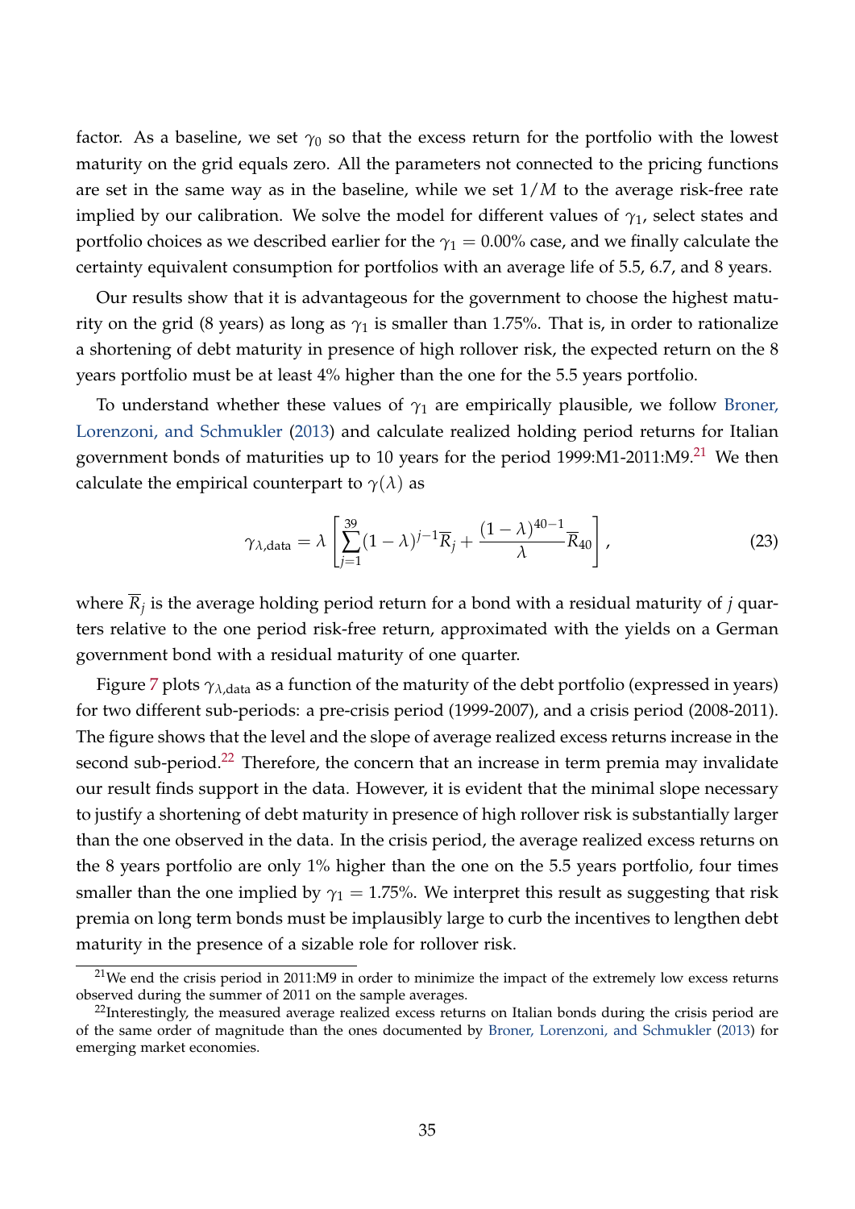factor. As a baseline, we set $\gamma_0$ so that the excess return for the portfolio with the lowest maturity on the grid equals zero. All the parameters not connected to the pricing functions are set in the same way as in the baseline, while we set $1/M$ to the average risk-free rate implied by our calibration. We solve the model for different values of $\gamma_1$, select states and portfolio choices as we described earlier for the $\gamma_1 = 0.00\%$ case, and we finally calculate the certainty equivalent consumption for portfolios with an average life of 5.5, 6.7, and 8 years.

Our results show that it is advantageous for the government to choose the highest maturity on the grid (8 years) as long as $\gamma_1$ is smaller than 1.75%. That is, in order to rationalize a shortening of debt maturity in presence of high rollover risk, the expected return on the 8 years portfolio must be at least 4% higher than the one for the 5.5 years portfolio.

To understand whether these values of $\gamma_1$ are empirically plausible, we follow Broner, Lorenzoni, and Schmukler (2013) and calculate realized holding period returns for Italian government bonds of maturities up to 10 years for the period 1999:M1-2011:M9.[21] We then calculate the empirical counterpart to $\gamma(\lambda)$ as

$$\gamma_{\lambda,\text{data}} = \lambda \left[ \sum_{j=1}^{39} (1-\lambda)^{j-1} \overline{R}_j + \frac{(1-\lambda)^{40-1}}{\lambda} \overline{R}_{40} \right], \tag{23}$$

where $\overline{R}_j$ is the average holding period return for a bond with a residual maturity of $j$ quarters relative to the one period risk-free return, approximated with the yields on a German government bond with a residual maturity of one quarter.

Figure 7 plots $\gamma_{\lambda,\text{data}}$ as a function of the maturity of the debt portfolio (expressed in years) for two different sub-periods: a pre-crisis period (1999-2007), and a crisis period (2008-2011). The figure shows that the level and the slope of average realized excess returns increase in the second sub-period.[22] Therefore, the concern that an increase in term premia may invalidate our result finds support in the data. However, it is evident that the minimal slope necessary to justify a shortening of debt maturity in presence of high rollover risk is substantially larger than the one observed in the data. In the crisis period, the average realized excess returns on the 8 years portfolio are only 1% higher than the one on the 5.5 years portfolio, four times smaller than the one implied by $\gamma_1 = 1.75\%$. We interpret this result as suggesting that risk premia on long term bonds must be implausibly large to curb the incentives to lengthen debt maturity in the presence of a sizable role for rollover risk.

[21] We end the crisis period in 2011:M9 in order to minimize the impact of the extremely low excess returns observed during the summer of 2011 on the sample averages.

[22] Interestingly, the measured average realized excess returns on Italian bonds during the crisis period are of the same order of magnitude than the ones documented by Broner, Lorenzoni, and Schmukler (2013) for emerging market economies.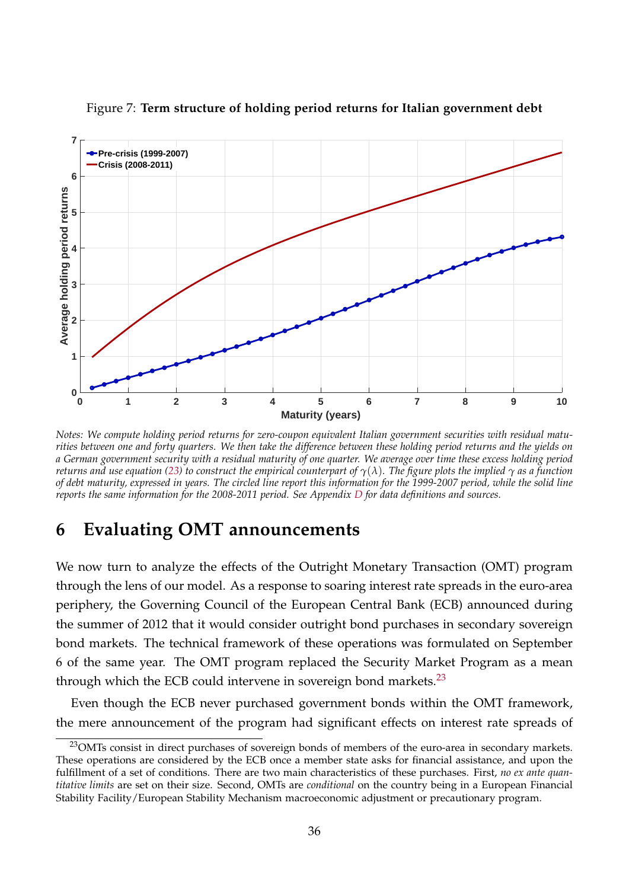Figure 7: **Term structure of holding period returns for Italian government debt**

*Notes: We compute holding period returns for zero-coupon equivalent Italian government securities with residual maturities between one and forty quarters. We then take the difference between these holding period returns and the yields on a German government security with a residual maturity of one quarter. We average over time these excess holding period returns and use equation (23) to construct the empirical counterpart of $\gamma(\lambda)$. The figure plots the implied $\gamma$ as a function of debt maturity, expressed in years. The circled line report this information for the 1999-2007 period, while the solid line reports the same information for the 2008-2011 period. See Appendix D for data definitions and sources.*

## 6 Evaluating OMT announcements

We now turn to analyze the effects of the Outright Monetary Transaction (OMT) program through the lens of our model. As a response to soaring interest rate spreads in the euro-area periphery, the Governing Council of the European Central Bank (ECB) announced during the summer of 2012 that it would consider outright bond purchases in secondary sovereign bond markets. The technical framework of these operations was formulated on September 6 of the same year. The OMT program replaced the Security Market Program as a mean through which the ECB could intervene in sovereign bond markets.[23]

Even though the ECB never purchased government bonds within the OMT framework, the mere announcement of the program had significant effects on interest rate spreads of

[23] OMTs consist in direct purchases of sovereign bonds of members of the euro-area in secondary markets. These operations are considered by the ECB once a member state asks for financial assistance, and upon the fulfillment of a set of conditions. There are two main characteristics of these purchases. First, *no ex ante quantitative limits* are set on their size. Second, OMTs are *conditional* on the country being in a European Financial Stability Facility/European Stability Mechanism macroeconomic adjustment or precautionary program.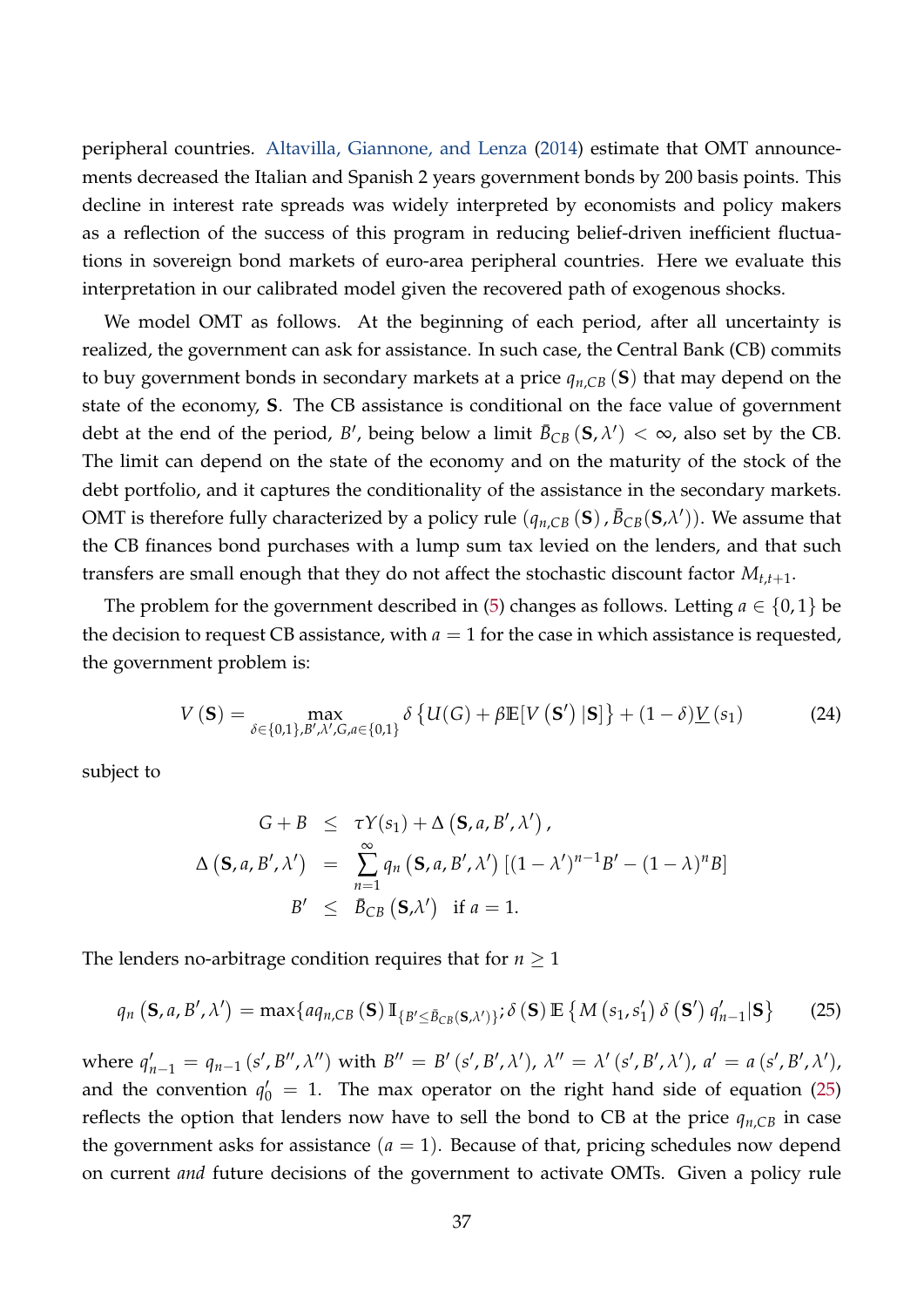peripheral countries. Altavilla, Giannone, and Lenza (2014) estimate that OMT announcements decreased the Italian and Spanish 2 years government bonds by 200 basis points. This decline in interest rate spreads was widely interpreted by economists and policy makers as a reflection of the success of this program in reducing belief-driven inefficient fluctuations in sovereign bond markets of euro-area peripheral countries. Here we evaluate this interpretation in our calibrated model given the recovered path of exogenous shocks.

We model OMT as follows. At the beginning of each period, after all uncertainty is realized, the government can ask for assistance. In such case, the Central Bank (CB) commits to buy government bonds in secondary markets at a price $q_{n,CB}(\mathbf{S})$ that may depend on the state of the economy, $\mathbf{S}$. The CB assistance is conditional on the face value of government debt at the end of the period, $B'$, being below a limit $\bar{B}_{CB}(\mathbf{S}, \lambda') < \infty$, also set by the CB. The limit can depend on the state of the economy and on the maturity of the stock of the debt portfolio, and it captures the conditionality of the assistance in the secondary markets. OMT is therefore fully characterized by a policy rule $(q_{n,CB}(\mathbf{S}), \bar{B}_{CB}(\mathbf{S},\lambda'))$. We assume that the CB finances bond purchases with a lump sum tax levied on the lenders, and that such transfers are small enough that they do not affect the stochastic discount factor $M_{t,t+1}$.

The problem for the government described in (5) changes as follows. Letting $a \in \{0, 1\}$ be the decision to request CB assistance, with $a = 1$ for the case in which assistance is requested, the government problem is:

$$V(\mathbf{S}) = \max_{\delta \in \{0,1\}, B', \lambda', G, a \in \{0,1\}} \delta \left\{ U(G) + \beta \mathbb{E}[V(\mathbf{S}') | \mathbf{S}] \right\} + (1 - \delta) \underline{V}(s_1) \tag{24}$$

subject to

$$\begin{aligned}
G + B &\leq \tau Y(s_1) + \Delta(\mathbf{S}, a, B', \lambda'), \\
\Delta(\mathbf{S}, a, B', \lambda') &= \sum_{n=1}^{\infty} q_n(\mathbf{S}, a, B', \lambda') \left[ (1-\lambda')^{n-1} B' - (1-\lambda)^n B \right] \\
B' &\leq \bar{B}_{CB}(\mathbf{S},\lambda') \quad \text{if } a = 1.
\end{aligned}$$

The lenders no-arbitrage condition requires that for $n \geq 1$

$$q_n(\mathbf{S}, a, B', \lambda') = \max\{a q_{n,CB}(\mathbf{S}) \mathbb{I}_{\{B' \leq \bar{B}_{CB}(\mathbf{S},\lambda')\}}; \delta(\mathbf{S}) \mathbb{E}\left\{ M(s_1, s_1') \delta(\mathbf{S}') q'_{n-1} | \mathbf{S} \right\} \tag{25}$$

where $q'_{n-1} = q_{n-1}(s', B'', \lambda'')$ with $B'' = B'(s', B', \lambda')$, $\lambda'' = \lambda'(s', B', \lambda')$, $a' = a(s', B', \lambda')$, and the convention $q'_0 = 1$. The max operator on the right hand side of equation (25) reflects the option that lenders now have to sell the bond to CB at the price $q_{n,CB}$ in case the government asks for assistance ($a = 1$). Because of that, pricing schedules now depend on current *and* future decisions of the government to activate OMTs. Given a policy rule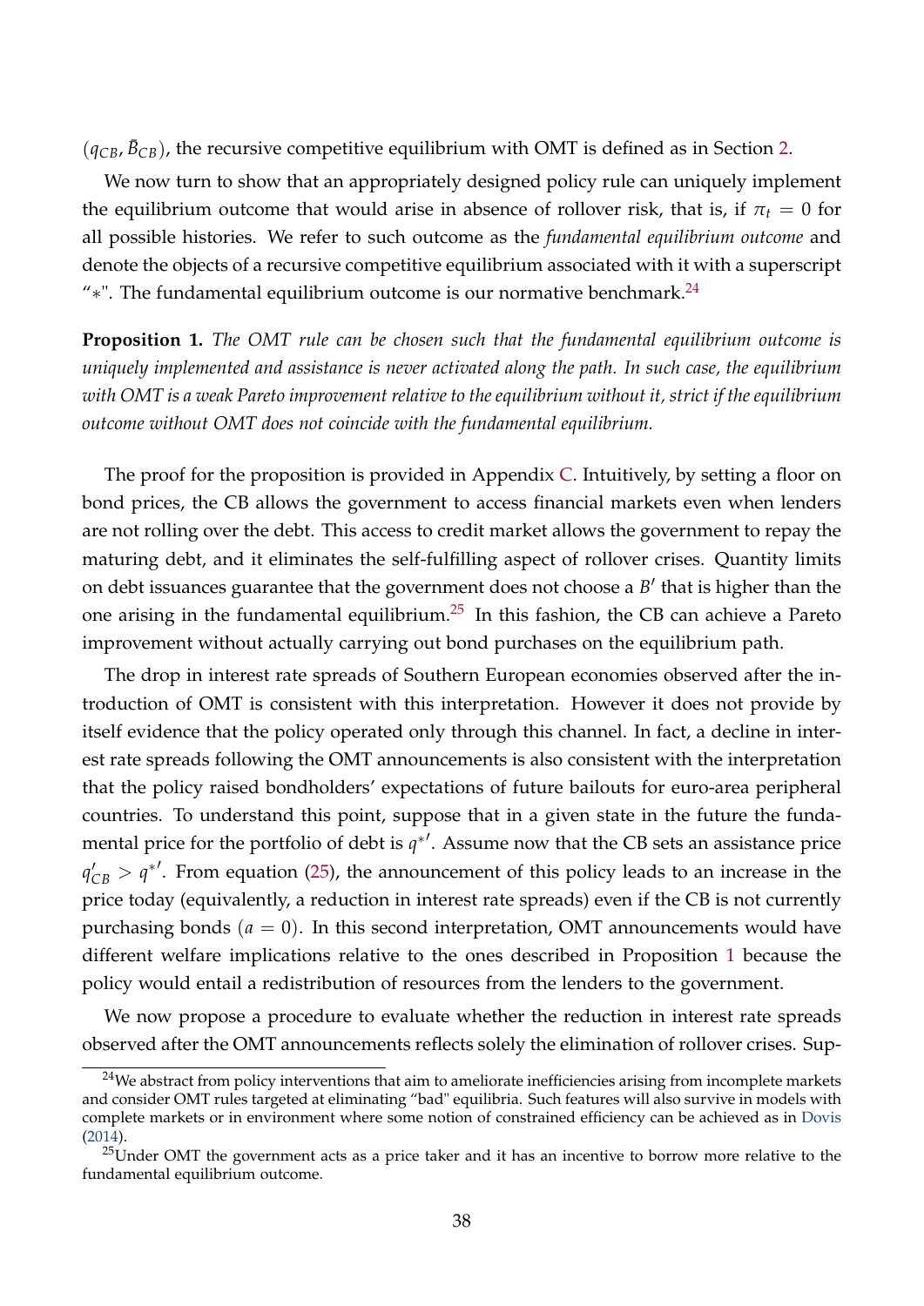($q_{CB}, \bar{B}_{CB}$), the recursive competitive equilibrium with OMT is defined as in Section 2.

We now turn to show that an appropriately designed policy rule can uniquely implement the equilibrium outcome that would arise in absence of rollover risk, that is, if $\pi_t = 0$ for all possible histories. We refer to such outcome as the *fundamental equilibrium outcome* and denote the objects of a recursive competitive equilibrium associated with it with a superscript "$*$". The fundamental equilibrium outcome is our normative benchmark.[24]

**Proposition 1.** *The OMT rule can be chosen such that the fundamental equilibrium outcome is uniquely implemented and assistance is never activated along the path. In such case, the equilibrium with OMT is a weak Pareto improvement relative to the equilibrium without it, strict if the equilibrium outcome without OMT does not coincide with the fundamental equilibrium.*

The proof for the proposition is provided in Appendix C. Intuitively, by setting a floor on bond prices, the CB allows the government to access financial markets even when lenders are not rolling over the debt. This access to credit market allows the government to repay the maturing debt, and it eliminates the self-fulfilling aspect of rollover crises. Quantity limits on debt issuances guarantee that the government does not choose a $B'$ that is higher than the one arising in the fundamental equilibrium.[25] In this fashion, the CB can achieve a Pareto improvement without actually carrying out bond purchases on the equilibrium path.

The drop in interest rate spreads of Southern European economies observed after the introduction of OMT is consistent with this interpretation. However it does not provide by itself evidence that the policy operated only through this channel. In fact, a decline in interest rate spreads following the OMT announcements is also consistent with the interpretation that the policy raised bondholders' expectations of future bailouts for euro-area peripheral countries. To understand this point, suppose that in a given state in the future the fundamental price for the portfolio of debt is $q^{*\prime}$. Assume now that the CB sets an assistance price $q'_{CB} > q^{*\prime}$. From equation (25), the announcement of this policy leads to an increase in the price today (equivalently, a reduction in interest rate spreads) even if the CB is not currently purchasing bonds ($a = 0$). In this second interpretation, OMT announcements would have different welfare implications relative to the ones described in Proposition 1 because the policy would entail a redistribution of resources from the lenders to the government.

We now propose a procedure to evaluate whether the reduction in interest rate spreads observed after the OMT announcements reflects solely the elimination of rollover crises. Sup-

[24] We abstract from policy interventions that aim to ameliorate inefficiencies arising from incomplete markets and consider OMT rules targeted at eliminating "bad" equilibria. Such features will also survive in models with complete markets or in environment where some notion of constrained efficiency can be achieved as in Dovis (2014).

[25] Under OMT the government acts as a price taker and it has an incentive to borrow more relative to the fundamental equilibrium outcome.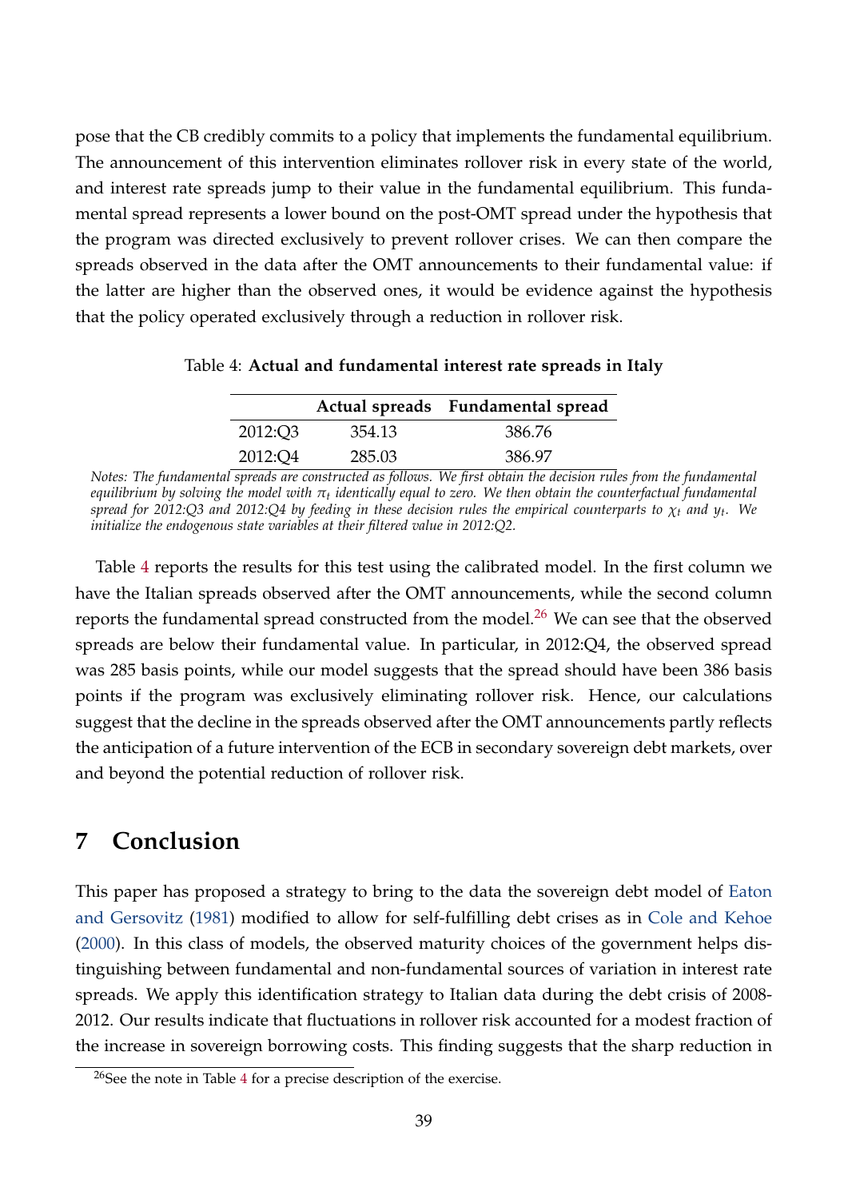pose that the CB credibly commits to a policy that implements the fundamental equilibrium. The announcement of this intervention eliminates rollover risk in every state of the world, and interest rate spreads jump to their value in the fundamental equilibrium. This fundamental spread represents a lower bound on the post-OMT spread under the hypothesis that the program was directed exclusively to prevent rollover crises. We can then compare the spreads observed in the data after the OMT announcements to their fundamental value: if the latter are higher than the observed ones, it would be evidence against the hypothesis that the policy operated exclusively through a reduction in rollover risk.

Table 4: **Actual and fundamental interest rate spreads in Italy**

| | Actual spreads | Fundamental spread |
|---|---|---|
| 2012:Q3 | 354.13 | 386.76 |
| 2012:Q4 | 285.03 | 386.97 |

*Notes: The fundamental spreads are constructed as follows. We first obtain the decision rules from the fundamental equilibrium by solving the model with $\pi_t$ identically equal to zero. We then obtain the counterfactual fundamental spread for 2012:Q3 and 2012:Q4 by feeding in these decision rules the empirical counterparts to $\chi_t$ and $y_t$. We initialize the endogenous state variables at their filtered value in 2012:Q2.*

Table 4 reports the results for this test using the calibrated model. In the first column we have the Italian spreads observed after the OMT announcements, while the second column reports the fundamental spread constructed from the model.[26] We can see that the observed spreads are below their fundamental value. In particular, in 2012:Q4, the observed spread was 285 basis points, while our model suggests that the spread should have been 386 basis points if the program was exclusively eliminating rollover risk. Hence, our calculations suggest that the decline in the spreads observed after the OMT announcements partly reflects the anticipation of a future intervention of the ECB in secondary sovereign debt markets, over and beyond the potential reduction of rollover risk.

## 7 Conclusion

This paper has proposed a strategy to bring to the data the sovereign debt model of Eaton and Gersovitz (1981) modified to allow for self-fulfilling debt crises as in Cole and Kehoe (2000). In this class of models, the observed maturity choices of the government helps distinguishing between fundamental and non-fundamental sources of variation in interest rate spreads. We apply this identification strategy to Italian data during the debt crisis of 2008-2012. Our results indicate that fluctuations in rollover risk accounted for a modest fraction of the increase in sovereign borrowing costs. This finding suggests that the sharp reduction in

[26] See the note in Table 4 for a precise description of the exercise.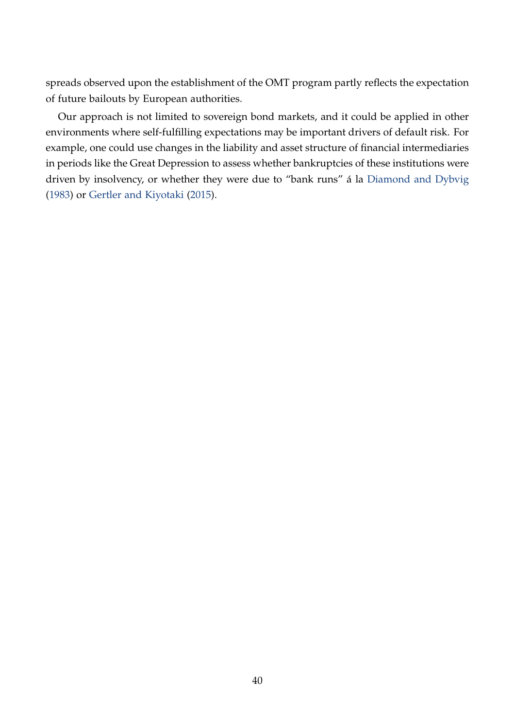spreads observed upon the establishment of the OMT program partly reflects the expectation of future bailouts by European authorities.

Our approach is not limited to sovereign bond markets, and it could be applied in other environments where self-fulfilling expectations may be important drivers of default risk. For example, one could use changes in the liability and asset structure of financial intermediaries in periods like the Great Depression to assess whether bankruptcies of these institutions were driven by insolvency, or whether they were due to "bank runs" á la Diamond and Dybvig (1983) or Gertler and Kiyotaki (2015).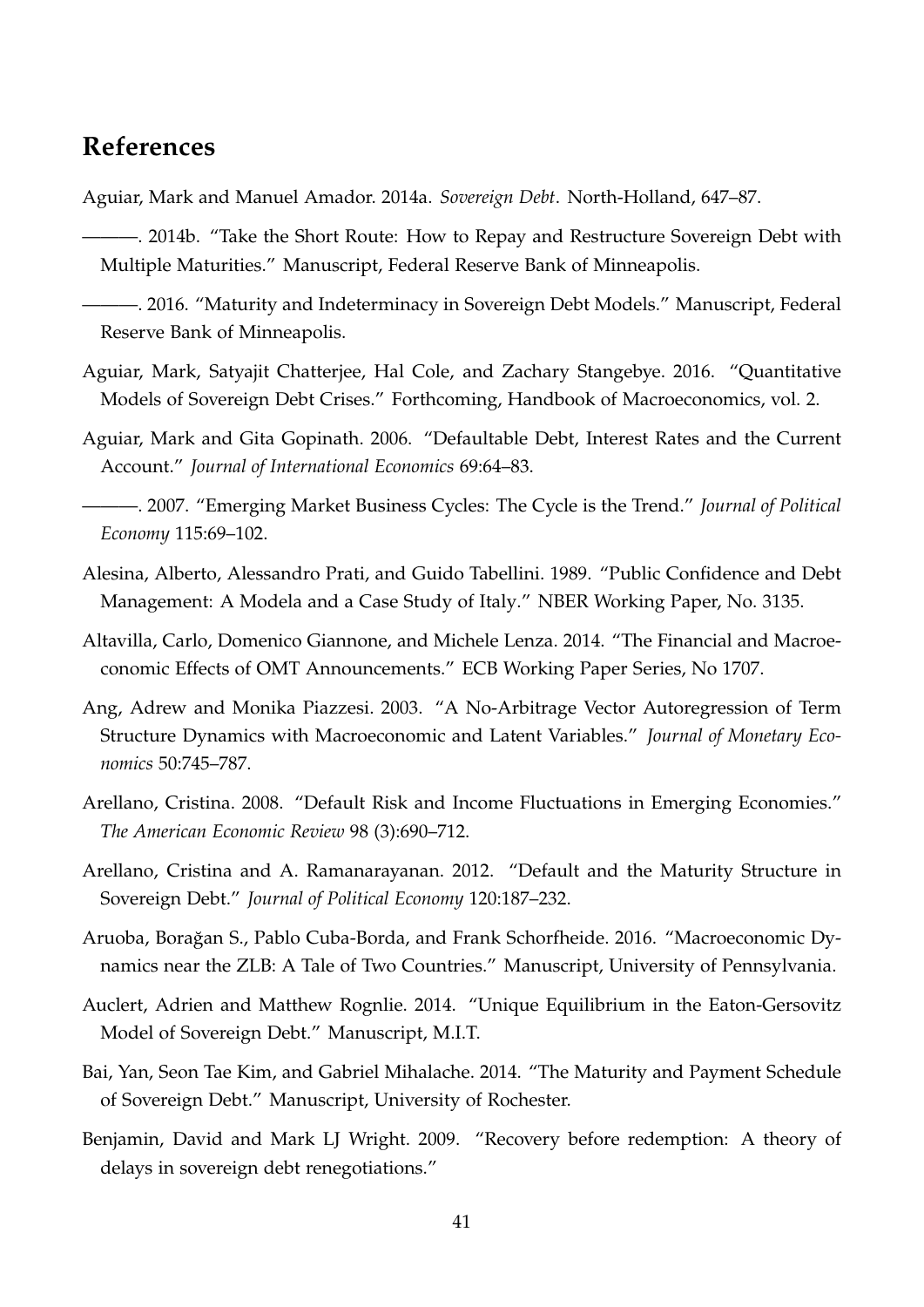## References

Aguiar, Mark and Manuel Amador. 2014a. *Sovereign Debt*. North-Holland, 647–87.

———. 2014b. "Take the Short Route: How to Repay and Restructure Sovereign Debt with Multiple Maturities." Manuscript, Federal Reserve Bank of Minneapolis.

———. 2016. "Maturity and Indeterminacy in Sovereign Debt Models." Manuscript, Federal Reserve Bank of Minneapolis.

Aguiar, Mark, Satyajit Chatterjee, Hal Cole, and Zachary Stangebye. 2016. "Quantitative Models of Sovereign Debt Crises." Forthcoming, Handbook of Macroeconomics, vol. 2.

Aguiar, Mark and Gita Gopinath. 2006. "Defaultable Debt, Interest Rates and the Current Account." *Journal of International Economics* 69:64–83.

———. 2007. "Emerging Market Business Cycles: The Cycle is the Trend." *Journal of Political Economy* 115:69–102.

Alesina, Alberto, Alessandro Prati, and Guido Tabellini. 1989. "Public Confidence and Debt Management: A Modela and a Case Study of Italy." NBER Working Paper, No. 3135.

Altavilla, Carlo, Domenico Giannone, and Michele Lenza. 2014. "The Financial and Macroeconomic Effects of OMT Announcements." ECB Working Paper Series, No 1707.

Ang, Adrew and Monika Piazzesi. 2003. "A No-Arbitrage Vector Autoregression of Term Structure Dynamics with Macroeconomic and Latent Variables." *Journal of Monetary Economics* 50:745–787.

Arellano, Cristina. 2008. "Default Risk and Income Fluctuations in Emerging Economies." *The American Economic Review* 98 (3):690–712.

Arellano, Cristina and A. Ramanarayanan. 2012. "Default and the Maturity Structure in Sovereign Debt." *Journal of Political Economy* 120:187–232.

Aruoba, Borağan S., Pablo Cuba-Borda, and Frank Schorfheide. 2016. "Macroeconomic Dynamics near the ZLB: A Tale of Two Countries." Manuscript, University of Pennsylvania.

Auclert, Adrien and Matthew Rognlie. 2014. "Unique Equilibrium in the Eaton-Gersovitz Model of Sovereign Debt." Manuscript, M.I.T.

Bai, Yan, Seon Tae Kim, and Gabriel Mihalache. 2014. "The Maturity and Payment Schedule of Sovereign Debt." Manuscript, University of Rochester.

Benjamin, David and Mark LJ Wright. 2009. "Recovery before redemption: A theory of delays in sovereign debt renegotiations."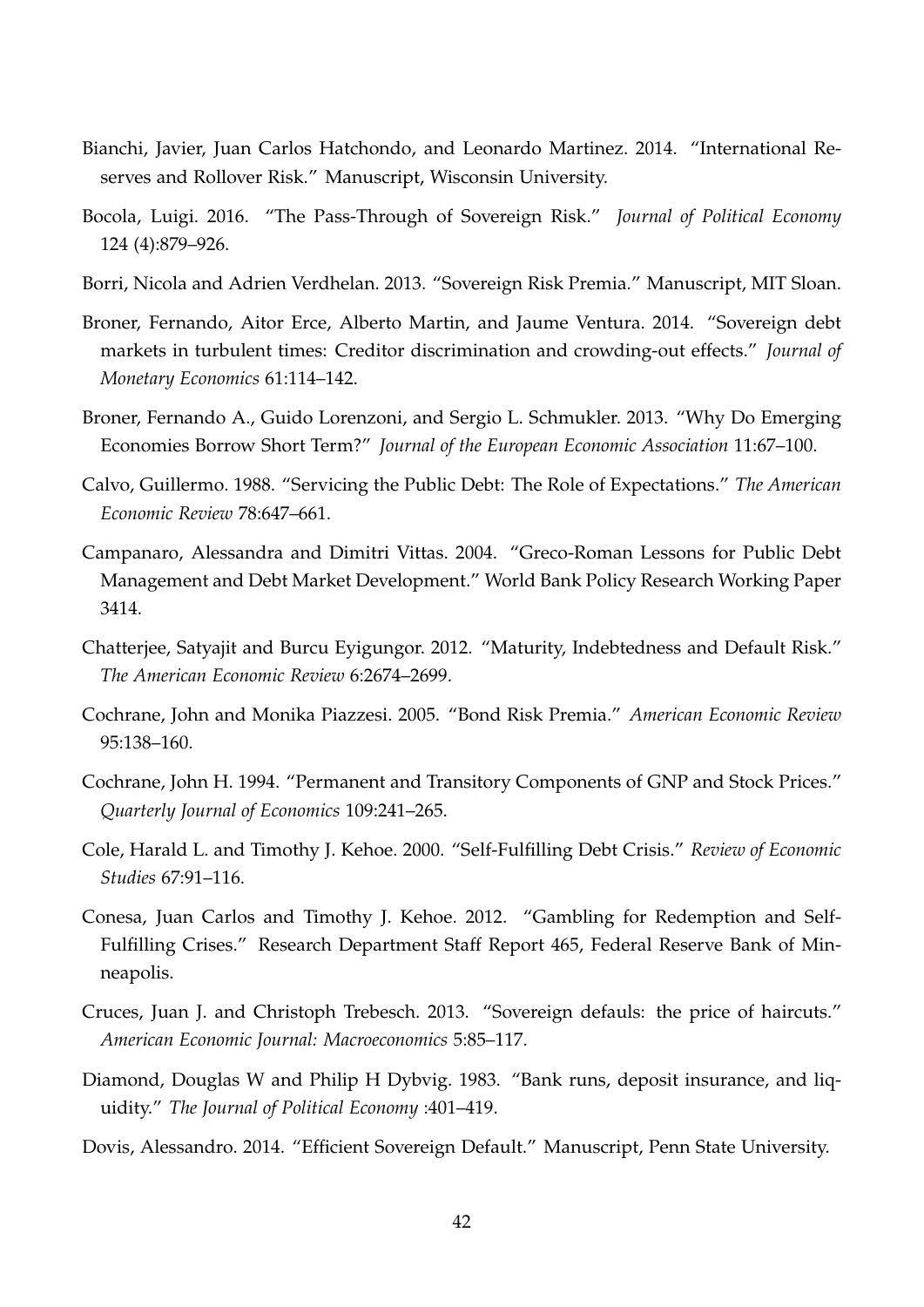Bianchi, Javier, Juan Carlos Hatchondo, and Leonardo Martinez. 2014. "International Reserves and Rollover Risk." Manuscript, Wisconsin University.

Bocola, Luigi. 2016. "The Pass-Through of Sovereign Risk." *Journal of Political Economy* 124 (4):879–926.

Borri, Nicola and Adrien Verdhelan. 2013. "Sovereign Risk Premia." Manuscript, MIT Sloan.

Broner, Fernando, Aitor Erce, Alberto Martin, and Jaume Ventura. 2014. "Sovereign debt markets in turbulent times: Creditor discrimination and crowding-out effects." *Journal of Monetary Economics* 61:114–142.

Broner, Fernando A., Guido Lorenzoni, and Sergio L. Schmukler. 2013. "Why Do Emerging Economies Borrow Short Term?" *Journal of the European Economic Association* 11:67–100.

Calvo, Guillermo. 1988. "Servicing the Public Debt: The Role of Expectations." *The American Economic Review* 78:647–661.

Campanaro, Alessandra and Dimitri Vittas. 2004. "Greco-Roman Lessons for Public Debt Management and Debt Market Development." World Bank Policy Research Working Paper 3414.

Chatterjee, Satyajit and Burcu Eyigungor. 2012. "Maturity, Indebtedness and Default Risk." *The American Economic Review* 6:2674–2699.

Cochrane, John and Monika Piazzesi. 2005. "Bond Risk Premia." *American Economic Review* 95:138–160.

Cochrane, John H. 1994. "Permanent and Transitory Components of GNP and Stock Prices." *Quarterly Journal of Economics* 109:241–265.

Cole, Harald L. and Timothy J. Kehoe. 2000. "Self-Fulfilling Debt Crisis." *Review of Economic Studies* 67:91–116.

Conesa, Juan Carlos and Timothy J. Kehoe. 2012. "Gambling for Redemption and Self-Fulfilling Crises." Research Department Staff Report 465, Federal Reserve Bank of Minneapolis.

Cruces, Juan J. and Christoph Trebesch. 2013. "Sovereign defauls: the price of haircuts." *American Economic Journal: Macroeconomics* 5:85–117.

Diamond, Douglas W and Philip H Dybvig. 1983. "Bank runs, deposit insurance, and liquidity." *The Journal of Political Economy* :401–419.

Dovis, Alessandro. 2014. "Efficient Sovereign Default." Manuscript, Penn State University.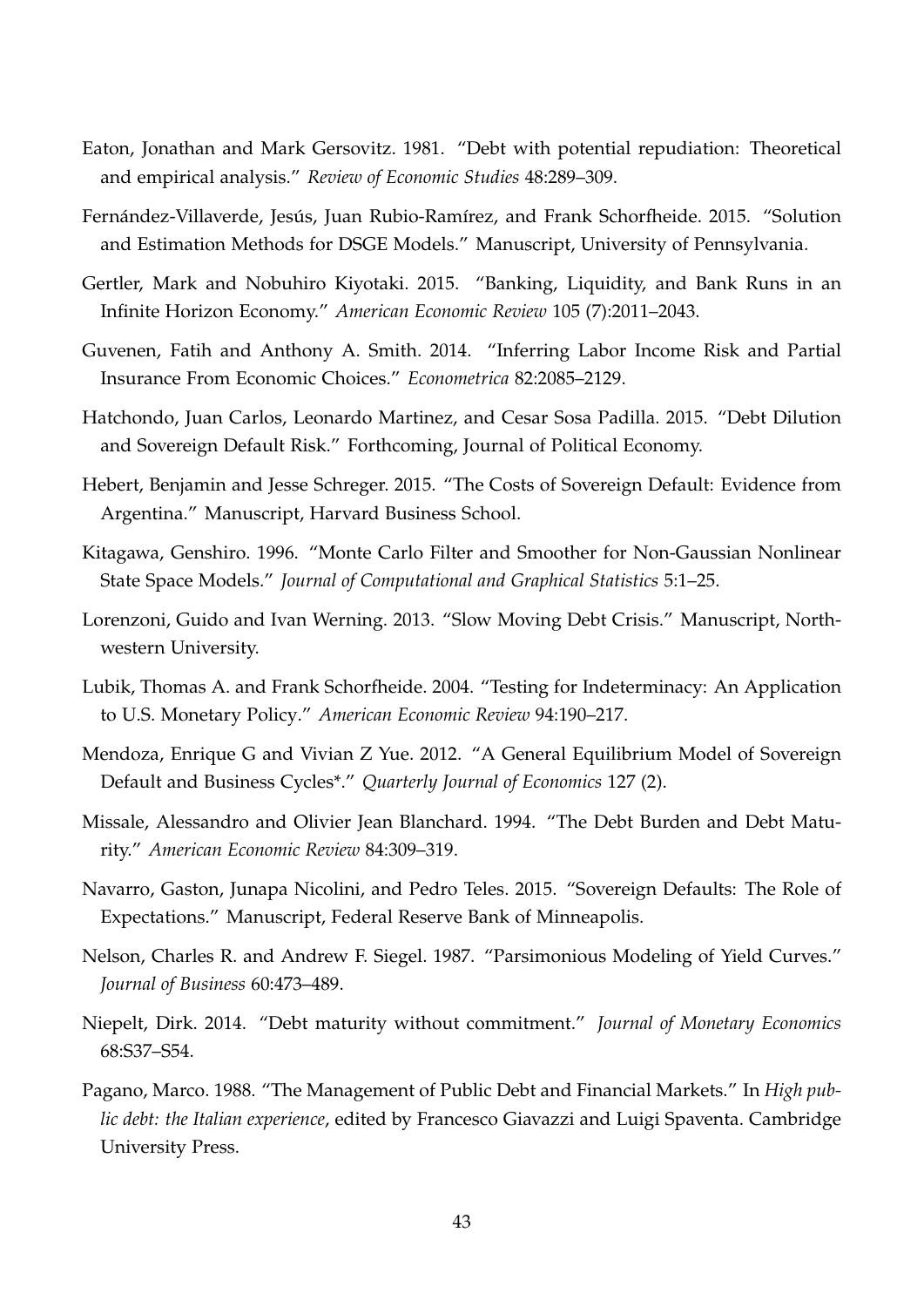Eaton, Jonathan and Mark Gersovitz. 1981. "Debt with potential repudiation: Theoretical and empirical analysis." *Review of Economic Studies* 48:289–309.

Fernández-Villaverde, Jesús, Juan Rubio-Ramírez, and Frank Schorfheide. 2015. "Solution and Estimation Methods for DSGE Models." Manuscript, University of Pennsylvania.

Gertler, Mark and Nobuhiro Kiyotaki. 2015. "Banking, Liquidity, and Bank Runs in an Infinite Horizon Economy." *American Economic Review* 105 (7):2011–2043.

Guvenen, Fatih and Anthony A. Smith. 2014. "Inferring Labor Income Risk and Partial Insurance From Economic Choices." *Econometrica* 82:2085–2129.

Hatchondo, Juan Carlos, Leonardo Martinez, and Cesar Sosa Padilla. 2015. "Debt Dilution and Sovereign Default Risk." Forthcoming, Journal of Political Economy.

Hebert, Benjamin and Jesse Schreger. 2015. "The Costs of Sovereign Default: Evidence from Argentina." Manuscript, Harvard Business School.

Kitagawa, Genshiro. 1996. "Monte Carlo Filter and Smoother for Non-Gaussian Nonlinear State Space Models." *Journal of Computational and Graphical Statistics* 5:1–25.

Lorenzoni, Guido and Ivan Werning. 2013. "Slow Moving Debt Crisis." Manuscript, Northwestern University.

Lubik, Thomas A. and Frank Schorfheide. 2004. "Testing for Indeterminacy: An Application to U.S. Monetary Policy." *American Economic Review* 94:190–217.

Mendoza, Enrique G and Vivian Z Yue. 2012. "A General Equilibrium Model of Sovereign Default and Business Cycles*." *Quarterly Journal of Economics* 127 (2).

Missale, Alessandro and Olivier Jean Blanchard. 1994. "The Debt Burden and Debt Maturity." *American Economic Review* 84:309–319.

Navarro, Gaston, Junapa Nicolini, and Pedro Teles. 2015. "Sovereign Defaults: The Role of Expectations." Manuscript, Federal Reserve Bank of Minneapolis.

Nelson, Charles R. and Andrew F. Siegel. 1987. "Parsimonious Modeling of Yield Curves." *Journal of Business* 60:473–489.

Niepelt, Dirk. 2014. "Debt maturity without commitment." *Journal of Monetary Economics* 68:S37–S54.

Pagano, Marco. 1988. "The Management of Public Debt and Financial Markets." In *High public debt: the Italian experience*, edited by Francesco Giavazzi and Luigi Spaventa. Cambridge University Press.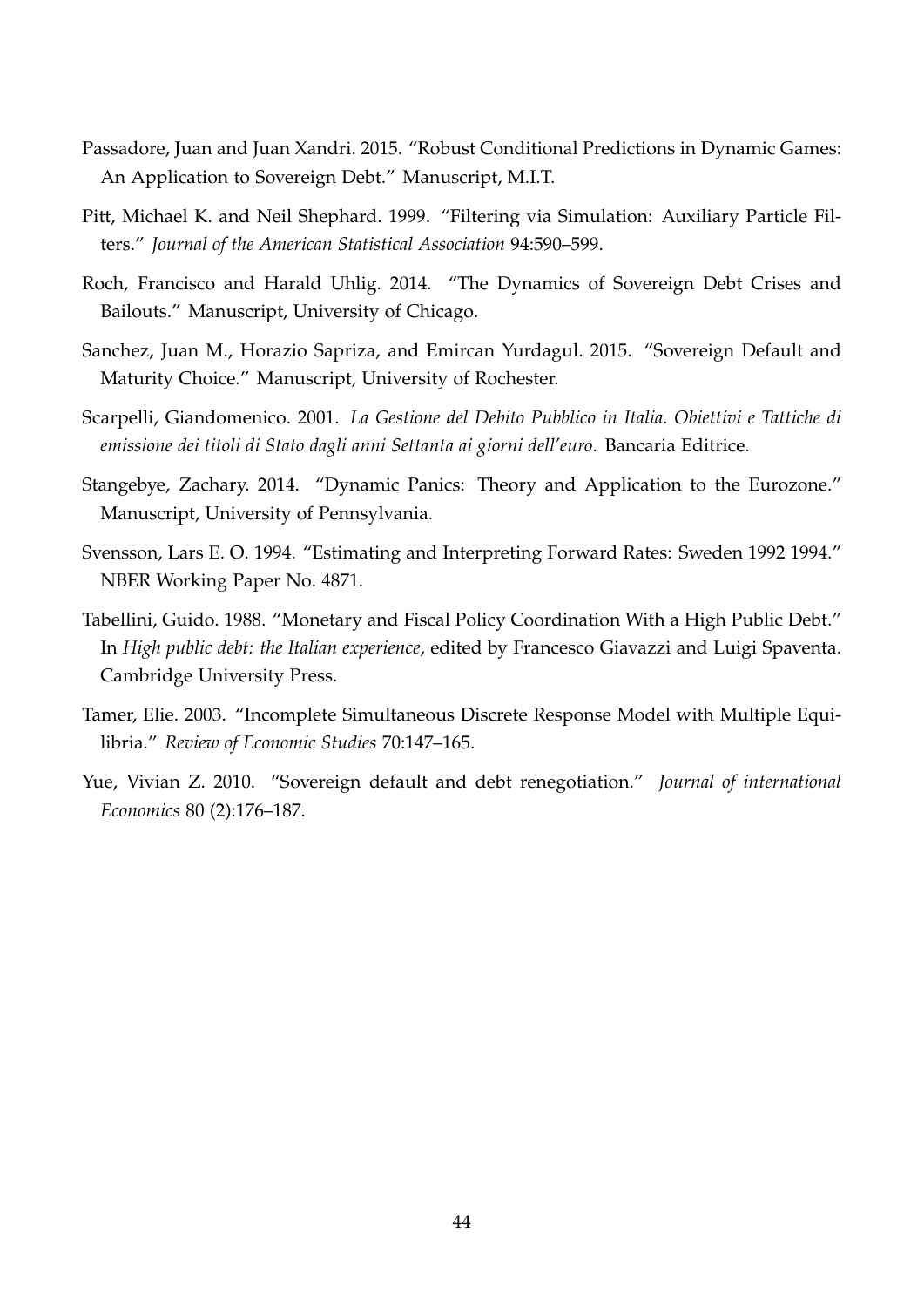Passadore, Juan and Juan Xandri. 2015. "Robust Conditional Predictions in Dynamic Games: An Application to Sovereign Debt." Manuscript, M.I.T.

Pitt, Michael K. and Neil Shephard. 1999. "Filtering via Simulation: Auxiliary Particle Filters." *Journal of the American Statistical Association* 94:590–599.

Roch, Francisco and Harald Uhlig. 2014. "The Dynamics of Sovereign Debt Crises and Bailouts." Manuscript, University of Chicago.

Sanchez, Juan M., Horazio Sapriza, and Emircan Yurdagul. 2015. "Sovereign Default and Maturity Choice." Manuscript, University of Rochester.

Scarpelli, Giandomenico. 2001. *La Gestione del Debito Pubblico in Italia. Obiettivi e Tattiche di emissione dei titoli di Stato dagli anni Settanta ai giorni dell'euro*. Bancaria Editrice.

Stangebye, Zachary. 2014. "Dynamic Panics: Theory and Application to the Eurozone." Manuscript, University of Pennsylvania.

Svensson, Lars E. O. 1994. "Estimating and Interpreting Forward Rates: Sweden 1992 1994." NBER Working Paper No. 4871.

Tabellini, Guido. 1988. "Monetary and Fiscal Policy Coordination With a High Public Debt." In *High public debt: the Italian experience*, edited by Francesco Giavazzi and Luigi Spaventa. Cambridge University Press.

Tamer, Elie. 2003. "Incomplete Simultaneous Discrete Response Model with Multiple Equilibria." *Review of Economic Studies* 70:147–165.

Yue, Vivian Z. 2010. "Sovereign default and debt renegotiation." *Journal of international Economics* 80 (2):176–187.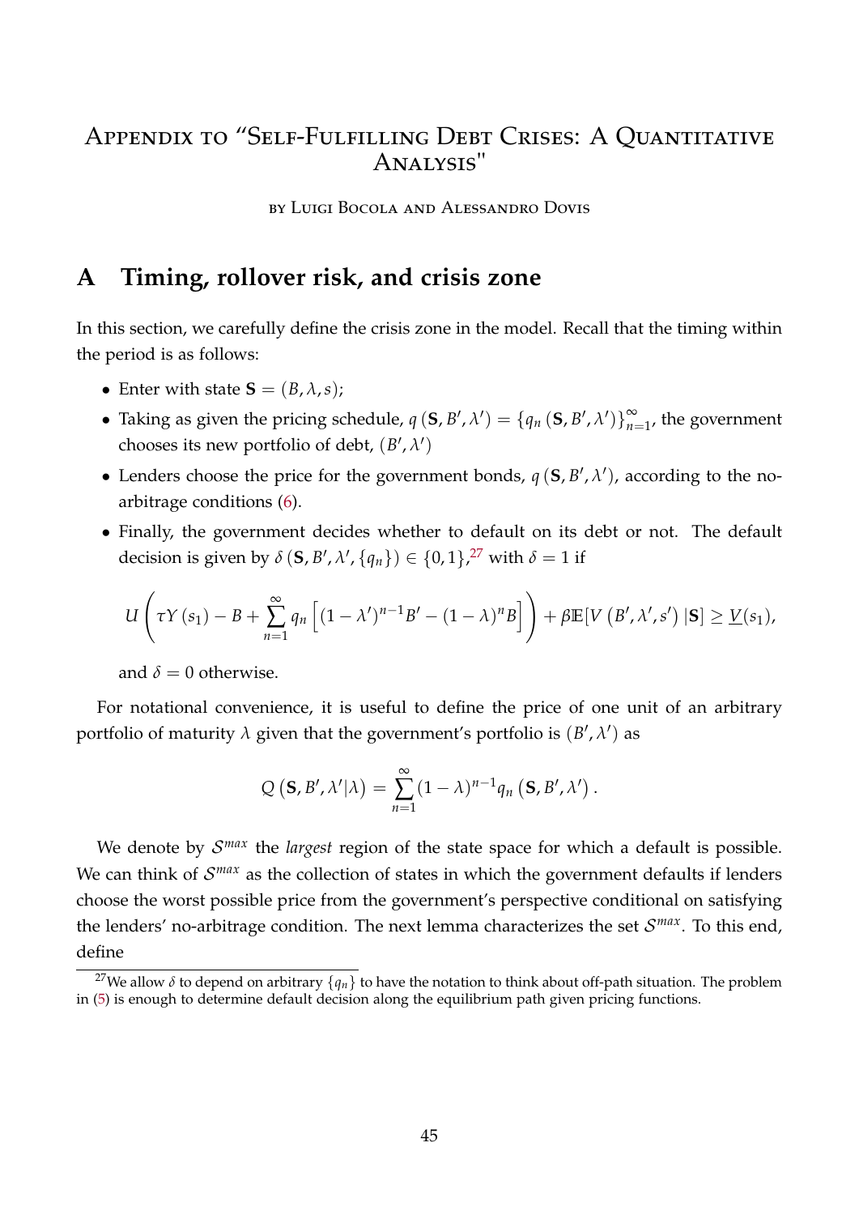# Appendix to "Self-Fulfilling Debt Crises: A Quantitative Analysis"

by Luigi Bocola and Alessandro Dovis

## A Timing, rollover risk, and crisis zone

In this section, we carefully define the crisis zone in the model. Recall that the timing within the period is as follows:

- Enter with state $\mathbf{S} = (B, \lambda, s)$;
- Taking as given the pricing schedule, $q(\mathbf{S}, B', \lambda') = \{q_n(\mathbf{S}, B', \lambda')\}_{n=1}^{\infty}$, the government chooses its new portfolio of debt, $(B', \lambda')$
- Lenders choose the price for the government bonds, $q(\mathbf{S}, B', \lambda')$, according to the no-arbitrage conditions (6).
- Finally, the government decides whether to default on its debt or not. The default decision is given by $\delta(\mathbf{S}, B', \lambda', \{q_n\}) \in \{0, 1\}$,[27] with $\delta = 1$ if

$$U\left(\tau Y(s_1) - B + \sum_{n=1}^{\infty} q_n \left[(1-\lambda')^{n-1} B' - (1-\lambda)^n B\right]\right) + \beta \mathbb{E}[V(B', \lambda', s') \,|\mathbf{S}] \geq \underline{V}(s_1),$$

  and $\delta = 0$ otherwise.

For notational convenience, it is useful to define the price of one unit of an arbitrary portfolio of maturity $\lambda$ given that the government's portfolio is $(B', \lambda')$ as

$$Q(\mathbf{S}, B', \lambda'|\lambda) = \sum_{n=1}^{\infty} (1-\lambda)^{n-1} q_n(\mathbf{S}, B', \lambda').$$

We denote by $\mathcal{S}^{max}$ the *largest* region of the state space for which a default is possible. We can think of $\mathcal{S}^{max}$ as the collection of states in which the government defaults if lenders choose the worst possible price from the government's perspective conditional on satisfying the lenders' no-arbitrage condition. The next lemma characterizes the set $\mathcal{S}^{max}$. To this end, define

[27] We allow $\delta$ to depend on arbitrary $\{q_n\}$ to have the notation to think about off-path situation. The problem in (5) is enough to determine default decision along the equilibrium path given pricing functions.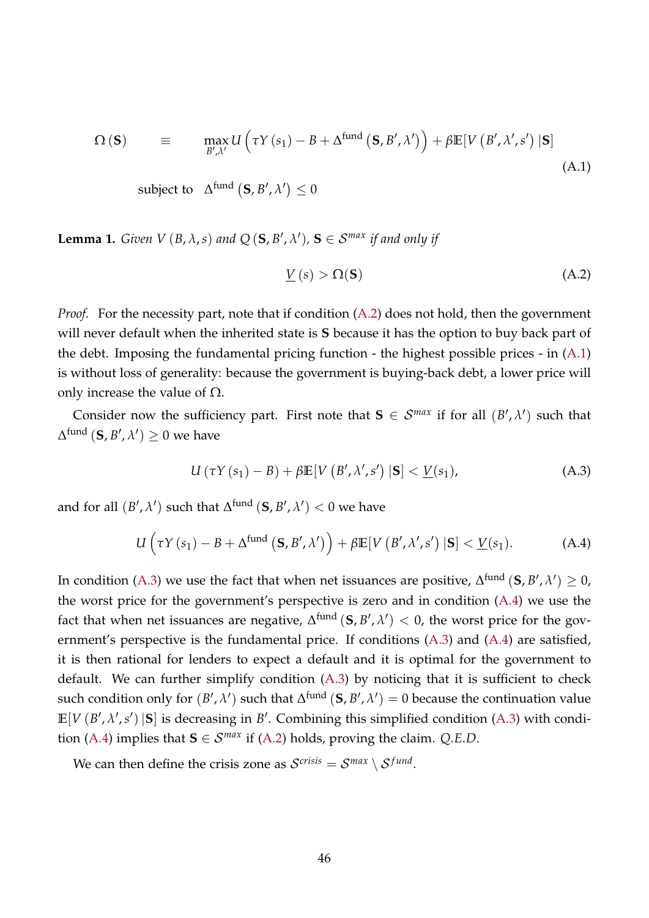$$
\begin{aligned}
\Omega\left(\mathbf{S}\right) \qquad \equiv \qquad & \max_{B',\lambda'} U\left(\tau Y\left(s_1\right) - B + \Delta^{\text{fund}}\left(\mathbf{S}, B', \lambda'\right)\right) + \beta \mathbb{E}[V\left(B', \lambda', s'\right)|\mathbf{S}] \\
& \text{subject to} \quad \Delta^{\text{fund}}\left(\mathbf{S}, B', \lambda'\right) \leq 0
\end{aligned}
\tag{A.1}
$$

**Lemma 1.** *Given $V\left(B, \lambda, s\right)$ and $Q\left(\mathbf{S}, B', \lambda'\right)$, $\mathbf{S} \in \mathcal{S}^{max}$ if and only if*

$$
\underline{V}\left(s\right) > \Omega(\mathbf{S}) \tag{A.2}
$$

*Proof.* For the necessity part, note that if condition (A.2) does not hold, then the government will never default when the inherited state is $\mathbf{S}$ because it has the option to buy back part of the debt. Imposing the fundamental pricing function - the highest possible prices - in (A.1) is without loss of generality: because the government is buying-back debt, a lower price will only increase the value of $\Omega$.

Consider now the sufficiency part. First note that $\mathbf{S} \in \mathcal{S}^{max}$ if for all $(B', \lambda')$ such that $\Delta^{\text{fund}}\left(\mathbf{S}, B', \lambda'\right) \geq 0$ we have

$$
U\left(\tau Y\left(s_1\right) - B\right) + \beta \mathbb{E}[V\left(B', \lambda', s'\right)|\mathbf{S}] < \underline{V}(s_1), \tag{A.3}
$$

and for all $(B', \lambda')$ such that $\Delta^{\text{fund}}\left(\mathbf{S}, B', \lambda'\right) < 0$ we have

$$
U\left(\tau Y\left(s_1\right) - B + \Delta^{\text{fund}}\left(\mathbf{S}, B', \lambda'\right)\right) + \beta \mathbb{E}[V\left(B', \lambda', s'\right)|\mathbf{S}] < \underline{V}(s_1). \tag{A.4}
$$

In condition (A.3) we use the fact that when net issuances are positive, $\Delta^{\text{fund}}\left(\mathbf{S}, B', \lambda'\right) \geq 0$, the worst price for the government's perspective is zero and in condition (A.4) we use the fact that when net issuances are negative, $\Delta^{\text{fund}}\left(\mathbf{S}, B', \lambda'\right) < 0$, the worst price for the government's perspective is the fundamental price. If conditions (A.3) and (A.4) are satisfied, it is then rational for lenders to expect a default and it is optimal for the government to default. We can further simplify condition (A.3) by noticing that it is sufficient to check such condition only for $(B', \lambda')$ such that $\Delta^{\text{fund}}\left(\mathbf{S}, B', \lambda'\right) = 0$ because the continuation value $\mathbb{E}[V\left(B', \lambda', s'\right)|\mathbf{S}]$ is decreasing in $B'$. Combining this simplified condition (A.3) with condition (A.4) implies that $\mathbf{S} \in \mathcal{S}^{max}$ if (A.2) holds, proving the claim. *Q.E.D.*

We can then define the crisis zone as $\mathcal{S}^{crisis} = \mathcal{S}^{max} \setminus \mathcal{S}^{fund}$.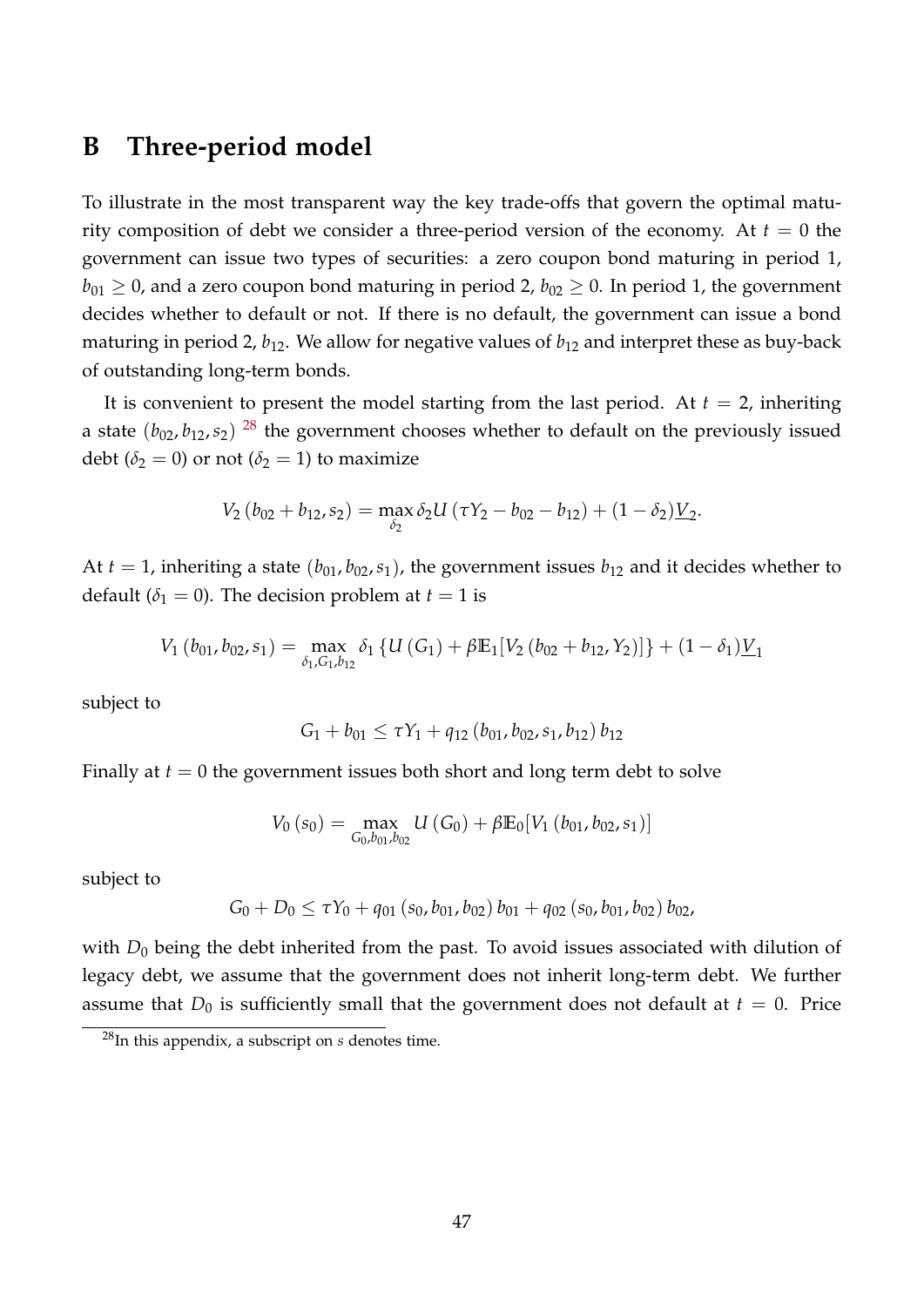# B Three-period model

To illustrate in the most transparent way the key trade-offs that govern the optimal maturity composition of debt we consider a three-period version of the economy. At $t = 0$ the government can issue two types of securities: a zero coupon bond maturing in period 1, $b_{01} \geq 0$, and a zero coupon bond maturing in period 2, $b_{02} \geq 0$. In period 1, the government decides whether to default or not. If there is no default, the government can issue a bond maturing in period 2, $b_{12}$. We allow for negative values of $b_{12}$ and interpret these as buy-back of outstanding long-term bonds.

It is convenient to present the model starting from the last period. At $t = 2$, inheriting a state $(b_{02}, b_{12}, s_2)$ [28] the government chooses whether to default on the previously issued debt ($\delta_2 = 0$) or not ($\delta_2 = 1$) to maximize

$$V_2 (b_{02} + b_{12}, s_2) = \max_{\delta_2} \delta_2 U (\tau Y_2 - b_{02} - b_{12}) + (1 - \delta_2) \underline{V}_2.$$

At $t = 1$, inheriting a state $(b_{01}, b_{02}, s_1)$, the government issues $b_{12}$ and it decides whether to default ($\delta_1 = 0$). The decision problem at $t = 1$ is

$$V_1 (b_{01}, b_{02}, s_1) = \max_{\delta_1, G_1, b_{12}} \delta_1 \{U (G_1) + \beta \mathbb{E}_1 [V_2 (b_{02} + b_{12}, Y_2)]\} + (1 - \delta_1) \underline{V}_1$$

subject to

$$G_1 + b_{01} \leq \tau Y_1 + q_{12} (b_{01}, b_{02}, s_1, b_{12}) b_{12}$$

Finally at $t = 0$ the government issues both short and long term debt to solve

$$V_0 (s_0) = \max_{G_0, b_{01}, b_{02}} U (G_0) + \beta \mathbb{E}_0 [V_1 (b_{01}, b_{02}, s_1)]$$

subject to

$$G_0 + D_0 \leq \tau Y_0 + q_{01} (s_0, b_{01}, b_{02}) b_{01} + q_{02} (s_0, b_{01}, b_{02}) b_{02},$$

with $D_0$ being the debt inherited from the past. To avoid issues associated with dilution of legacy debt, we assume that the government does not inherit long-term debt. We further assume that $D_0$ is sufficiently small that the government does not default at $t = 0$. Price

[28] In this appendix, a subscript on $s$ denotes time.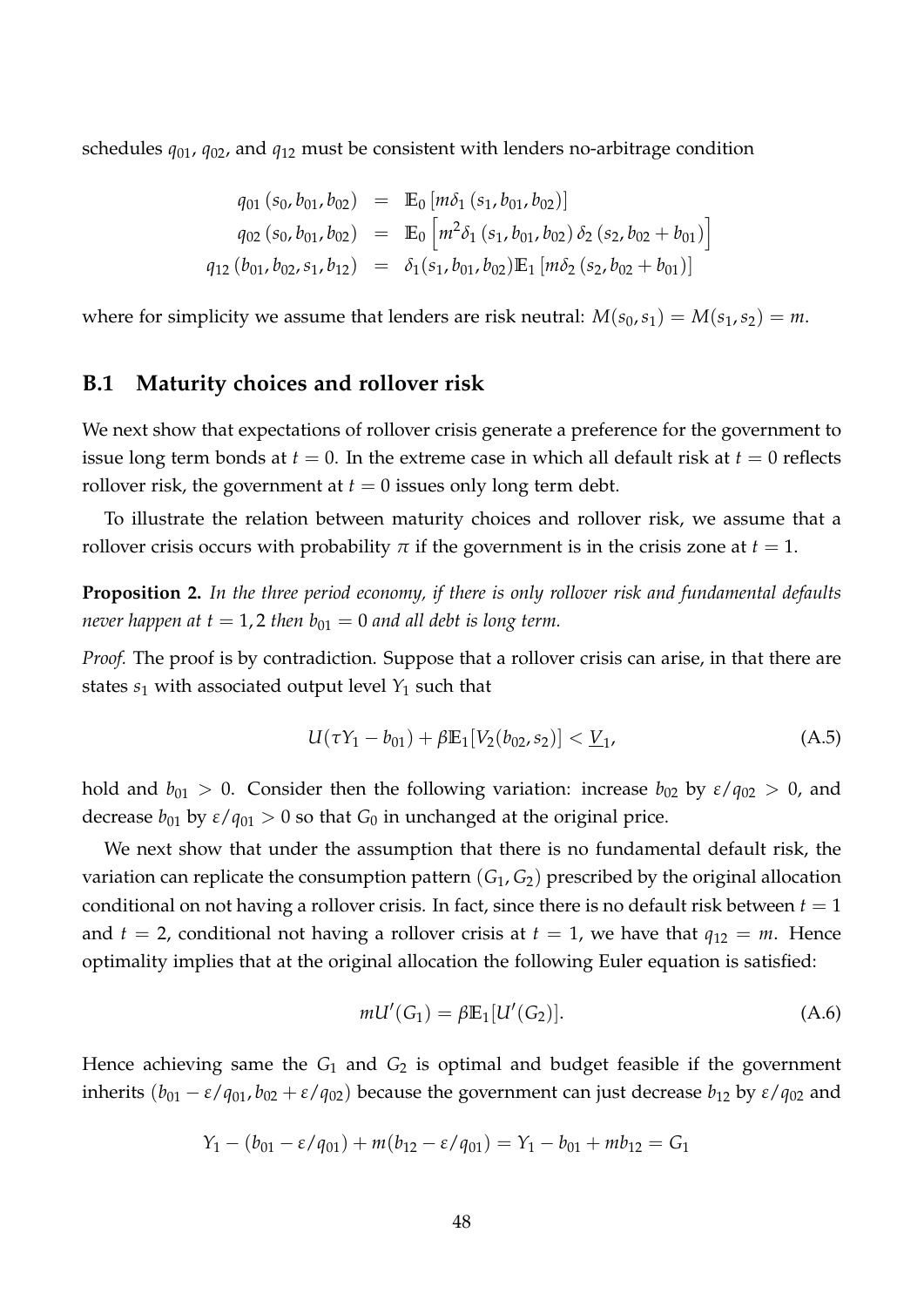schedules $q_{01}$, $q_{02}$, and $q_{12}$ must be consistent with lenders no-arbitrage condition

$$
\begin{aligned}
q_{01}\left(s_0, b_{01}, b_{02}\right) &= \mathbb{E}_0\left[m\delta_1\left(s_1, b_{01}, b_{02}\right)\right] \\
q_{02}\left(s_0, b_{01}, b_{02}\right) &= \mathbb{E}_0\left[m^2\delta_1\left(s_1, b_{01}, b_{02}\right)\delta_2\left(s_2, b_{02}+b_{01}\right)\right] \\
q_{12}\left(b_{01}, b_{02}, s_1, b_{12}\right) &= \delta_1(s_1, b_{01}, b_{02})\mathbb{E}_1\left[m\delta_2\left(s_2, b_{02}+b_{01}\right)\right]
\end{aligned}
$$

where for simplicity we assume that lenders are risk neutral: $M(s_0, s_1) = M(s_1, s_2) = m$.

## B.1 Maturity choices and rollover risk

We next show that expectations of rollover crisis generate a preference for the government to issue long term bonds at $t = 0$. In the extreme case in which all default risk at $t = 0$ reflects rollover risk, the government at $t = 0$ issues only long term debt.

To illustrate the relation between maturity choices and rollover risk, we assume that a rollover crisis occurs with probability $\pi$ if the government is in the crisis zone at $t = 1$.

**Proposition 2.** *In the three period economy, if there is only rollover risk and fundamental defaults never happen at $t = 1, 2$ then $b_{01} = 0$ and all debt is long term.*

*Proof.* The proof is by contradiction. Suppose that a rollover crisis can arise, in that there are states $s_1$ with associated output level $Y_1$ such that

$$
U(\tau Y_1 - b_{01}) + \beta\mathbb{E}_1[V_2(b_{02}, s_2)] < \underline{V}_1, \tag{A.5}
$$

hold and $b_{01} > 0$. Consider then the following variation: increase $b_{02}$ by $\varepsilon/q_{02} > 0$, and decrease $b_{01}$ by $\varepsilon/q_{01} > 0$ so that $G_0$ in unchanged at the original price.

We next show that under the assumption that there is no fundamental default risk, the variation can replicate the consumption pattern $(G_1, G_2)$ prescribed by the original allocation conditional on not having a rollover crisis. In fact, since there is no default risk between $t = 1$ and $t = 2$, conditional not having a rollover crisis at $t = 1$, we have that $q_{12} = m$. Hence optimality implies that at the original allocation the following Euler equation is satisfied:

$$
mU'(G_1) = \beta\mathbb{E}_1[U'(G_2)]. \tag{A.6}
$$

Hence achieving same the $G_1$ and $G_2$ is optimal and budget feasible if the government inherits $(b_{01} - \varepsilon/q_{01}, b_{02} + \varepsilon/q_{02})$ because the government can just decrease $b_{12}$ by $\varepsilon/q_{02}$ and

$$
Y_1 - (b_{01} - \varepsilon/q_{01}) + m(b_{12} - \varepsilon/q_{01}) = Y_1 - b_{01} + mb_{12} = G_1
$$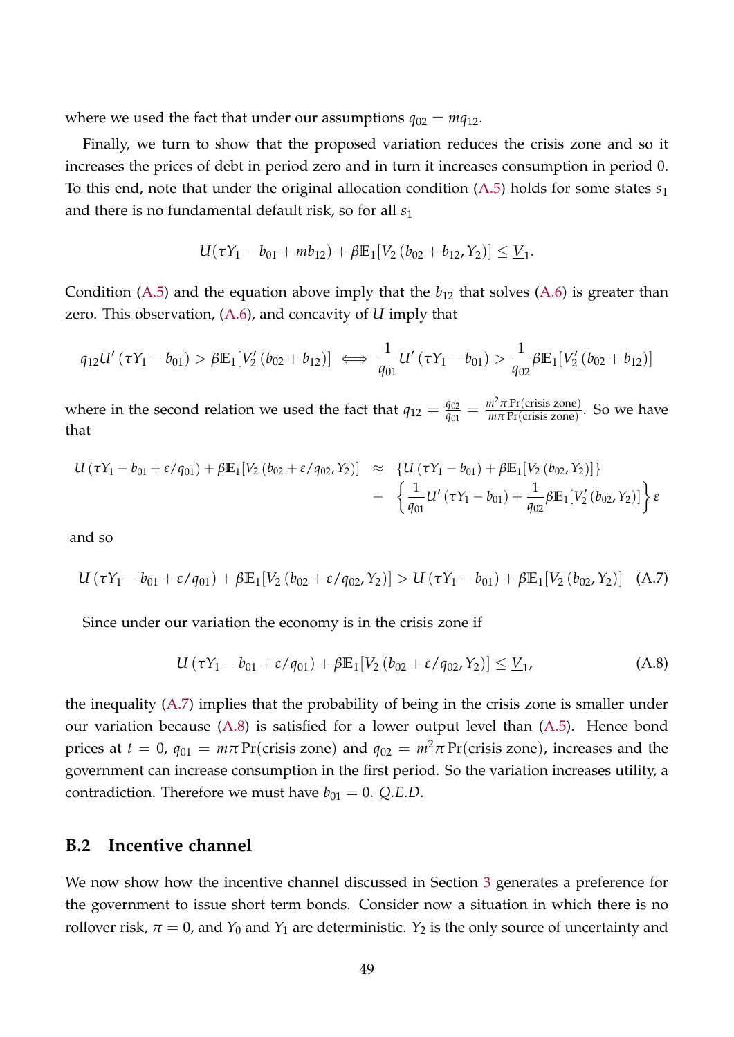where we used the fact that under our assumptions $q_{02} = mq_{12}$.

Finally, we turn to show that the proposed variation reduces the crisis zone and so it increases the prices of debt in period zero and in turn it increases consumption in period 0. To this end, note that under the original allocation condition (A.5) holds for some states $s_1$ and there is no fundamental default risk, so for all $s_1$

$$U(\tau Y_1 - b_{01} + mb_{12}) + \beta \mathbb{E}_1[V_2(b_{02} + b_{12}, Y_2)] \leq \underline{V}_1.$$

Condition (A.5) and the equation above imply that the $b_{12}$ that solves (A.6) is greater than zero. This observation, (A.6), and concavity of $U$ imply that

$$q_{12}U'(\tau Y_1 - b_{01}) > \beta \mathbb{E}_1[V_2'(b_{02} + b_{12})] \iff \frac{1}{q_{01}}U'(\tau Y_1 - b_{01}) > \frac{1}{q_{02}}\beta \mathbb{E}_1[V_2'(b_{02} + b_{12})]$$

where in the second relation we used the fact that $q_{12} = \frac{q_{02}}{q_{01}} = \frac{m^2 \pi \Pr(\text{crisis zone})}{m\pi \Pr(\text{crisis zone})}$. So we have that

$$\begin{aligned} U(\tau Y_1 - b_{01} + \varepsilon/q_{01}) + \beta \mathbb{E}_1[V_2(b_{02} + \varepsilon/q_{02}, Y_2)] \quad &\approx \quad \{U(\tau Y_1 - b_{01}) + \beta \mathbb{E}_1[V_2(b_{02}, Y_2)]\} \\ &+ \quad \left\{\frac{1}{q_{01}}U'(\tau Y_1 - b_{01}) + \frac{1}{q_{02}}\beta \mathbb{E}_1[V_2'(b_{02}, Y_2)]\right\}\varepsilon \end{aligned}$$

and so

$$U(\tau Y_1 - b_{01} + \varepsilon/q_{01}) + \beta \mathbb{E}_1[V_2(b_{02} + \varepsilon/q_{02}, Y_2)] > U(\tau Y_1 - b_{01}) + \beta \mathbb{E}_1[V_2(b_{02}, Y_2)] \quad \text{(A.7)}$$

Since under our variation the economy is in the crisis zone if

$$U(\tau Y_1 - b_{01} + \varepsilon/q_{01}) + \beta \mathbb{E}_1[V_2(b_{02} + \varepsilon/q_{02}, Y_2)] \leq \underline{V}_1, \quad \text{(A.8)}$$

the inequality (A.7) implies that the probability of being in the crisis zone is smaller under our variation because (A.8) is satisfied for a lower output level than (A.5). Hence bond prices at $t = 0$, $q_{01} = m\pi \Pr(\text{crisis zone})$ and $q_{02} = m^2\pi \Pr(\text{crisis zone})$, increases and the government can increase consumption in the first period. So the variation increases utility, a contradiction. Therefore we must have $b_{01} = 0$. *Q.E.D.*

## B.2 Incentive channel

We now show how the incentive channel discussed in Section 3 generates a preference for the government to issue short term bonds. Consider now a situation in which there is no rollover risk, $\pi = 0$, and $Y_0$ and $Y_1$ are deterministic. $Y_2$ is the only source of uncertainty and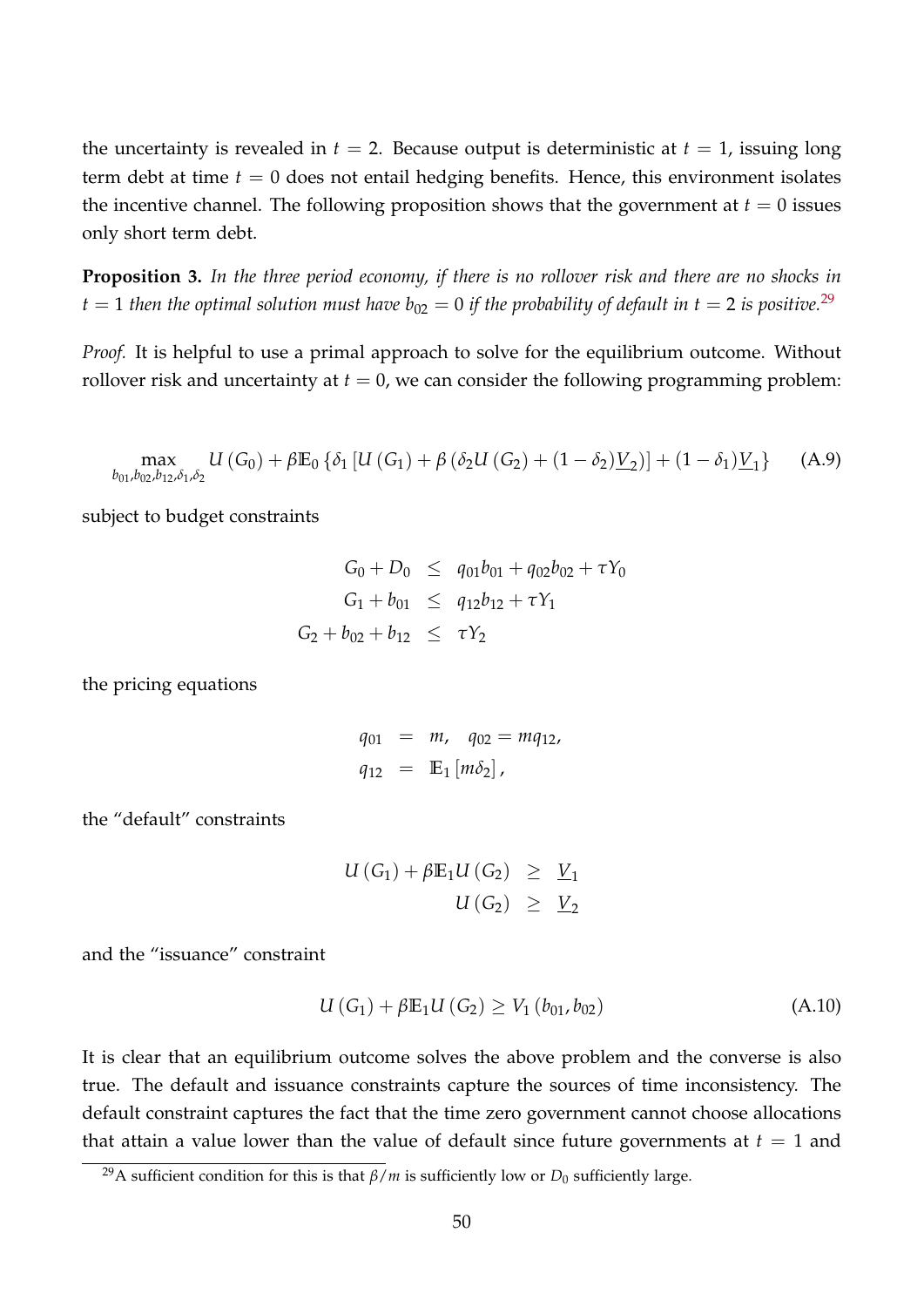the uncertainty is revealed in $t = 2$. Because output is deterministic at $t = 1$, issuing long term debt at time $t = 0$ does not entail hedging benefits. Hence, this environment isolates the incentive channel. The following proposition shows that the government at $t = 0$ issues only short term debt.

**Proposition 3.** *In the three period economy, if there is no rollover risk and there are no shocks in $t = 1$ then the optimal solution must have $b_{02} = 0$ if the probability of default in $t = 2$ is positive.*[29]

*Proof.* It is helpful to use a primal approach to solve for the equilibrium outcome. Without rollover risk and uncertainty at $t = 0$, we can consider the following programming problem:

$$\max_{b_{01}, b_{02}, b_{12}, \delta_1, \delta_2} U(G_0) + \beta \mathbb{E}_0 \left\{ \delta_1 \left[ U(G_1) + \beta \left( \delta_2 U(G_2) + (1 - \delta_2) \underline{V}_2 \right) \right] + (1 - \delta_1) \underline{V}_1 \right\} \tag{A.9}$$

subject to budget constraints

$$\begin{aligned}
G_0 + D_0 &\leq q_{01} b_{01} + q_{02} b_{02} + \tau Y_0 \\
G_1 + b_{01} &\leq q_{12} b_{12} + \tau Y_1 \\
G_2 + b_{02} + b_{12} &\leq \tau Y_2
\end{aligned}$$

the pricing equations

$$\begin{aligned}
q_{01} &= m, \quad q_{02} = m q_{12}, \\
q_{12} &= \mathbb{E}_1 \left[ m \delta_2 \right],
\end{aligned}$$

the "default" constraints

$$\begin{aligned}
U(G_1) + \beta \mathbb{E}_1 U(G_2) &\geq \underline{V}_1 \\
U(G_2) &\geq \underline{V}_2
\end{aligned}$$

and the "issuance" constraint

$$U(G_1) + \beta \mathbb{E}_1 U(G_2) \geq V_1(b_{01}, b_{02}) \tag{A.10}$$

It is clear that an equilibrium outcome solves the above problem and the converse is also true. The default and issuance constraints capture the sources of time inconsistency. The default constraint captures the fact that the time zero government cannot choose allocations that attain a value lower than the value of default since future governments at $t = 1$ and

[29] A sufficient condition for this is that $\beta / m$ is sufficiently low or $D_0$ sufficiently large.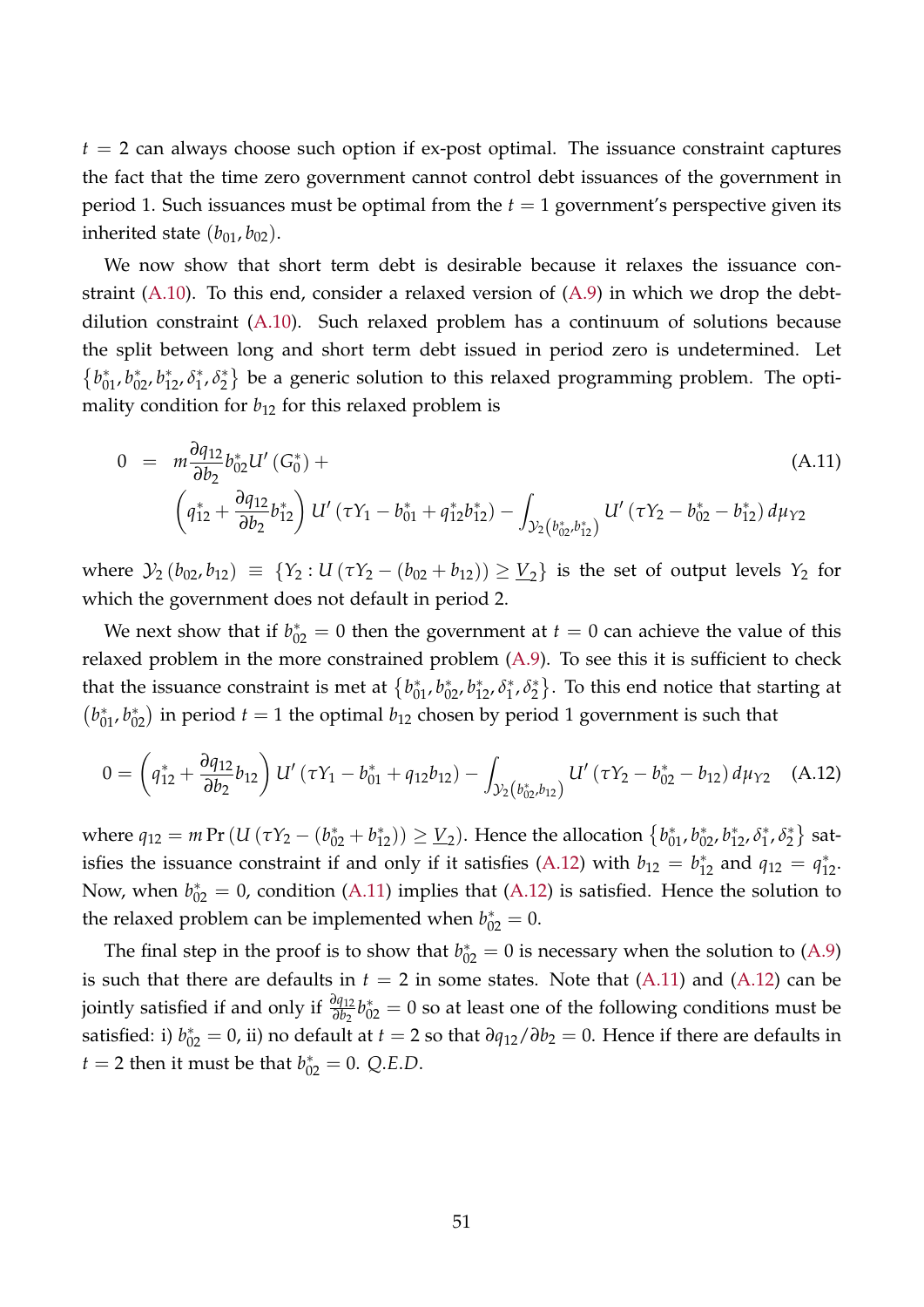$t = 2$ can always choose such option if ex-post optimal. The issuance constraint captures the fact that the time zero government cannot control debt issuances of the government in period 1. Such issuances must be optimal from the $t = 1$ government's perspective given its inherited state $(b_{01}, b_{02})$.

We now show that short term debt is desirable because it relaxes the issuance constraint (A.10). To this end, consider a relaxed version of (A.9) in which we drop the debt-dilution constraint (A.10). Such relaxed problem has a continuum of solutions because the split between long and short term debt issued in period zero is undetermined. Let $\{b_{01}^*, b_{02}^*, b_{12}^*, \delta_1^*, \delta_2^*\}$ be a generic solution to this relaxed programming problem. The optimality condition for $b_{12}$ for this relaxed problem is

$$
\begin{aligned}
0 \; = \; & m \frac{\partial q_{12}}{\partial b_2} b_{02}^* U'(G_0^*) + \\
& \left( q_{12}^* + \frac{\partial q_{12}}{\partial b_2} b_{12}^* \right) U'(\tau Y_1 - b_{01}^* + q_{12}^* b_{12}^*) - \int_{\mathcal{Y}_2(b_{02}^*, b_{12}^*)} U'(\tau Y_2 - b_{02}^* - b_{12}^*) \, d\mu_{Y2}
\end{aligned}
\tag{A.11}
$$

where $\mathcal{Y}_2(b_{02}, b_{12}) \equiv \{Y_2 : U(\tau Y_2 - (b_{02} + b_{12})) \geq \underline{V}_2\}$ is the set of output levels $Y_2$ for which the government does not default in period 2.

We next show that if $b_{02}^* = 0$ then the government at $t = 0$ can achieve the value of this relaxed problem in the more constrained problem (A.9). To see this it is sufficient to check that the issuance constraint is met at $\{b_{01}^*, b_{02}^*, b_{12}^*, \delta_1^*, \delta_2^*\}$. To this end notice that starting at $(b_{01}^*, b_{02}^*)$ in period $t = 1$ the optimal $b_{12}$ chosen by period 1 government is such that

$$
0 = \left( q_{12}^* + \frac{\partial q_{12}}{\partial b_2} b_{12} \right) U'(\tau Y_1 - b_{01}^* + q_{12} b_{12}) - \int_{\mathcal{Y}_2(b_{02}^*, b_{12})} U'(\tau Y_2 - b_{02}^* - b_{12}) \, d\mu_{Y2} \tag{A.12}
$$

where $q_{12} = m \Pr(U(\tau Y_2 - (b_{02}^* + b_{12}^*)) \geq \underline{V}_2)$. Hence the allocation $\{b_{01}^*, b_{02}^*, b_{12}^*, \delta_1^*, \delta_2^*\}$ satisfies the issuance constraint if and only if it satisfies (A.12) with $b_{12} = b_{12}^*$ and $q_{12} = q_{12}^*$. Now, when $b_{02}^* = 0$, condition (A.11) implies that (A.12) is satisfied. Hence the solution to the relaxed problem can be implemented when $b_{02}^* = 0$.

The final step in the proof is to show that $b_{02}^* = 0$ is necessary when the solution to (A.9) is such that there are defaults in $t = 2$ in some states. Note that (A.11) and (A.12) can be jointly satisfied if and only if $\frac{\partial q_{12}}{\partial b_2} b_{02}^* = 0$ so at least one of the following conditions must be satisfied: i) $b_{02}^* = 0$, ii) no default at $t = 2$ so that $\partial q_{12} / \partial b_2 = 0$. Hence if there are defaults in $t = 2$ then it must be that $b_{02}^* = 0$. *Q.E.D.*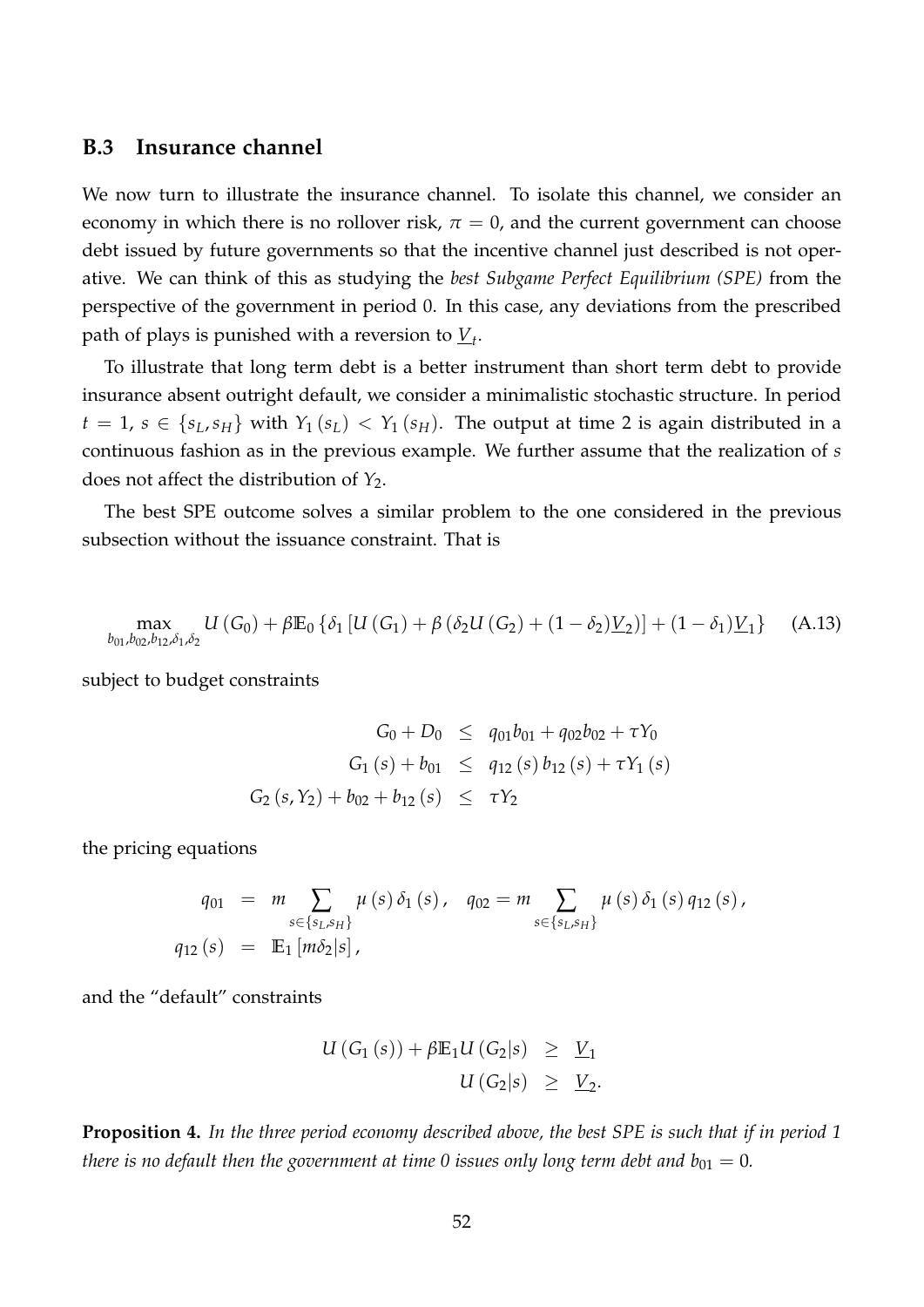### B.3 Insurance channel

We now turn to illustrate the insurance channel. To isolate this channel, we consider an economy in which there is no rollover risk, $\pi = 0$, and the current government can choose debt issued by future governments so that the incentive channel just described is not operative. We can think of this as studying the *best Subgame Perfect Equilibrium (SPE)* from the perspective of the government in period 0. In this case, any deviations from the prescribed path of plays is punished with a reversion to $\underline{V}_t$.

To illustrate that long term debt is a better instrument than short term debt to provide insurance absent outright default, we consider a minimalistic stochastic structure. In period $t = 1$, $s \in \{s_L, s_H\}$ with $Y_1(s_L) < Y_1(s_H)$. The output at time 2 is again distributed in a continuous fashion as in the previous example. We further assume that the realization of $s$ does not affect the distribution of $Y_2$.

The best SPE outcome solves a similar problem to the one considered in the previous subsection without the issuance constraint. That is

$$\max_{b_{01}, b_{02}, b_{12}, \delta_1, \delta_2} U(G_0) + \beta \mathbb{E}_0 \left\{ \delta_1 \left[ U(G_1) + \beta \left( \delta_2 U(G_2) + (1 - \delta_2) \underline{V}_2 \right) \right] + (1 - \delta_1) \underline{V}_1 \right\} \tag{A.13}$$

subject to budget constraints

$$\begin{aligned} G_0 + D_0 &\leq q_{01} b_{01} + q_{02} b_{02} + \tau Y_0 \\ G_1(s) + b_{01} &\leq q_{12}(s) b_{12}(s) + \tau Y_1(s) \\ G_2(s, Y_2) + b_{02} + b_{12}(s) &\leq \tau Y_2 \end{aligned}$$

the pricing equations

$$\begin{aligned} q_{01} &= m \sum_{s \in \{s_L, s_H\}} \mu(s) \delta_1(s), \quad q_{02} = m \sum_{s \in \{s_L, s_H\}} \mu(s) \delta_1(s) q_{12}(s), \\ q_{12}(s) &= \mathbb{E}_1 [m \delta_2 | s], \end{aligned}$$

and the "default" constraints

$$\begin{aligned} U(G_1(s)) + \beta \mathbb{E}_1 U(G_2 | s) &\geq \underline{V}_1 \\ U(G_2 | s) &\geq \underline{V}_2. \end{aligned}$$

**Proposition 4.** *In the three period economy described above, the best SPE is such that if in period 1 there is no default then the government at time 0 issues only long term debt and $b_{01} = 0$.*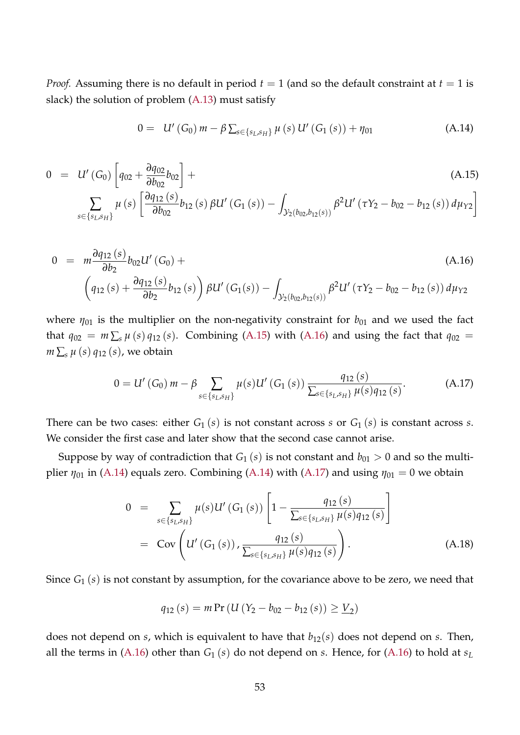*Proof.* Assuming there is no default in period $t = 1$ (and so the default constraint at $t = 1$ is slack) the solution of problem (A.13) must satisfy

$$0 = \quad U'(G_0)\, m - \beta \textstyle\sum_{s \in \{s_L, s_H\}} \mu(s)\, U'(G_1(s)) + \eta_{01} \tag{A.14}$$

$$\begin{aligned} 0 \quad &= \quad U'(G_0)\left[q_{02} + \frac{\partial q_{02}}{\partial b_{02}} b_{02}\right] + \\ &\sum_{s \in \{s_L, s_H\}} \mu(s) \left[\frac{\partial q_{12}(s)}{\partial b_{02}} b_{12}(s)\, \beta U'(G_1(s)) - \int_{\mathcal{Y}_2(b_{02}, b_{12}(s))} \beta^2 U'(\tau Y_2 - b_{02} - b_{12}(s))\, d\mu_{Y2}\right] \end{aligned} \tag{A.15}$$

$$\begin{aligned} 0 \quad &= \quad m \frac{\partial q_{12}(s)}{\partial b_2} b_{02} U'(G_0) + \\ &\left(q_{12}(s) + \frac{\partial q_{12}(s)}{\partial b_2} b_{12}(s)\right) \beta U'(G_1(s)) - \int_{\mathcal{Y}_2(b_{02}, b_{12}(s))} \beta^2 U'(\tau Y_2 - b_{02} - b_{12}(s))\, d\mu_{Y2} \end{aligned} \tag{A.16}$$

where $\eta_{01}$ is the multiplier on the non-negativity constraint for $b_{01}$ and we used the fact that $q_{02} = m \sum_s \mu(s)\, q_{12}(s)$. Combining (A.15) with (A.16) and using the fact that $q_{02} = m \sum_s \mu(s)\, q_{12}(s)$, we obtain

$$0 = U'(G_0)\, m - \beta \sum_{s \in \{s_L, s_H\}} \mu(s) U'(G_1(s)) \frac{q_{12}(s)}{\sum_{s \in \{s_L, s_H\}} \mu(s) q_{12}(s)}. \tag{A.17}$$

There can be two cases: either $G_1(s)$ is not constant across $s$ or $G_1(s)$ is constant across $s$. We consider the first case and later show that the second case cannot arise.

Suppose by way of contradiction that $G_1(s)$ is not constant and $b_{01} > 0$ and so the multiplier $\eta_{01}$ in (A.14) equals zero. Combining (A.14) with (A.17) and using $\eta_{01} = 0$ we obtain

$$\begin{aligned} 0 \quad &= \quad \sum_{s \in \{s_L, s_H\}} \mu(s) U'(G_1(s)) \left[1 - \frac{q_{12}(s)}{\sum_{s \in \{s_L, s_H\}} \mu(s) q_{12}(s)}\right] \\ &= \quad \text{Cov}\left(U'(G_1(s)), \frac{q_{12}(s)}{\sum_{s \in \{s_L, s_H\}} \mu(s) q_{12}(s)}\right). \end{aligned} \tag{A.18}$$

Since $G_1(s)$ is not constant by assumption, for the covariance above to be zero, we need that

$$q_{12}(s) = m \Pr\left(U(Y_2 - b_{02} - b_{12}(s)) \geq \underline{V}_2\right)$$

does not depend on $s$, which is equivalent to have that $b_{12}(s)$ does not depend on $s$. Then, all the terms in (A.16) other than $G_1(s)$ do not depend on $s$. Hence, for (A.16) to hold at $s_L$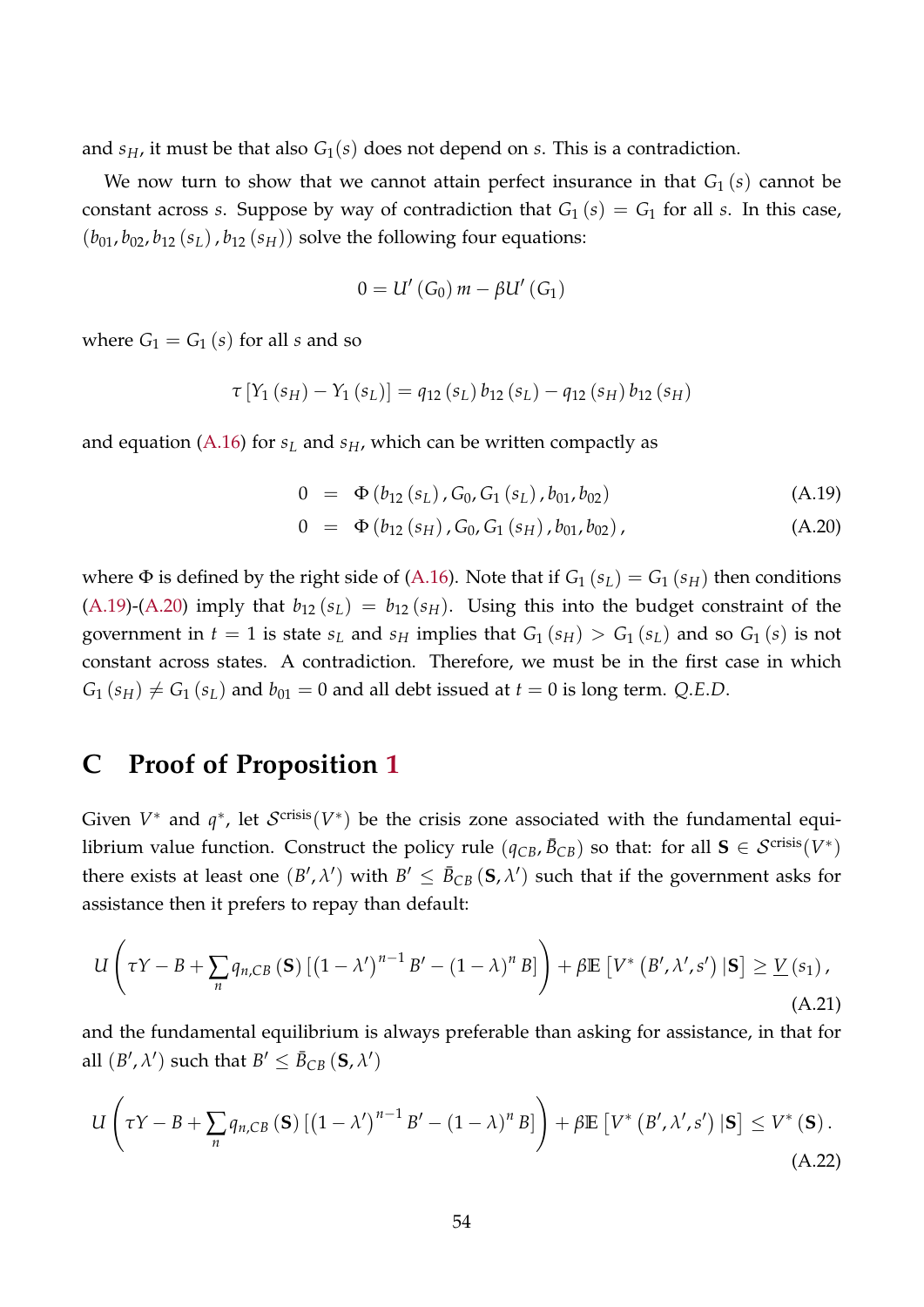and $s_H$, it must be that also $G_1(s)$ does not depend on $s$. This is a contradiction.

We now turn to show that we cannot attain perfect insurance in that $G_1(s)$ cannot be constant across $s$. Suppose by way of contradiction that $G_1(s) = G_1$ for all $s$. In this case, $(b_{01}, b_{02}, b_{12}(s_L), b_{12}(s_H))$ solve the following four equations:

$$0 = U'(G_0)\, m - \beta U'(G_1)$$

where $G_1 = G_1(s)$ for all $s$ and so

$$\tau [Y_1(s_H) - Y_1(s_L)] = q_{12}(s_L)\, b_{12}(s_L) - q_{12}(s_H)\, b_{12}(s_H)$$

and equation (A.16) for $s_L$ and $s_H$, which can be written compactly as

$$0 = \Phi(b_{12}(s_L), G_0, G_1(s_L), b_{01}, b_{02}) \tag{A.19}$$

$$0 = \Phi(b_{12}(s_H), G_0, G_1(s_H), b_{01}, b_{02}), \tag{A.20}$$

where $\Phi$ is defined by the right side of (A.16). Note that if $G_1(s_L) = G_1(s_H)$ then conditions (A.19)-(A.20) imply that $b_{12}(s_L) = b_{12}(s_H)$. Using this into the budget constraint of the government in $t = 1$ is state $s_L$ and $s_H$ implies that $G_1(s_H) > G_1(s_L)$ and so $G_1(s)$ is not constant across states. A contradiction. Therefore, we must be in the first case in which $G_1(s_H) \neq G_1(s_L)$ and $b_{01} = 0$ and all debt issued at $t = 0$ is long term. *Q.E.D.*

## C Proof of Proposition 1

Given $V^*$ and $q^*$, let $\mathcal{S}^{\text{crisis}}(V^*)$ be the crisis zone associated with the fundamental equilibrium value function. Construct the policy rule $(q_{CB}, \bar{B}_{CB})$ so that: for all $\mathbf{S} \in \mathcal{S}^{\text{crisis}}(V^*)$ there exists at least one $(B', \lambda')$ with $B' \leq \bar{B}_{CB}(\mathbf{S}, \lambda')$ such that if the government asks for assistance then it prefers to repay than default:

$$U\left(\tau Y - B + \sum_n q_{n,CB}(\mathbf{S})\left[(1-\lambda')^{n-1} B' - (1-\lambda)^n B\right]\right) + \beta \mathbb{E}\left[V^*(B', \lambda', s')\, |\mathbf{S}\right] \geq \underline{V}(s_1), \tag{A.21}$$

and the fundamental equilibrium is always preferable than asking for assistance, in that for all $(B', \lambda')$ such that $B' \leq \bar{B}_{CB}(\mathbf{S}, \lambda')$

$$U\left(\tau Y - B + \sum_n q_{n,CB}(\mathbf{S})\left[(1-\lambda')^{n-1} B' - (1-\lambda)^n B\right]\right) + \beta \mathbb{E}\left[V^*(B', \lambda', s')\, |\mathbf{S}\right] \leq V^*(\mathbf{S}). \tag{A.22}$$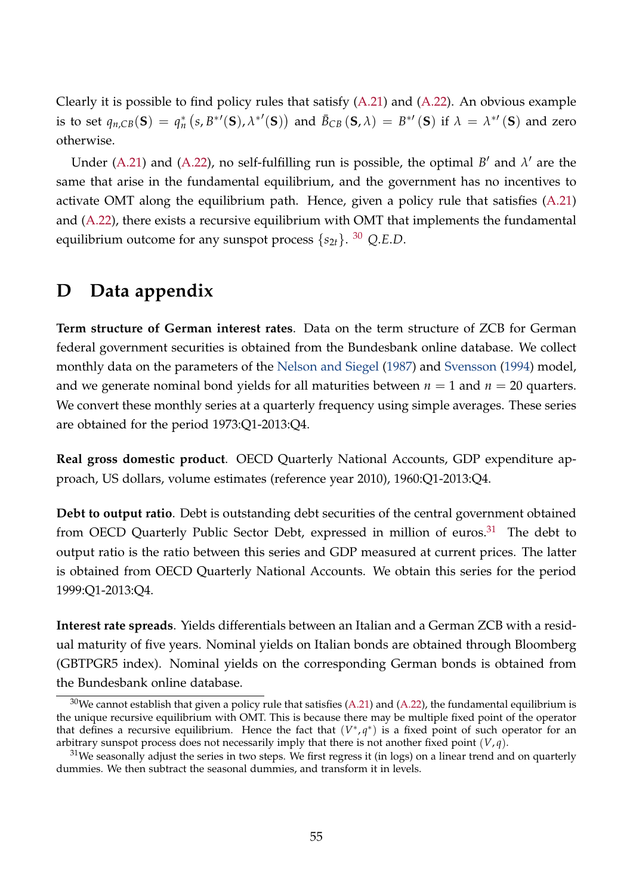Clearly it is possible to find policy rules that satisfy (A.21) and (A.22). An obvious example is to set $q_{n,CB}(\mathbf{S}) = q_n^*\left(s, B^{*\prime}(\mathbf{S}), \lambda^{*\prime}(\mathbf{S})\right)$ and $\bar{B}_{CB}(\mathbf{S}, \lambda) = B^{*\prime}(\mathbf{S})$ if $\lambda = \lambda^{*\prime}(\mathbf{S})$ and zero otherwise.

Under (A.21) and (A.22), no self-fulfilling run is possible, the optimal $B'$ and $\lambda'$ are the same that arise in the fundamental equilibrium, and the government has no incentives to activate OMT along the equilibrium path. Hence, given a policy rule that satisfies (A.21) and (A.22), there exists a recursive equilibrium with OMT that implements the fundamental equilibrium outcome for any sunspot process $\{s_{2t}\}$. [30] *Q.E.D.*

# D Data appendix

**Term structure of German interest rates**. Data on the term structure of ZCB for German federal government securities is obtained from the Bundesbank online database. We collect monthly data on the parameters of the Nelson and Siegel (1987) and Svensson (1994) model, and we generate nominal bond yields for all maturities between $n = 1$ and $n = 20$ quarters. We convert these monthly series at a quarterly frequency using simple averages. These series are obtained for the period 1973:Q1-2013:Q4.

**Real gross domestic product**. OECD Quarterly National Accounts, GDP expenditure approach, US dollars, volume estimates (reference year 2010), 1960:Q1-2013:Q4.

**Debt to output ratio**. Debt is outstanding debt securities of the central government obtained from OECD Quarterly Public Sector Debt, expressed in million of euros.[31] The debt to output ratio is the ratio between this series and GDP measured at current prices. The latter is obtained from OECD Quarterly National Accounts. We obtain this series for the period 1999:Q1-2013:Q4.

**Interest rate spreads**. Yields differentials between an Italian and a German ZCB with a residual maturity of five years. Nominal yields on Italian bonds are obtained through Bloomberg (GBTPGR5 index). Nominal yields on the corresponding German bonds is obtained from the Bundesbank online database.

[30] We cannot establish that given a policy rule that satisfies (A.21) and (A.22), the fundamental equilibrium is the unique recursive equilibrium with OMT. This is because there may be multiple fixed point of the operator that defines a recursive equilibrium. Hence the fact that $(V^*, q^*)$ is a fixed point of such operator for an arbitrary sunspot process does not necessarily imply that there is not another fixed point $(V, q)$.

[31] We seasonally adjust the series in two steps. We first regress it (in logs) on a linear trend and on quarterly dummies. We then subtract the seasonal dummies, and transform it in levels.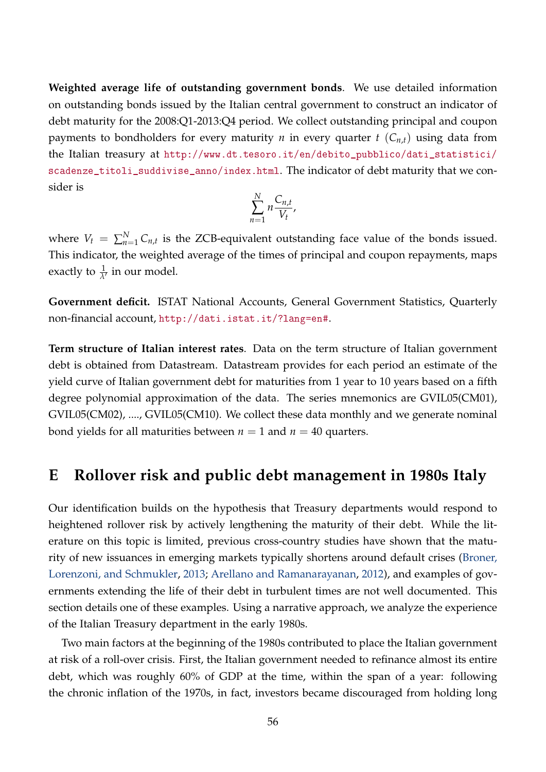**Weighted average life of outstanding government bonds**. We use detailed information on outstanding bonds issued by the Italian central government to construct an indicator of debt maturity for the 2008:Q1-2013:Q4 period. We collect outstanding principal and coupon payments to bondholders for every maturity $n$ in every quarter $t$ ($C_{n,t}$) using data from the Italian treasury at http://www.dt.tesoro.it/en/debito_pubblico/dati_statistici/scadenze_titoli_suddivise_anno/index.html. The indicator of debt maturity that we consider is

$$\sum_{n=1}^{N} n \frac{C_{n,t}}{V_t},$$

where $V_t = \sum_{n=1}^{N} C_{n,t}$ is the ZCB-equivalent outstanding face value of the bonds issued. This indicator, the weighted average of the times of principal and coupon repayments, maps exactly to $\frac{1}{\lambda'}$ in our model.

**Government deficit.** ISTAT National Accounts, General Government Statistics, Quarterly non-financial account, http://dati.istat.it/?lang=en#.

**Term structure of Italian interest rates**. Data on the term structure of Italian government debt is obtained from Datastream. Datastream provides for each period an estimate of the yield curve of Italian government debt for maturities from 1 year to 10 years based on a fifth degree polynomial approximation of the data. The series mnemonics are GVIL05(CM01), GVIL05(CM02), ...., GVIL05(CM10). We collect these data monthly and we generate nominal bond yields for all maturities between $n = 1$ and $n = 40$ quarters.

## E Rollover risk and public debt management in 1980s Italy

Our identification builds on the hypothesis that Treasury departments would respond to heightened rollover risk by actively lengthening the maturity of their debt. While the literature on this topic is limited, previous cross-country studies have shown that the maturity of new issuances in emerging markets typically shortens around default crises (Broner, Lorenzoni, and Schmukler, 2013; Arellano and Ramanarayanan, 2012), and examples of governments extending the life of their debt in turbulent times are not well documented. This section details one of these examples. Using a narrative approach, we analyze the experience of the Italian Treasury department in the early 1980s.

Two main factors at the beginning of the 1980s contributed to place the Italian government at risk of a roll-over crisis. First, the Italian government needed to refinance almost its entire debt, which was roughly 60% of GDP at the time, within the span of a year: following the chronic inflation of the 1970s, in fact, investors became discouraged from holding long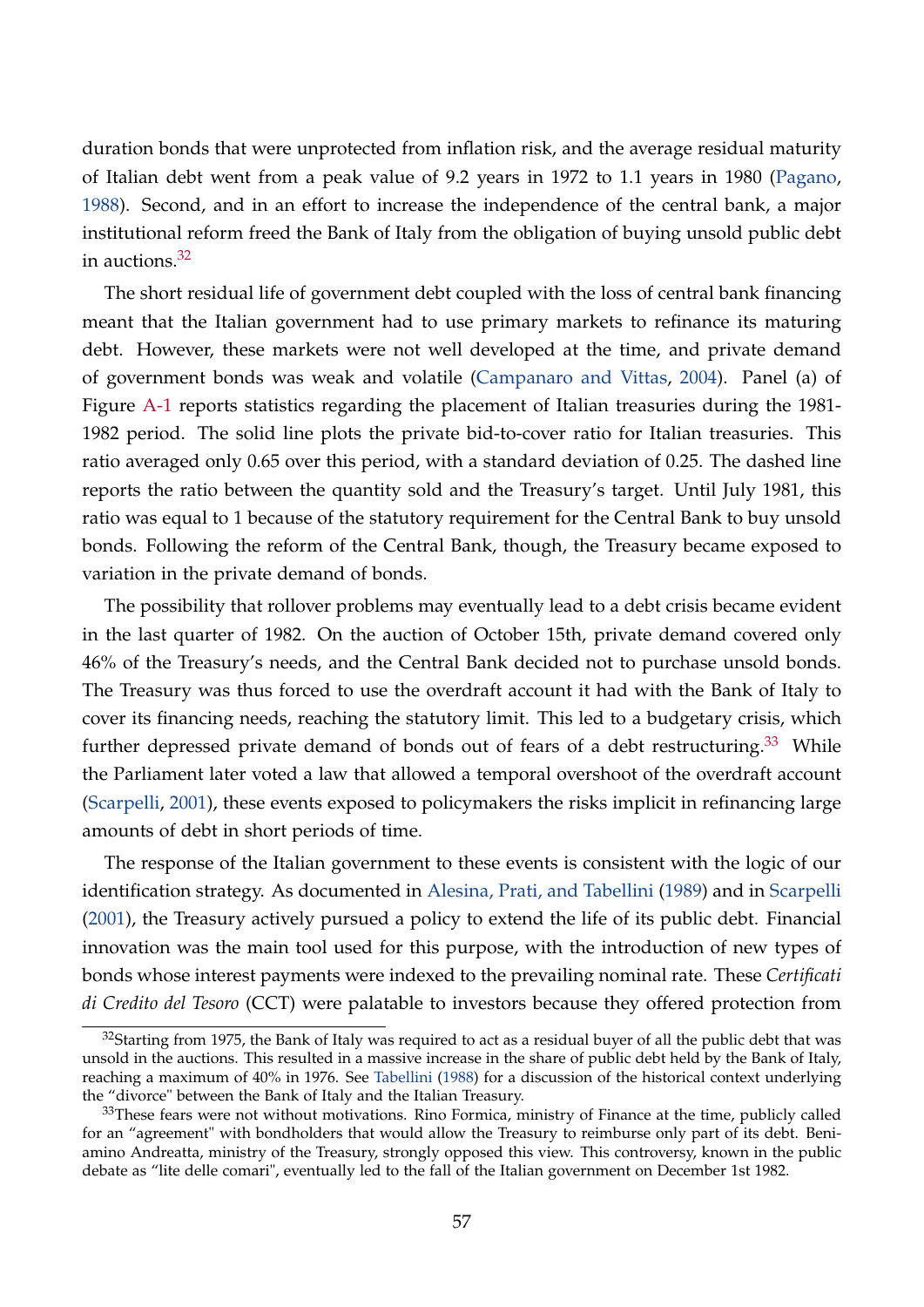duration bonds that were unprotected from inflation risk, and the average residual maturity of Italian debt went from a peak value of 9.2 years in 1972 to 1.1 years in 1980 (Pagano, 1988). Second, and in an effort to increase the independence of the central bank, a major institutional reform freed the Bank of Italy from the obligation of buying unsold public debt in auctions.[32]

The short residual life of government debt coupled with the loss of central bank financing meant that the Italian government had to use primary markets to refinance its maturing debt. However, these markets were not well developed at the time, and private demand of government bonds was weak and volatile (Campanaro and Vittas, 2004). Panel (a) of Figure A-1 reports statistics regarding the placement of Italian treasuries during the 1981-1982 period. The solid line plots the private bid-to-cover ratio for Italian treasuries. This ratio averaged only 0.65 over this period, with a standard deviation of 0.25. The dashed line reports the ratio between the quantity sold and the Treasury's target. Until July 1981, this ratio was equal to 1 because of the statutory requirement for the Central Bank to buy unsold bonds. Following the reform of the Central Bank, though, the Treasury became exposed to variation in the private demand of bonds.

The possibility that rollover problems may eventually lead to a debt crisis became evident in the last quarter of 1982. On the auction of October 15th, private demand covered only 46% of the Treasury's needs, and the Central Bank decided not to purchase unsold bonds. The Treasury was thus forced to use the overdraft account it had with the Bank of Italy to cover its financing needs, reaching the statutory limit. This led to a budgetary crisis, which further depressed private demand of bonds out of fears of a debt restructuring.[33] While the Parliament later voted a law that allowed a temporal overshoot of the overdraft account (Scarpelli, 2001), these events exposed to policymakers the risks implicit in refinancing large amounts of debt in short periods of time.

The response of the Italian government to these events is consistent with the logic of our identification strategy. As documented in Alesina, Prati, and Tabellini (1989) and in Scarpelli (2001), the Treasury actively pursued a policy to extend the life of its public debt. Financial innovation was the main tool used for this purpose, with the introduction of new types of bonds whose interest payments were indexed to the prevailing nominal rate. These *Certificati di Credito del Tesoro* (CCT) were palatable to investors because they offered protection from

[32] Starting from 1975, the Bank of Italy was required to act as a residual buyer of all the public debt that was unsold in the auctions. This resulted in a massive increase in the share of public debt held by the Bank of Italy, reaching a maximum of 40% in 1976. See Tabellini (1988) for a discussion of the historical context underlying the "divorce" between the Bank of Italy and the Italian Treasury.

[33] These fears were not without motivations. Rino Formica, ministry of Finance at the time, publicly called for an "agreement" with bondholders that would allow the Treasury to reimburse only part of its debt. Beniamino Andreatta, ministry of the Treasury, strongly opposed this view. This controversy, known in the public debate as "lite delle comari", eventually led to the fall of the Italian government on December 1st 1982.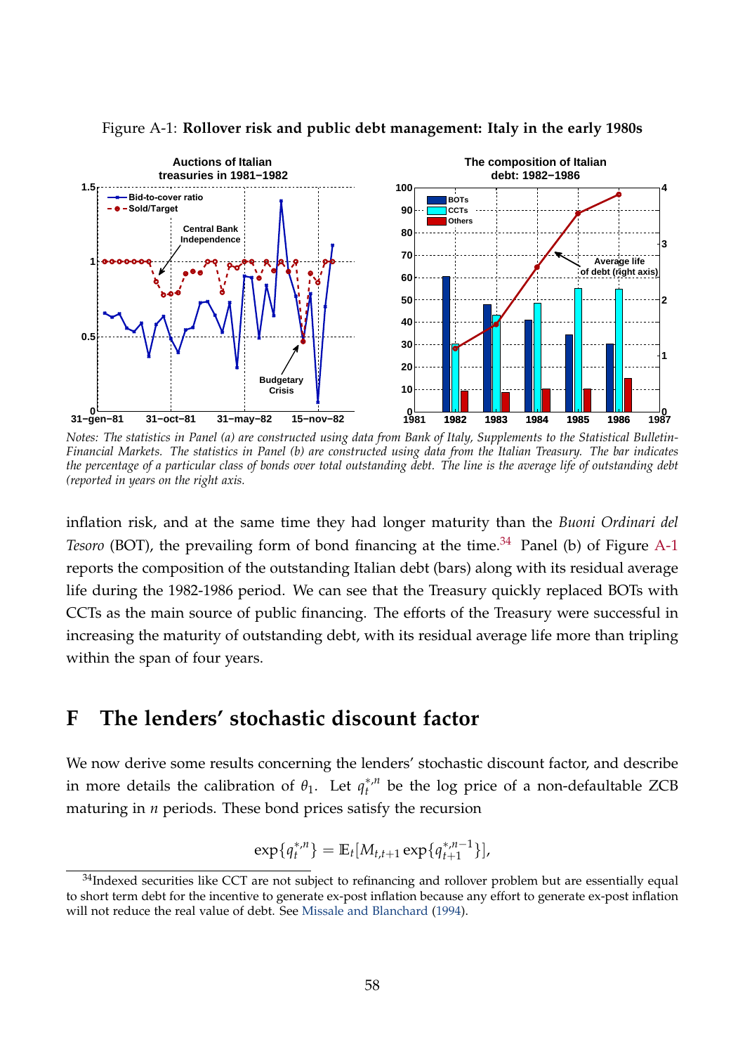Figure A-1: **Rollover risk and public debt management: Italy in the early 1980s**

*Notes: The statistics in Panel (a) are constructed using data from Bank of Italy, Supplements to the Statistical Bulletin-Financial Markets. The statistics in Panel (b) are constructed using data from the Italian Treasury. The bar indicates the percentage of a particular class of bonds over total outstanding debt. The line is the average life of outstanding debt (reported in years on the right axis.*

inflation risk, and at the same time they had longer maturity than the *Buoni Ordinari del Tesoro* (BOT), the prevailing form of bond financing at the time.[34] Panel (b) of Figure A-1 reports the composition of the outstanding Italian debt (bars) along with its residual average life during the 1982-1986 period. We can see that the Treasury quickly replaced BOTs with CCTs as the main source of public financing. The efforts of the Treasury were successful in increasing the maturity of outstanding debt, with its residual average life more than tripling within the span of four years.

# F The lenders' stochastic discount factor

We now derive some results concerning the lenders' stochastic discount factor, and describe in more details the calibration of $\theta_1$. Let $q_t^{*,n}$ be the log price of a non-defaultable ZCB maturing in $n$ periods. These bond prices satisfy the recursion

$$\exp\{q_t^{*,n}\} = \mathbb{E}_t[M_{t,t+1} \exp\{q_{t+1}^{*,n-1}\}],$$

[34] Indexed securities like CCT are not subject to refinancing and rollover problem but are essentially equal to short term debt for the incentive to generate ex-post inflation because any effort to generate ex-post inflation will not reduce the real value of debt. See Missale and Blanchard (1994).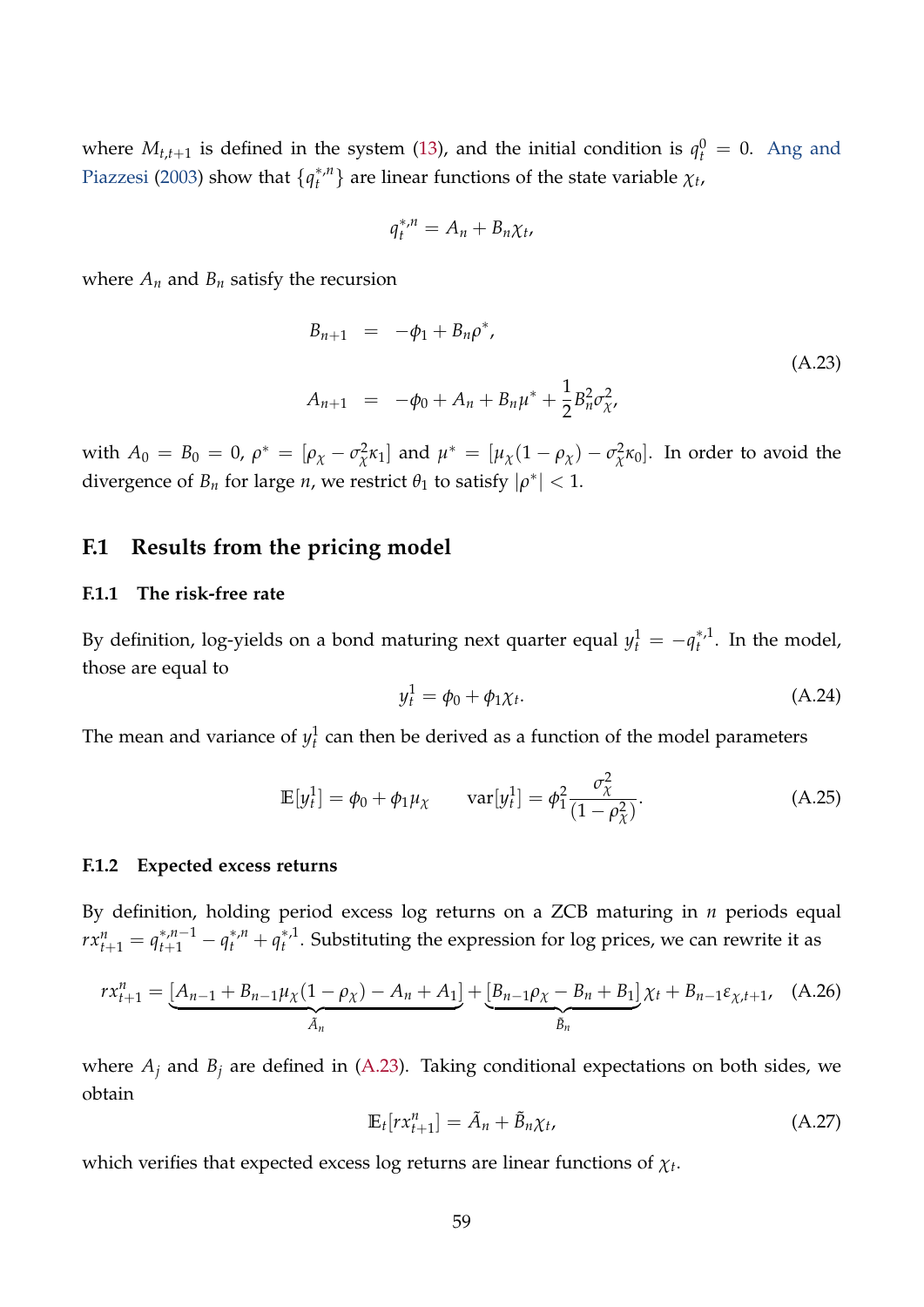where $M_{t,t+1}$ is defined in the system (13), and the initial condition is $q_t^0 = 0$. Ang and Piazzesi (2003) show that $\{q_t^{*,n}\}$ are linear functions of the state variable $\chi_t$,

$$q_t^{*,n} = A_n + B_n \chi_t,$$

where $A_n$ and $B_n$ satisfy the recursion

$$\begin{aligned}
B_{n+1} &= -\phi_1 + B_n \rho^*, \\
A_{n+1} &= -\phi_0 + A_n + B_n \mu^* + \frac{1}{2} B_n^2 \sigma_\chi^2,
\end{aligned} \tag{A.23}$$

with $A_0 = B_0 = 0$, $\rho^* = [\rho_\chi - \sigma_\chi^2 \kappa_1]$ and $\mu^* = [\mu_\chi(1-\rho_\chi) - \sigma_\chi^2 \kappa_0]$. In order to avoid the divergence of $B_n$ for large $n$, we restrict $\theta_1$ to satisfy $|\rho^*| < 1$.

## F.1 Results from the pricing model

### F.1.1 The risk-free rate

By definition, log-yields on a bond maturing next quarter equal $y_t^1 = -q_t^{*,1}$. In the model, those are equal to

$$y_t^1 = \phi_0 + \phi_1 \chi_t. \tag{A.24}$$

The mean and variance of $y_t^1$ can then be derived as a function of the model parameters

$$\mathbb{E}[y_t^1] = \phi_0 + \phi_1 \mu_\chi \qquad \text{var}[y_t^1] = \phi_1^2 \frac{\sigma_\chi^2}{(1-\rho_\chi^2)}. \tag{A.25}$$

### F.1.2 Expected excess returns

By definition, holding period excess log returns on a ZCB maturing in $n$ periods equal $rx_{t+1}^n = q_{t+1}^{*,n-1} - q_t^{*,n} + q_t^{*,1}$. Substituting the expression for log prices, we can rewrite it as

$$rx_{t+1}^n = \underbrace{[A_{n-1} + B_{n-1}\mu_\chi(1-\rho_\chi) - A_n + A_1]}_{\tilde{A}_n} + \underbrace{[B_{n-1}\rho_\chi - B_n + B_1]}_{\tilde{B}_n} \chi_t + B_{n-1}\varepsilon_{\chi,t+1}, \tag{A.26}$$

where $A_j$ and $B_j$ are defined in (A.23). Taking conditional expectations on both sides, we obtain

$$\mathbb{E}_t[rx_{t+1}^n] = \tilde{A}_n + \tilde{B}_n \chi_t, \tag{A.27}$$

which verifies that expected excess log returns are linear functions of $\chi_t$.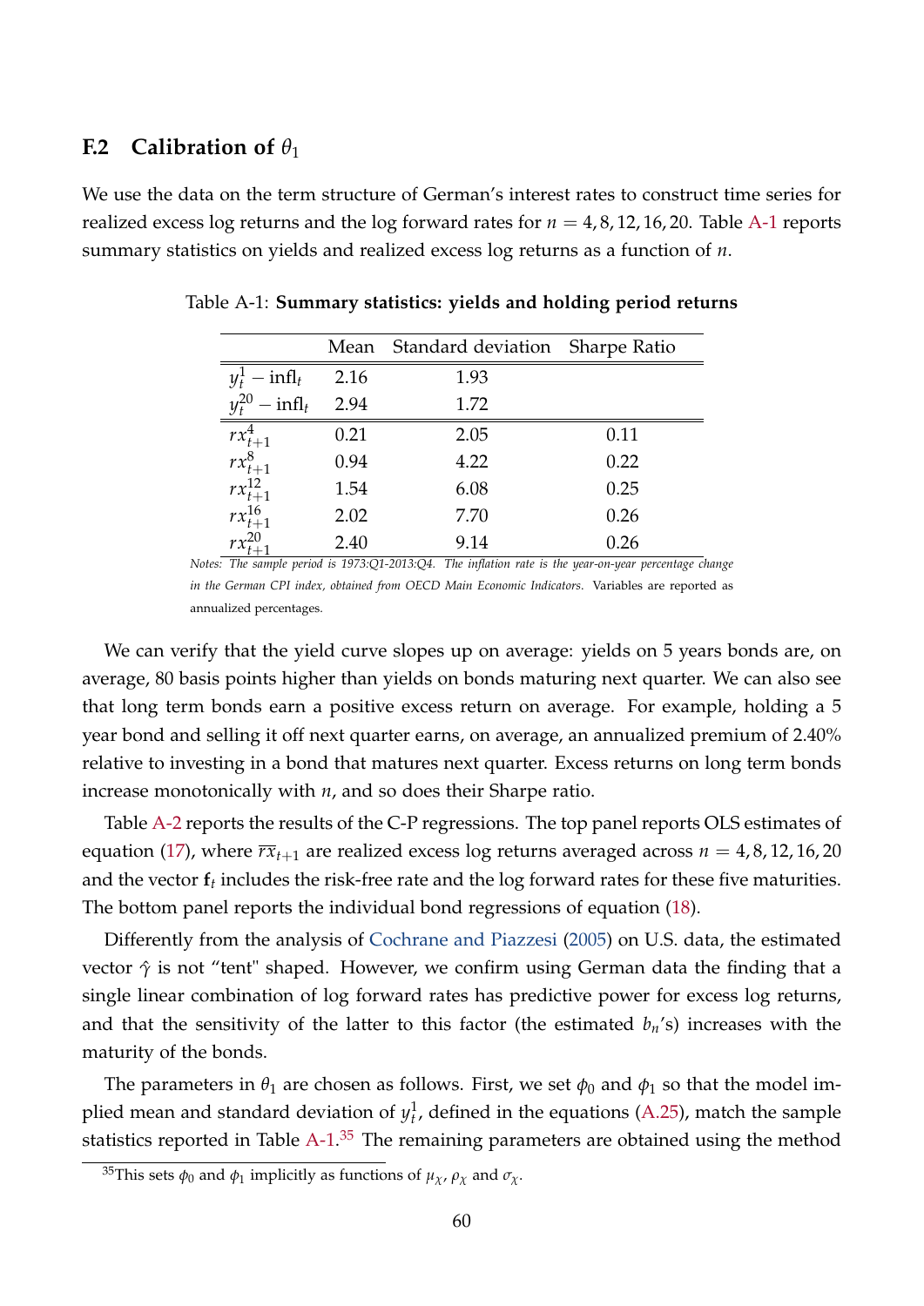### F.2 Calibration of $\theta_1$

We use the data on the term structure of German's interest rates to construct time series for realized excess log returns and the log forward rates for $n = 4, 8, 12, 16, 20$. Table A-1 reports summary statistics on yields and realized excess log returns as a function of $n$.

Table A-1: **Summary statistics: yields and holding period returns**

| | Mean | Standard deviation | Sharpe Ratio |
|---|---|---|---|
| $y_t^1 - \text{infl}_t$ | 2.16 | 1.93 | |
| $y_t^{20} - \text{infl}_t$ | 2.94 | 1.72 | |
| $rx_{t+1}^4$ | 0.21 | 2.05 | 0.11 |
| $rx_{t+1}^8$ | 0.94 | 4.22 | 0.22 |
| $rx_{t+1}^{12}$ | 1.54 | 6.08 | 0.25 |
| $rx_{t+1}^{16}$ | 2.02 | 7.70 | 0.26 |
| $rx_{t+1}^{20}$ | 2.40 | 9.14 | 0.26 |

*Notes: The sample period is 1973:Q1-2013:Q4. The inflation rate is the year-on-year percentage change in the German CPI index, obtained from OECD Main Economic Indicators.* Variables are reported as annualized percentages.

We can verify that the yield curve slopes up on average: yields on 5 years bonds are, on average, 80 basis points higher than yields on bonds maturing next quarter. We can also see that long term bonds earn a positive excess return on average. For example, holding a 5 year bond and selling it off next quarter earns, on average, an annualized premium of 2.40% relative to investing in a bond that matures next quarter. Excess returns on long term bonds increase monotonically with $n$, and so does their Sharpe ratio.

Table A-2 reports the results of the C-P regressions. The top panel reports OLS estimates of equation (17), where $\overline{rx}_{t+1}$ are realized excess log returns averaged across $n = 4, 8, 12, 16, 20$ and the vector $\mathbf{f}_t$ includes the risk-free rate and the log forward rates for these five maturities. The bottom panel reports the individual bond regressions of equation (18).

Differently from the analysis of Cochrane and Piazzesi (2005) on U.S. data, the estimated vector $\hat{\gamma}$ is not "tent" shaped. However, we confirm using German data the finding that a single linear combination of log forward rates has predictive power for excess log returns, and that the sensitivity of the latter to this factor (the estimated $b_n$'s) increases with the maturity of the bonds.

The parameters in $\theta_1$ are chosen as follows. First, we set $\phi_0$ and $\phi_1$ so that the model implied mean and standard deviation of $y_t^1$, defined in the equations (A.25), match the sample statistics reported in Table A-1.[35] The remaining parameters are obtained using the method

[35] This sets $\phi_0$ and $\phi_1$ implicitly as functions of $\mu_\chi$, $\rho_\chi$ and $\sigma_\chi$.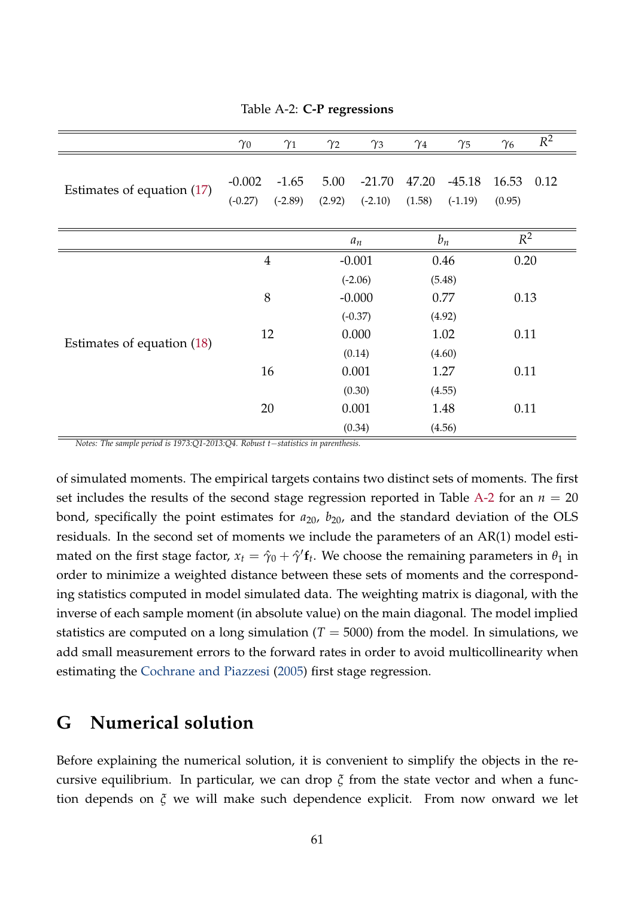Table A-2: **C-P regressions**

| | $\gamma_0$ | $\gamma_1$ | $\gamma_2$ | $\gamma_3$ | $\gamma_4$ | $\gamma_5$ | $\gamma_6$ | $R^2$ |
|---|---|---|---|---|---|---|---|---|
| Estimates of equation (17) | -0.002 | -1.65 | 5.00 | -21.70 | 47.20 | -45.18 | 16.53 | 0.12 |
| | (-0.27) | (-2.89) | (2.92) | (-2.10) | (1.58) | (-1.19) | (0.95) | |

| | $n$ | $a_n$ | $b_n$ | $R^2$ |
|---|---|---|---|---|
| Estimates of equation (18) | 4 | -0.001 | 0.46 | 0.20 |
| | | (-2.06) | (5.48) | |
| | 8 | -0.000 | 0.77 | 0.13 |
| | | (-0.37) | (4.92) | |
| | 12 | 0.000 | 1.02 | 0.11 |
| | | (0.14) | (4.60) | |
| | 16 | 0.001 | 1.27 | 0.11 |
| | | (0.30) | (4.55) | |
| | 20 | 0.001 | 1.48 | 0.11 |
| | | (0.34) | (4.56) | |

*Notes: The sample period is 1973:Q1-2013:Q4. Robust $t-$statistics in parenthesis.*

of simulated moments. The empirical targets contains two distinct sets of moments. The first set includes the results of the second stage regression reported in Table A-2 for an $n = 20$ bond, specifically the point estimates for $a_{20}$, $b_{20}$, and the standard deviation of the OLS residuals. In the second set of moments we include the parameters of an AR(1) model estimated on the first stage factor, $x_t = \hat{\gamma}_0 + \hat{\gamma}'\mathbf{f}_t$. We choose the remaining parameters in $\theta_1$ in order to minimize a weighted distance between these sets of moments and the corresponding statistics computed in model simulated data. The weighting matrix is diagonal, with the inverse of each sample moment (in absolute value) on the main diagonal. The model implied statistics are computed on a long simulation ($T = 5000$) from the model. In simulations, we add small measurement errors to the forward rates in order to avoid multicollinearity when estimating the Cochrane and Piazzesi (2005) first stage regression.

# G Numerical solution

Before explaining the numerical solution, it is convenient to simplify the objects in the recursive equilibrium. In particular, we can drop $\xi$ from the state vector and when a function depends on $\xi$ we will make such dependence explicit. From now onward we let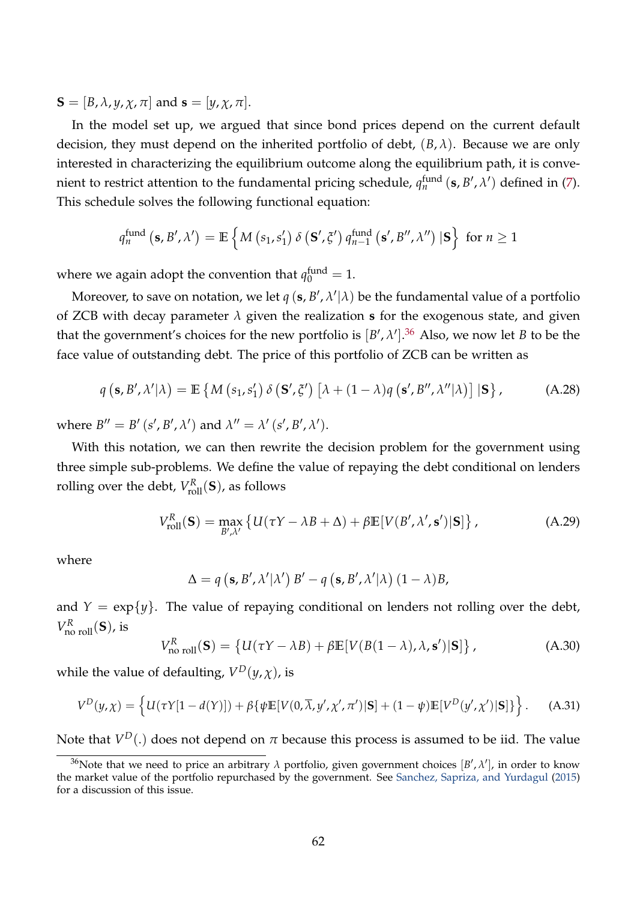$\mathbf{S} = [B, \lambda, y, \chi, \pi]$ and $\mathbf{s} = [y, \chi, \pi]$.

In the model set up, we argued that since bond prices depend on the current default decision, they must depend on the inherited portfolio of debt, $(B, \lambda)$. Because we are only interested in characterizing the equilibrium outcome along the equilibrium path, it is convenient to restrict attention to the fundamental pricing schedule, $q_n^{\text{fund}}(\mathbf{s}, B', \lambda')$ defined in (7). This schedule solves the following functional equation:

$$q_n^{\text{fund}}(\mathbf{s}, B', \lambda') = \mathbb{E}\left\{M(s_1, s_1')\,\delta(\mathbf{S}', \xi')\,q_{n-1}^{\text{fund}}(\mathbf{s}', B'', \lambda'')\,|\mathbf{S}\right\} \text{ for } n \geq 1$$

where we again adopt the convention that $q_0^{\text{fund}} = 1$.

Moreover, to save on notation, we let $q(\mathbf{s}, B', \lambda'|\lambda)$ be the fundamental value of a portfolio of ZCB with decay parameter $\lambda$ given the realization $\mathbf{s}$ for the exogenous state, and given that the government's choices for the new portfolio is $[B', \lambda']$.[36] Also, we now let $B$ to be the face value of outstanding debt. The price of this portfolio of ZCB can be written as

$$q(\mathbf{s}, B', \lambda'|\lambda) = \mathbb{E}\left\{M(s_1, s_1')\,\delta(\mathbf{S}', \xi')\left[\lambda + (1-\lambda)q(\mathbf{s}', B'', \lambda''|\lambda)\right]|\mathbf{S}\right\}, \tag{A.28}$$

where $B'' = B'(s', B', \lambda')$ and $\lambda'' = \lambda'(s', B', \lambda')$.

With this notation, we can then rewrite the decision problem for the government using three simple sub-problems. We define the value of repaying the debt conditional on lenders rolling over the debt, $V_{\text{roll}}^R(\mathbf{S})$, as follows

$$V_{\text{roll}}^R(\mathbf{S}) = \max_{B', \lambda'}\left\{U(\tau Y - \lambda B + \Delta) + \beta\mathbb{E}[V(B', \lambda', \mathbf{s}')|\mathbf{S}]\right\}, \tag{A.29}$$

where

$$\Delta = q(\mathbf{s}, B', \lambda'|\lambda')\,B' - q(\mathbf{s}, B', \lambda'|\lambda)\,(1-\lambda)B,$$

and $Y = \exp\{y\}$. The value of repaying conditional on lenders not rolling over the debt, $V_{\text{no roll}}^R(\mathbf{S})$, is

$$V_{\text{no roll}}^R(\mathbf{S}) = \left\{U(\tau Y - \lambda B) + \beta\mathbb{E}[V(B(1-\lambda), \lambda, \mathbf{s}')|\mathbf{S}]\right\}, \tag{A.30}$$

while the value of defaulting, $V^D(y, \chi)$, is

$$V^D(y, \chi) = \left\{U(\tau Y[1 - d(Y)]) + \beta\{\psi\mathbb{E}[V(0, \overline{\lambda}, y', \chi', \pi')|\mathbf{S}] + (1-\psi)\mathbb{E}[V^D(y', \chi')|\mathbf{S}]\}\right\}. \tag{A.31}$$

Note that $V^D(.)$ does not depend on $\pi$ because this process is assumed to be iid. The value

[36] Note that we need to price an arbitrary $\lambda$ portfolio, given government choices $[B', \lambda']$, in order to know the market value of the portfolio repurchased by the government. See Sanchez, Sapriza, and Yurdagul (2015) for a discussion of this issue.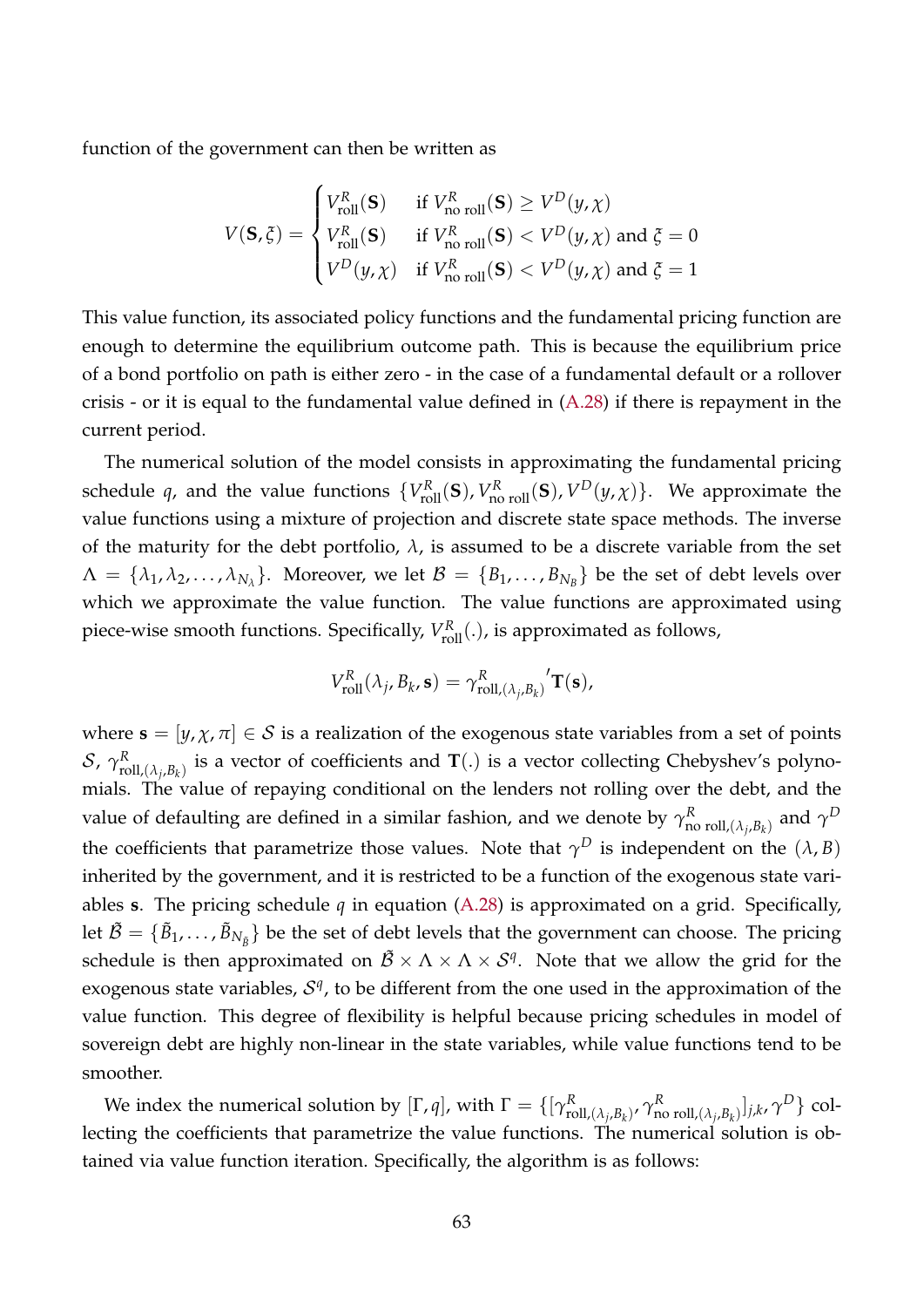function of the government can then be written as

$$
V(\mathbf{S}, \xi) = \begin{cases} V^R_{\text{roll}}(\mathbf{S}) & \text{if } V^R_{\text{no roll}}(\mathbf{S}) \geq V^D(y, \chi) \\ V^R_{\text{roll}}(\mathbf{S}) & \text{if } V^R_{\text{no roll}}(\mathbf{S}) < V^D(y, \chi) \text{ and } \xi = 0 \\ V^D(y, \chi) & \text{if } V^R_{\text{no roll}}(\mathbf{S}) < V^D(y, \chi) \text{ and } \xi = 1 \end{cases}
$$

This value function, its associated policy functions and the fundamental pricing function are enough to determine the equilibrium outcome path. This is because the equilibrium price of a bond portfolio on path is either zero - in the case of a fundamental default or a rollover crisis - or it is equal to the fundamental value defined in (A.28) if there is repayment in the current period.

The numerical solution of the model consists in approximating the fundamental pricing schedule $q$, and the value functions $\{V^R_{\text{roll}}(\mathbf{S}), V^R_{\text{no roll}}(\mathbf{S}), V^D(y, \chi)\}$. We approximate the value functions using a mixture of projection and discrete state space methods. The inverse of the maturity for the debt portfolio, $\lambda$, is assumed to be a discrete variable from the set $\Lambda = \{\lambda_1, \lambda_2, \ldots, \lambda_{N_\lambda}\}$. Moreover, we let $\mathcal{B} = \{B_1, \ldots, B_{N_B}\}$ be the set of debt levels over which we approximate the value function. The value functions are approximated using piece-wise smooth functions. Specifically, $V^R_{\text{roll}}(.)$, is approximated as follows,

$$
V^R_{\text{roll}}(\lambda_j, B_k, \mathbf{s}) = {\gamma^R_{\text{roll},(\lambda_j, B_k)}}' \mathbf{T}(\mathbf{s}),
$$

where $\mathbf{s} = [y, \chi, \pi] \in \mathcal{S}$ is a realization of the exogenous state variables from a set of points $\mathcal{S}$, $\gamma^R_{\text{roll},(\lambda_j, B_k)}$ is a vector of coefficients and $\mathbf{T}(.)$ is a vector collecting Chebyshev's polynomials. The value of repaying conditional on the lenders not rolling over the debt, and the value of defaulting are defined in a similar fashion, and we denote by $\gamma^R_{\text{no roll},(\lambda_j, B_k)}$ and $\gamma^D$ the coefficients that parametrize those values. Note that $\gamma^D$ is independent on the $(\lambda, B)$ inherited by the government, and it is restricted to be a function of the exogenous state variables $\mathbf{s}$. The pricing schedule $q$ in equation (A.28) is approximated on a grid. Specifically, let $\tilde{\mathcal{B}} = \{\tilde{B}_1, \ldots, \tilde{B}_{N_{\tilde{B}}}\}$ be the set of debt levels that the government can choose. The pricing schedule is then approximated on $\tilde{\mathcal{B}} \times \Lambda \times \Lambda \times \mathcal{S}^q$. Note that we allow the grid for the exogenous state variables, $\mathcal{S}^q$, to be different from the one used in the approximation of the value function. This degree of flexibility is helpful because pricing schedules in model of sovereign debt are highly non-linear in the state variables, while value functions tend to be smoother.

We index the numerical solution by $[\Gamma, q]$, with $\Gamma = \{[\gamma^R_{\text{roll},(\lambda_j, B_k)}, \gamma^R_{\text{no roll},(\lambda_j, B_k)}]_{j,k}, \gamma^D\}$ collecting the coefficients that parametrize the value functions. The numerical solution is obtained via value function iteration. Specifically, the algorithm is as follows: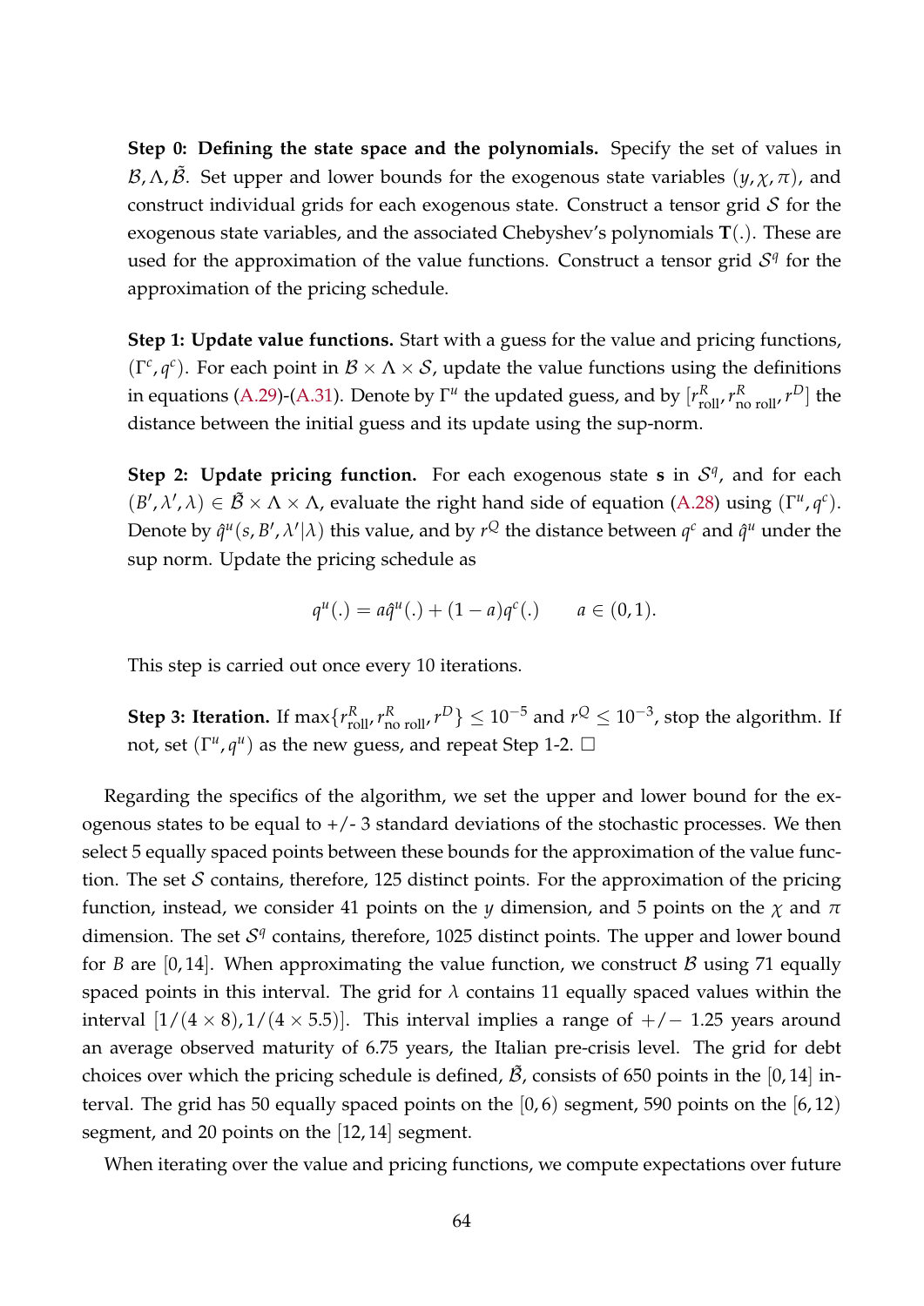**Step 0: Defining the state space and the polynomials.** Specify the set of values in $\mathcal{B}, \Lambda, \tilde{\mathcal{B}}$. Set upper and lower bounds for the exogenous state variables $(y, \chi, \pi)$, and construct individual grids for each exogenous state. Construct a tensor grid $\mathcal{S}$ for the exogenous state variables, and the associated Chebyshev's polynomials $\mathbf{T}(.)$. These are used for the approximation of the value functions. Construct a tensor grid $\mathcal{S}^q$ for the approximation of the pricing schedule.

**Step 1: Update value functions.** Start with a guess for the value and pricing functions, $(\Gamma^c, q^c)$. For each point in $\mathcal{B} \times \Lambda \times \mathcal{S}$, update the value functions using the definitions in equations (A.29)-(A.31). Denote by $\Gamma^u$ the updated guess, and by $[r^R_{\text{roll}}, r^R_{\text{no roll}}, r^D]$ the distance between the initial guess and its update using the sup-norm.

**Step 2: Update pricing function.** For each exogenous state $\mathbf{s}$ in $\mathcal{S}^q$, and for each $(B', \lambda', \lambda) \in \tilde{\mathcal{B}} \times \Lambda \times \Lambda$, evaluate the right hand side of equation (A.28) using $(\Gamma^u, q^c)$. Denote by $\hat{q}^u(s, B', \lambda'|\lambda)$ this value, and by $r^Q$ the distance between $q^c$ and $\hat{q}^u$ under the sup norm. Update the pricing schedule as

$$q^u(.) = a\hat{q}^u(.) + (1-a)q^c(.) \qquad a \in (0,1).$$

This step is carried out once every 10 iterations.

**Step 3: Iteration.** If $\max\{r^R_{\text{roll}}, r^R_{\text{no roll}}, r^D\} \leq 10^{-5}$ and $r^Q \leq 10^{-3}$, stop the algorithm. If not, set $(\Gamma^u, q^u)$ as the new guess, and repeat Step 1-2. $\square$

Regarding the specifics of the algorithm, we set the upper and lower bound for the exogenous states to be equal to +/- 3 standard deviations of the stochastic processes. We then select 5 equally spaced points between these bounds for the approximation of the value function. The set $\mathcal{S}$ contains, therefore, 125 distinct points. For the approximation of the pricing function, instead, we consider 41 points on the $y$ dimension, and 5 points on the $\chi$ and $\pi$ dimension. The set $\mathcal{S}^q$ contains, therefore, 1025 distinct points. The upper and lower bound for $B$ are $[0, 14]$. When approximating the value function, we construct $\mathcal{B}$ using 71 equally spaced points in this interval. The grid for $\lambda$ contains 11 equally spaced values within the interval $[1/(4 \times 8), 1/(4 \times 5.5)]$. This interval implies a range of $+/-$ 1.25 years around an average observed maturity of 6.75 years, the Italian pre-crisis level. The grid for debt choices over which the pricing schedule is defined, $\tilde{\mathcal{B}}$, consists of 650 points in the $[0, 14]$ interval. The grid has 50 equally spaced points on the $[0, 6)$ segment, 590 points on the $[6, 12)$ segment, and 20 points on the $[12, 14]$ segment.

When iterating over the value and pricing functions, we compute expectations over future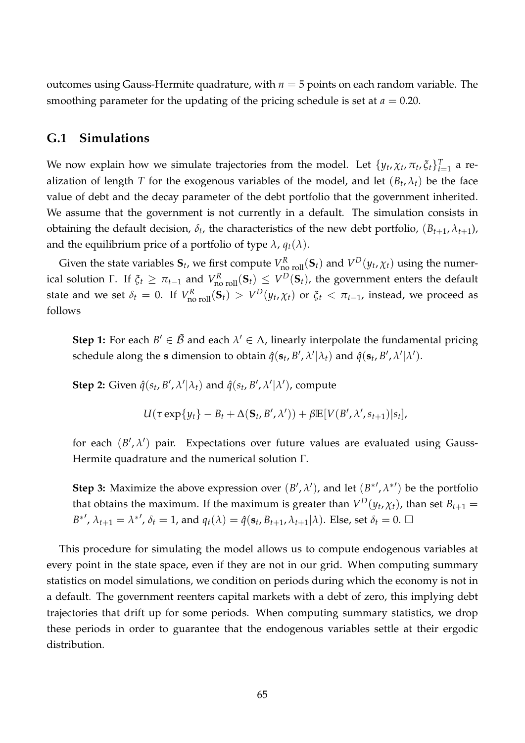outcomes using Gauss-Hermite quadrature, with $n = 5$ points on each random variable. The smoothing parameter for the updating of the pricing schedule is set at $a = 0.20$.

## G.1 Simulations

We now explain how we simulate trajectories from the model. Let $\{y_t, \chi_t, \pi_t, \xi_t\}_{t=1}^T$ a realization of length $T$ for the exogenous variables of the model, and let $(B_t, \lambda_t)$ be the face value of debt and the decay parameter of the debt portfolio that the government inherited. We assume that the government is not currently in a default. The simulation consists in obtaining the default decision, $\delta_t$, the characteristics of the new debt portfolio, $(B_{t+1}, \lambda_{t+1})$, and the equilibrium price of a portfolio of type $\lambda$, $q_t(\lambda)$.

Given the state variables $\mathbf{S}_t$, we first compute $V^R_{\text{no roll}}(\mathbf{S}_t)$ and $V^D(y_t, \chi_t)$ using the numerical solution $\Gamma$. If $\xi_t \geq \pi_{t-1}$ and $V^R_{\text{no roll}}(\mathbf{S}_t) \leq V^D(\mathbf{S}_t)$, the government enters the default state and we set $\delta_t = 0$. If $V^R_{\text{no roll}}(\mathbf{S}_t) > V^D(y_t, \chi_t)$ or $\xi_t < \pi_{t-1}$, instead, we proceed as follows

> **Step 1:** For each $B' \in \tilde{\mathcal{B}}$ and each $\lambda' \in \Lambda$, linearly interpolate the fundamental pricing schedule along the $\mathbf{s}$ dimension to obtain $\hat{q}(\mathbf{s}_t, B', \lambda'|\lambda_t)$ and $\hat{q}(\mathbf{s}_t, B', \lambda'|\lambda')$.
>
> **Step 2:** Given $\hat{q}(s_t, B', \lambda'|\lambda_t)$ and $\hat{q}(s_t, B', \lambda'|\lambda')$, compute
>
> $$U(\tau \exp\{y_t\} - B_t + \Delta(\mathbf{S}_t, B', \lambda')) + \beta \mathbb{E}[V(B', \lambda', s_{t+1})|s_t],$$
>
> for each $(B', \lambda')$ pair. Expectations over future values are evaluated using Gauss-Hermite quadrature and the numerical solution $\Gamma$.
>
> **Step 3:** Maximize the above expression over $(B', \lambda')$, and let $(B^{*\prime}, \lambda^{*\prime})$ be the portfolio that obtains the maximum. If the maximum is greater than $V^D(y_t, \chi_t)$, than set $B_{t+1} = B^{*\prime}$, $\lambda_{t+1} = \lambda^{*\prime}$, $\delta_t = 1$, and $q_t(\lambda) = \hat{q}(\mathbf{s}_t, B_{t+1}, \lambda_{t+1}|\lambda)$. Else, set $\delta_t = 0$. $\square$

This procedure for simulating the model allows us to compute endogenous variables at every point in the state space, even if they are not in our grid. When computing summary statistics on model simulations, we condition on periods during which the economy is not in a default. The government reenters capital markets with a debt of zero, this implying debt trajectories that drift up for some periods. When computing summary statistics, we drop these periods in order to guarantee that the endogenous variables settle at their ergodic distribution.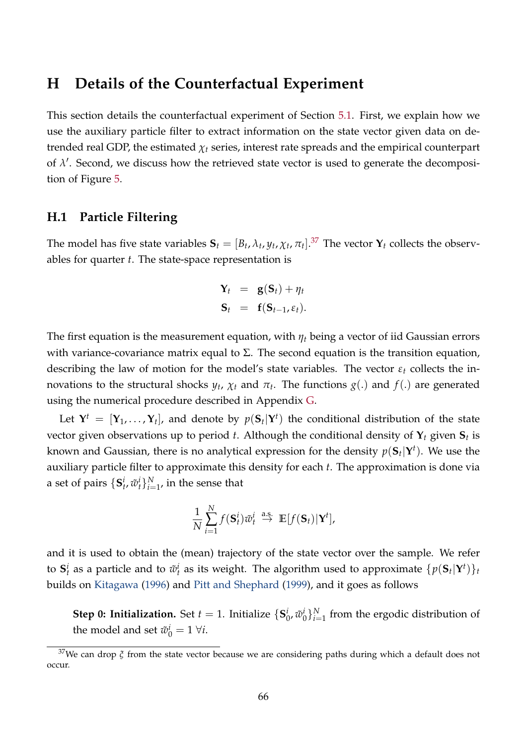# H Details of the Counterfactual Experiment

This section details the counterfactual experiment of Section 5.1. First, we explain how we use the auxiliary particle filter to extract information on the state vector given data on detrended real GDP, the estimated $\chi_t$ series, interest rate spreads and the empirical counterpart of $\lambda'$. Second, we discuss how the retrieved state vector is used to generate the decomposition of Figure 5.

## H.1 Particle Filtering

The model has five state variables $\mathbf{S}_t = [B_t, \lambda_t, y_t, \chi_t, \pi_t]$.[37] The vector $\mathbf{Y}_t$ collects the observables for quarter $t$. The state-space representation is

$$
\begin{aligned}
\mathbf{Y}_t &= \mathbf{g}(\mathbf{S}_t) + \eta_t \\
\mathbf{S}_t &= \mathbf{f}(\mathbf{S}_{t-1}, \varepsilon_t).
\end{aligned}
$$

The first equation is the measurement equation, with $\eta_t$ being a vector of iid Gaussian errors with variance-covariance matrix equal to $\Sigma$. The second equation is the transition equation, describing the law of motion for the model's state variables. The vector $\varepsilon_t$ collects the innovations to the structural shocks $y_t$, $\chi_t$ and $\pi_t$. The functions $g(.)$ and $f(.)$ are generated using the numerical procedure described in Appendix G.

Let $\mathbf{Y}^t = [\mathbf{Y}_1, \ldots, \mathbf{Y}_t]$, and denote by $p(\mathbf{S}_t|\mathbf{Y}^t)$ the conditional distribution of the state vector given observations up to period $t$. Although the conditional density of $\mathbf{Y}_t$ given $\mathbf{S}_t$ is known and Gaussian, there is no analytical expression for the density $p(\mathbf{S}_t|\mathbf{Y}^t)$. We use the auxiliary particle filter to approximate this density for each $t$. The approximation is done via a set of pairs $\{\mathbf{S}_t^i, \tilde{w}_t^i\}_{i=1}^N$, in the sense that

$$
\frac{1}{N}\sum_{i=1}^{N} f(\mathbf{S}_t^i)\tilde{w}_t^i \overset{\text{a.s.}}{\to} \mathbb{E}[f(\mathbf{S}_t)|\mathbf{Y}^t],
$$

and it is used to obtain the (mean) trajectory of the state vector over the sample. We refer to $\mathbf{S}_t^i$ as a particle and to $\tilde{w}_t^i$ as its weight. The algorithm used to approximate $\{p(\mathbf{S}_t|\mathbf{Y}^t)\}_t$ builds on Kitagawa (1996) and Pitt and Shephard (1999), and it goes as follows

> **Step 0: Initialization.** Set $t = 1$. Initialize $\{\mathbf{S}_0^i, \tilde{w}_0^i\}_{i=1}^N$ from the ergodic distribution of the model and set $\tilde{w}_0^i = 1 \; \forall i$.

[37] We can drop $\xi$ from the state vector because we are considering paths during which a default does not occur.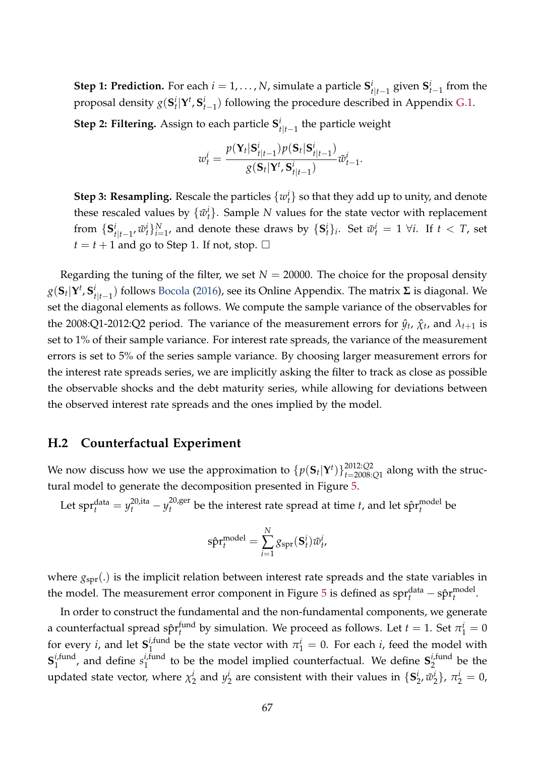**Step 1: Prediction.** For each $i = 1, \ldots, N$, simulate a particle $\mathbf{S}^i_{t|t-1}$ given $\mathbf{S}^i_{t-1}$ from the proposal density $g(\mathbf{S}^i_t|\mathbf{Y}^t, \mathbf{S}^i_{t-1})$ following the procedure described in Appendix G.1.

**Step 2: Filtering.** Assign to each particle $\mathbf{S}^i_{t|t-1}$ the particle weight

$$w^i_t = \frac{p(\mathbf{Y}_t|\mathbf{S}^i_{t|t-1})p(\mathbf{S}_t|\mathbf{S}^i_{t|t-1})}{g(\mathbf{S}_t|\mathbf{Y}^t, \mathbf{S}^i_{t|t-1})}\tilde{w}^i_{t-1}.$$

**Step 3: Resampling.** Rescale the particles $\{w^i_t\}$ so that they add up to unity, and denote these rescaled values by $\{\tilde{w}^i_t\}$. Sample $N$ values for the state vector with replacement from $\{\mathbf{S}^i_{t|t-1}, \tilde{w}^i_t\}_{i=1}^N$, and denote these draws by $\{\mathbf{S}^i_t\}_i$. Set $\tilde{w}^i_t = 1$ $\forall i$. If $t < T$, set $t = t + 1$ and go to Step 1. If not, stop. □

Regarding the tuning of the filter, we set $N = 20000$. The choice for the proposal density $g(\mathbf{S}_t|\mathbf{Y}^t, \mathbf{S}^i_{t|t-1})$ follows Bocola (2016), see its Online Appendix. The matrix $\boldsymbol{\Sigma}$ is diagonal. We set the diagonal elements as follows. We compute the sample variance of the observables for the 2008:Q1-2012:Q2 period. The variance of the measurement errors for $\hat{y}_t$, $\hat{\chi}_t$, and $\lambda_{t+1}$ is set to 1% of their sample variance. For interest rate spreads, the variance of the measurement errors is set to 5% of the series sample variance. By choosing larger measurement errors for the interest rate spreads series, we are implicitly asking the filter to track as close as possible the observable shocks and the debt maturity series, while allowing for deviations between the observed interest rate spreads and the ones implied by the model.

## H.2 Counterfactual Experiment

We now discuss how we use the approximation to $\{p(\mathbf{S}_t|\mathbf{Y}^t)\}_{t=2008:Q1}^{2012:Q2}$ along with the structural model to generate the decomposition presented in Figure 5.

Let $\text{spr}^{\text{data}}_t = y^{20,\text{ita}}_t - y^{20,\text{ger}}_t$ be the interest rate spread at time $t$, and let $\hat{\text{spr}}^{\text{model}}_t$ be

$$\hat{\text{spr}}^{\text{model}}_t = \sum_{i=1}^{N} g_{\text{spr}}(\mathbf{S}^i_t)\tilde{w}^i_t,$$

where $g_{\text{spr}}(.)$ is the implicit relation between interest rate spreads and the state variables in the model. The measurement error component in Figure 5 is defined as $\text{spr}^{\text{data}}_t - \hat{\text{spr}}^{\text{model}}_t$.

In order to construct the fundamental and the non-fundamental components, we generate a counterfactual spread $\hat{\text{spr}}^{\text{fund}}_t$ by simulation. We proceed as follows. Let $t = 1$. Set $\pi^i_1 = 0$ for every $i$, and let $\mathbf{S}^{i,\text{fund}}_1$ be the state vector with $\pi^i_1 = 0$. For each $i$, feed the model with $\mathbf{S}^{i,\text{fund}}_1$, and define $s^{i,\text{fund}}_1$ to be the model implied counterfactual. We define $\mathbf{S}^{i,\text{fund}}_2$ be the updated state vector, where $\chi^i_2$ and $y^i_2$ are consistent with their values in $\{\mathbf{S}^i_2, \tilde{w}^i_2\}$, $\pi^i_2 = 0$,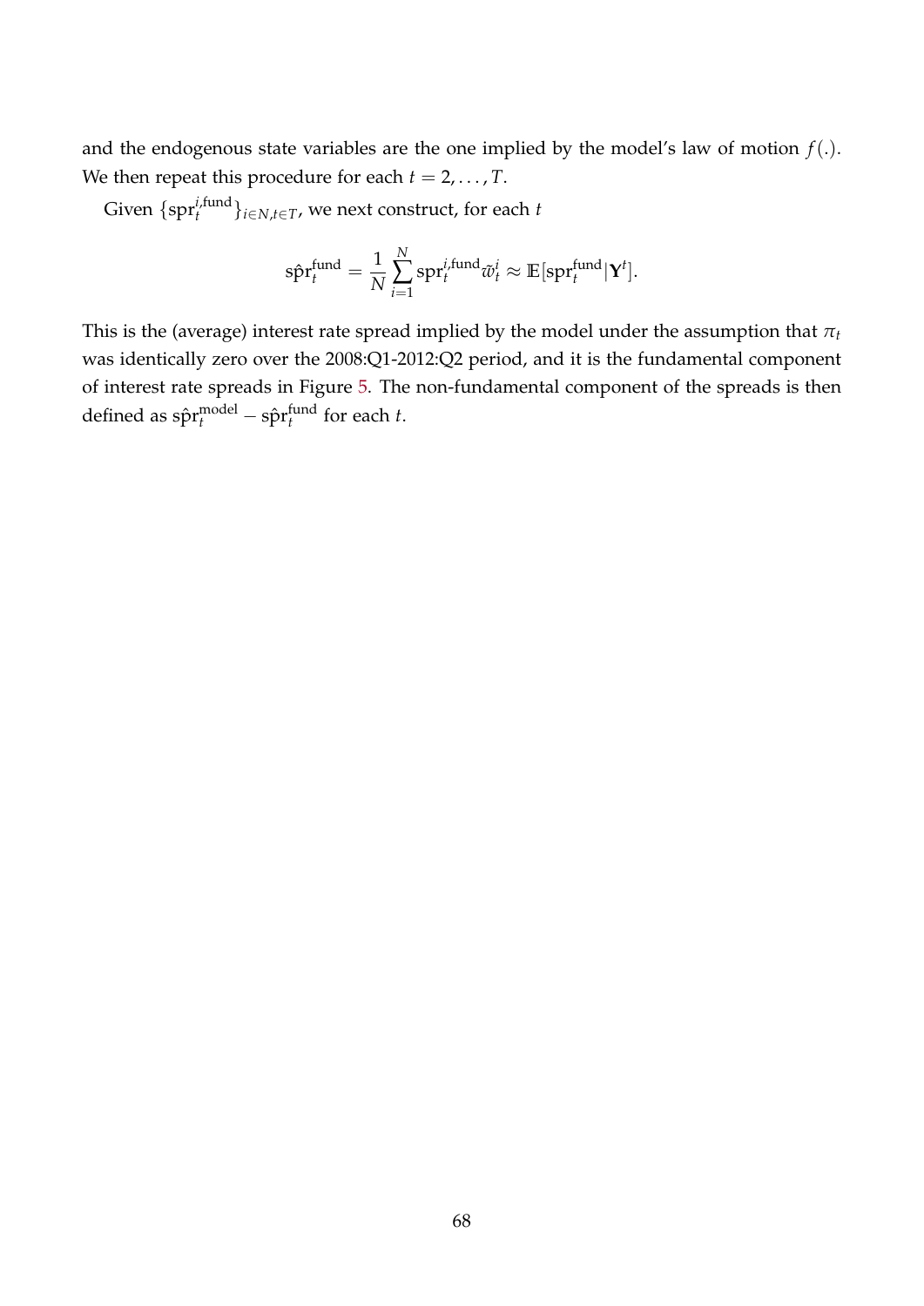and the endogenous state variables are the one implied by the model's law of motion $f(.)$. We then repeat this procedure for each $t = 2, \ldots, T$.

Given $\{\text{spr}_t^{i,\text{fund}}\}_{i \in N, t \in T}$, we next construct, for each $t$

$$\hat{\text{spr}}_t^{\text{fund}} = \frac{1}{N} \sum_{i=1}^{N} \text{spr}_t^{i,\text{fund}} \tilde{w}_t^i \approx \mathbb{E}[\text{spr}_t^{\text{fund}} | \mathbf{Y}^t].$$

This is the (average) interest rate spread implied by the model under the assumption that $\pi_t$ was identically zero over the 2008:Q1-2012:Q2 period, and it is the fundamental component of interest rate spreads in Figure 5. The non-fundamental component of the spreads is then defined as $\hat{\text{spr}}_t^{\text{model}} - \hat{\text{spr}}_t^{\text{fund}}$ for each $t$.